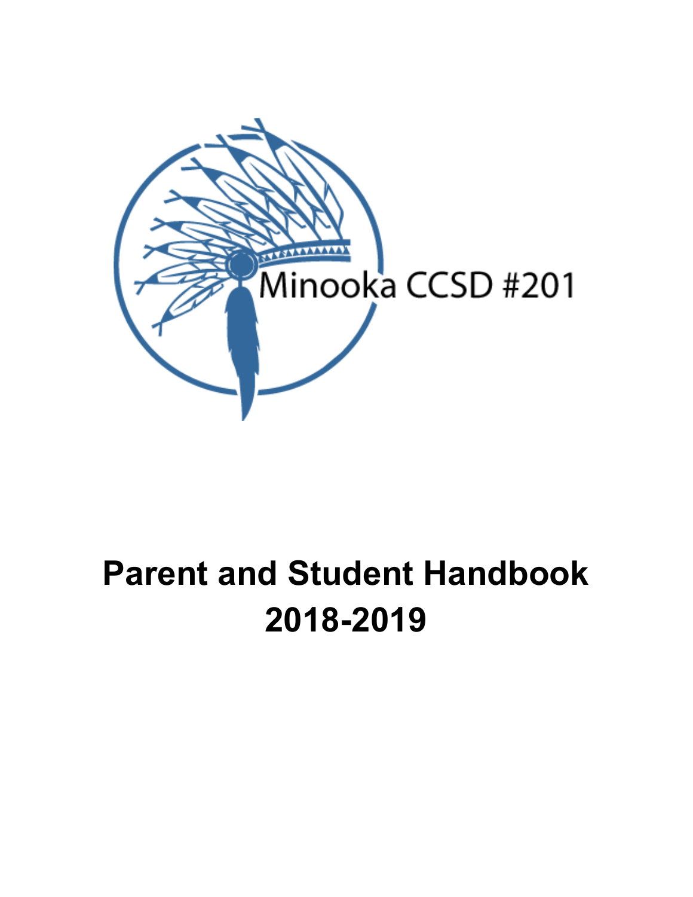Minooka CCSD #201

# Parent and Student Handbook 2018-2019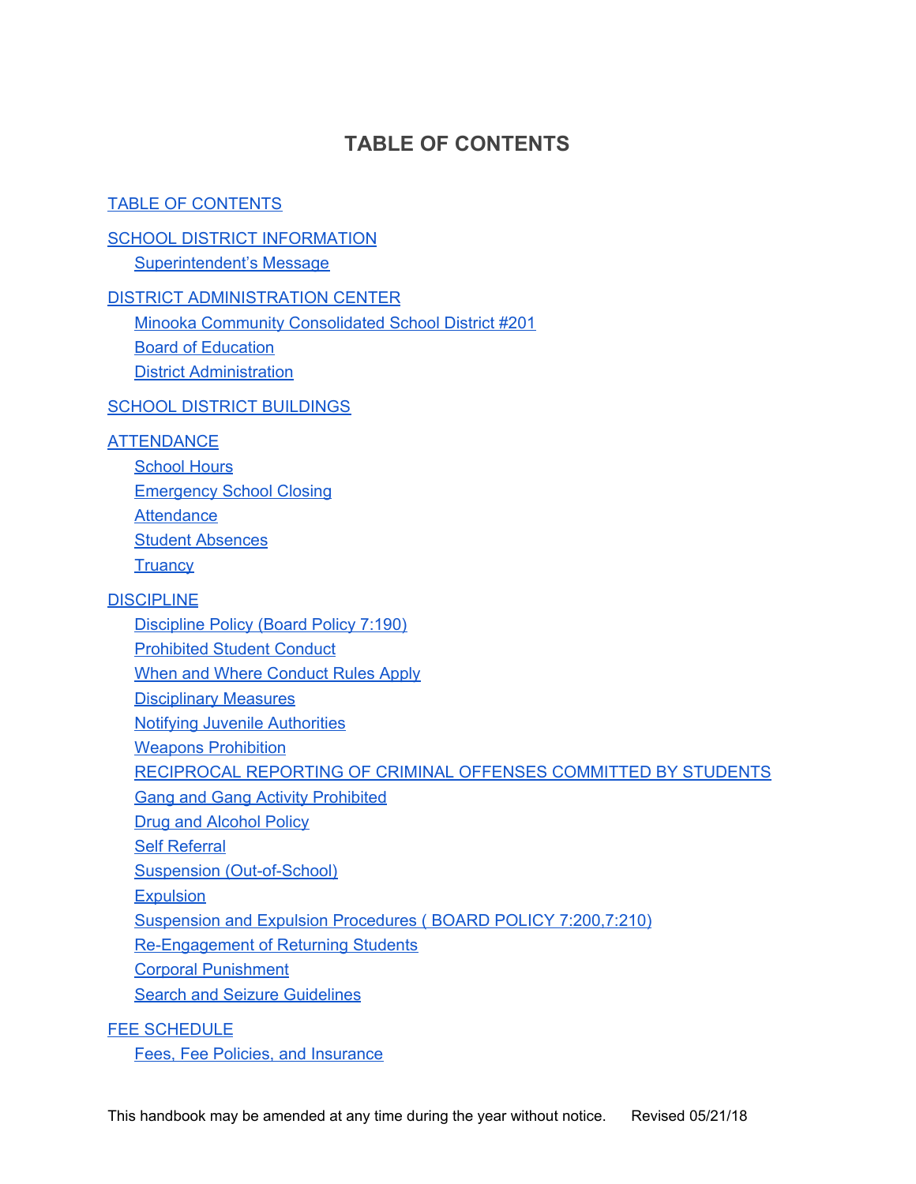# TABLE OF CONTENTS

TABLE OF CONTENTS

SCHOOL DISTRICT INFORMATION
- Superintendent's Message

DISTRICT ADMINISTRATION CENTER
- Minooka Community Consolidated School District #201
- Board of Education
- District Administration

SCHOOL DISTRICT BUILDINGS

ATTENDANCE
- School Hours
- Emergency School Closing
- Attendance
- Student Absences
- Truancy

DISCIPLINE
- Discipline Policy (Board Policy 7:190)
- Prohibited Student Conduct
- When and Where Conduct Rules Apply
- Disciplinary Measures
- Notifying Juvenile Authorities
- Weapons Prohibition
- RECIPROCAL REPORTING OF CRIMINAL OFFENSES COMMITTED BY STUDENTS
- Gang and Gang Activity Prohibited
- Drug and Alcohol Policy
- Self Referral
- Suspension (Out-of-School)
- Expulsion
- Suspension and Expulsion Procedures ( BOARD POLICY 7:200,7:210)
- Re-Engagement of Returning Students
- Corporal Punishment
- Search and Seizure Guidelines

FEE SCHEDULE
- Fees, Fee Policies, and Insurance

This handbook may be amended at any time during the year without notice. Revised 05/21/18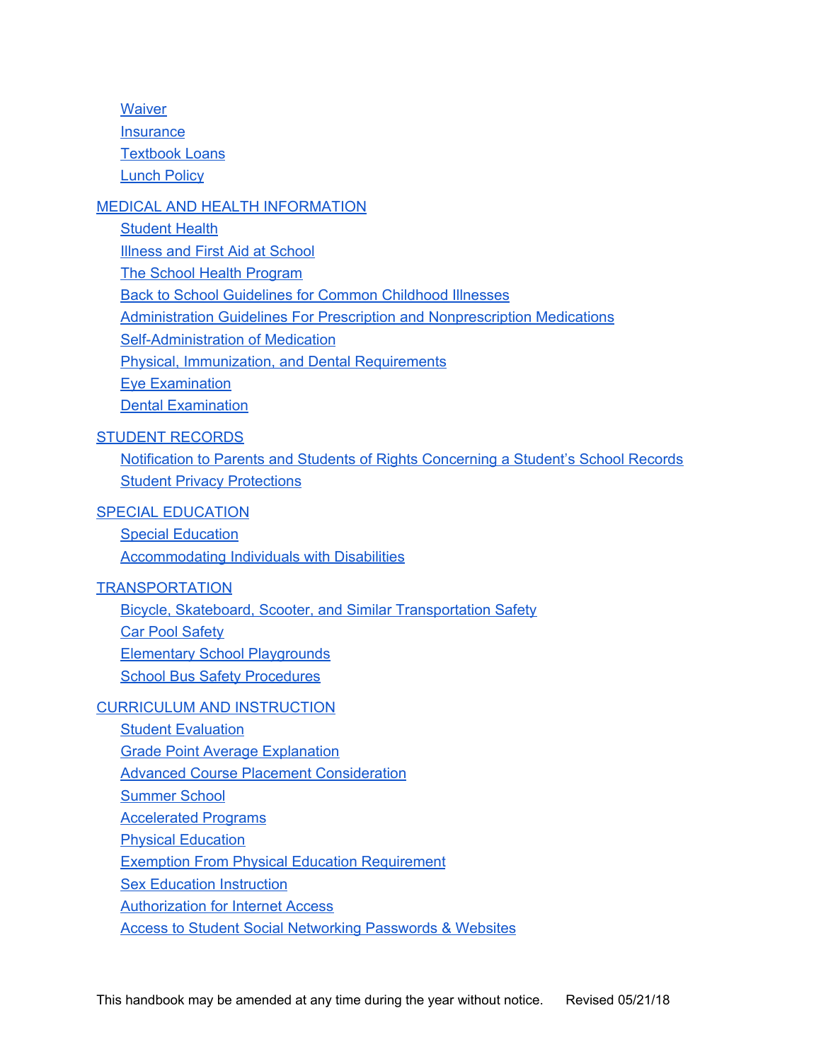- Waiver
- Insurance
- Textbook Loans
- Lunch Policy

MEDICAL AND HEALTH INFORMATION
- Student Health
- Illness and First Aid at School
- The School Health Program
- Back to School Guidelines for Common Childhood Illnesses
- Administration Guidelines For Prescription and Nonprescription Medications
- Self-Administration of Medication
- Physical, Immunization, and Dental Requirements
- Eye Examination
- Dental Examination

STUDENT RECORDS
- Notification to Parents and Students of Rights Concerning a Student's School Records
- Student Privacy Protections

SPECIAL EDUCATION
- Special Education
- Accommodating Individuals with Disabilities

TRANSPORTATION
- Bicycle, Skateboard, Scooter, and Similar Transportation Safety
- Car Pool Safety
- Elementary School Playgrounds
- School Bus Safety Procedures

CURRICULUM AND INSTRUCTION
- Student Evaluation
- Grade Point Average Explanation
- Advanced Course Placement Consideration
- Summer School
- Accelerated Programs
- Physical Education
- Exemption From Physical Education Requirement
- Sex Education Instruction
- Authorization for Internet Access
- Access to Student Social Networking Passwords & Websites

This handbook may be amended at any time during the year without notice. Revised 05/21/18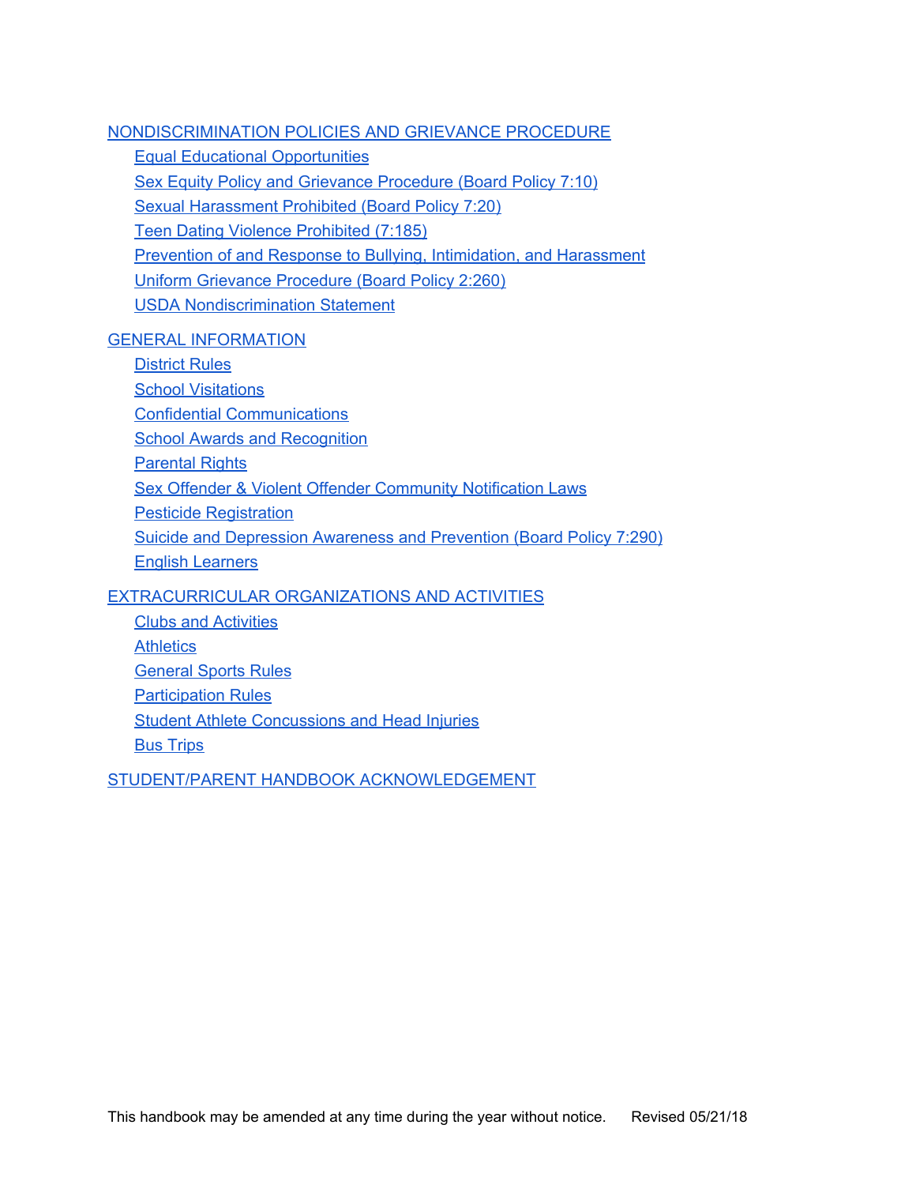NONDISCRIMINATION POLICIES AND GRIEVANCE PROCEDURE

- Equal Educational Opportunities
- Sex Equity Policy and Grievance Procedure (Board Policy 7:10)
- Sexual Harassment Prohibited (Board Policy 7:20)
- Teen Dating Violence Prohibited (7:185)
- Prevention of and Response to Bullying, Intimidation, and Harassment
- Uniform Grievance Procedure (Board Policy 2:260)
- USDA Nondiscrimination Statement

GENERAL INFORMATION

- District Rules
- School Visitations
- Confidential Communications
- School Awards and Recognition
- Parental Rights
- Sex Offender & Violent Offender Community Notification Laws
- Pesticide Registration
- Suicide and Depression Awareness and Prevention (Board Policy 7:290)
- English Learners

EXTRACURRICULAR ORGANIZATIONS AND ACTIVITIES

- Clubs and Activities
- Athletics
- General Sports Rules
- Participation Rules
- Student Athlete Concussions and Head Injuries
- Bus Trips

STUDENT/PARENT HANDBOOK ACKNOWLEDGEMENT

This handbook may be amended at any time during the year without notice. Revised 05/21/18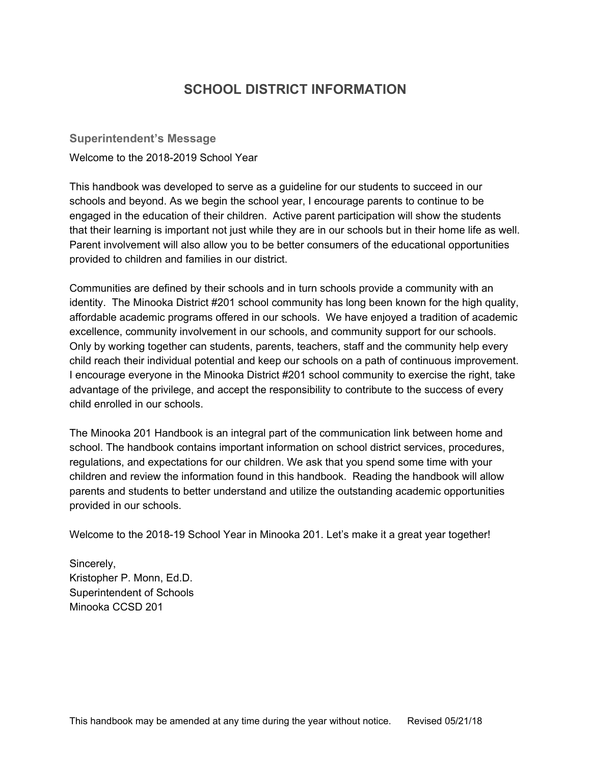# SCHOOL DISTRICT INFORMATION

## Superintendent's Message

Welcome to the 2018-2019 School Year

This handbook was developed to serve as a guideline for our students to succeed in our schools and beyond. As we begin the school year, I encourage parents to continue to be engaged in the education of their children. Active parent participation will show the students that their learning is important not just while they are in our schools but in their home life as well. Parent involvement will also allow you to be better consumers of the educational opportunities provided to children and families in our district.

Communities are defined by their schools and in turn schools provide a community with an identity. The Minooka District #201 school community has long been known for the high quality, affordable academic programs offered in our schools. We have enjoyed a tradition of academic excellence, community involvement in our schools, and community support for our schools. Only by working together can students, parents, teachers, staff and the community help every child reach their individual potential and keep our schools on a path of continuous improvement. I encourage everyone in the Minooka District #201 school community to exercise the right, take advantage of the privilege, and accept the responsibility to contribute to the success of every child enrolled in our schools.

The Minooka 201 Handbook is an integral part of the communication link between home and school. The handbook contains important information on school district services, procedures, regulations, and expectations for our children. We ask that you spend some time with your children and review the information found in this handbook. Reading the handbook will allow parents and students to better understand and utilize the outstanding academic opportunities provided in our schools.

Welcome to the 2018-19 School Year in Minooka 201. Let's make it a great year together!

Sincerely,
Kristopher P. Monn, Ed.D.
Superintendent of Schools
Minooka CCSD 201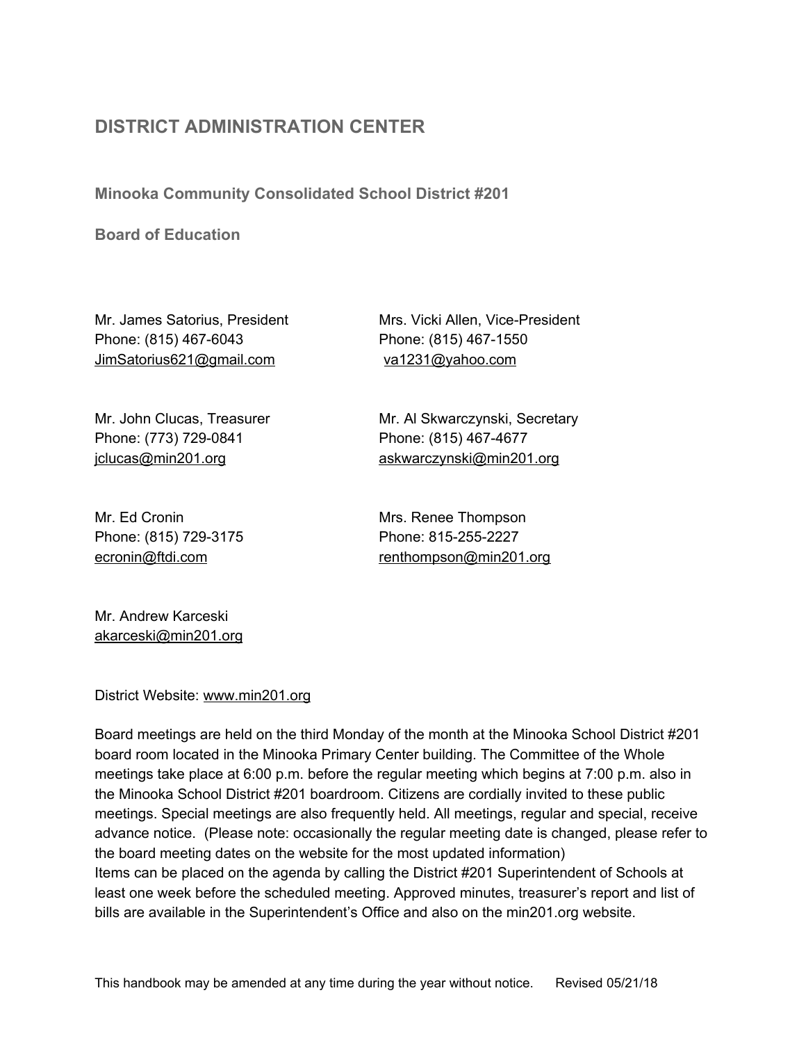# DISTRICT ADMINISTRATION CENTER

## Minooka Community Consolidated School District #201

## Board of Education

Mr. James Satorius, President
Phone: (815) 467-6043
JimSatorius621@gmail.com

Mrs. Vicki Allen, Vice-President
Phone: (815) 467-1550
va1231@yahoo.com

Mr. John Clucas, Treasurer
Phone: (773) 729-0841
jclucas@min201.org

Mr. Al Skwarczynski, Secretary
Phone: (815) 467-4677
askwarczynski@min201.org

Mr. Ed Cronin
Phone: (815) 729-3175
ecronin@ftdi.com

Mrs. Renee Thompson
Phone: 815-255-2227
renthompson@min201.org

Mr. Andrew Karceski
akarceski@min201.org

District Website: www.min201.org

Board meetings are held on the third Monday of the month at the Minooka School District #201 board room located in the Minooka Primary Center building. The Committee of the Whole meetings take place at 6:00 p.m. before the regular meeting which begins at 7:00 p.m. also in the Minooka School District #201 boardroom. Citizens are cordially invited to these public meetings. Special meetings are also frequently held. All meetings, regular and special, receive advance notice. (Please note: occasionally the regular meeting date is changed, please refer to the board meeting dates on the website for the most updated information)
Items can be placed on the agenda by calling the District #201 Superintendent of Schools at least one week before the scheduled meeting. Approved minutes, treasurer's report and list of bills are available in the Superintendent's Office and also on the min201.org website.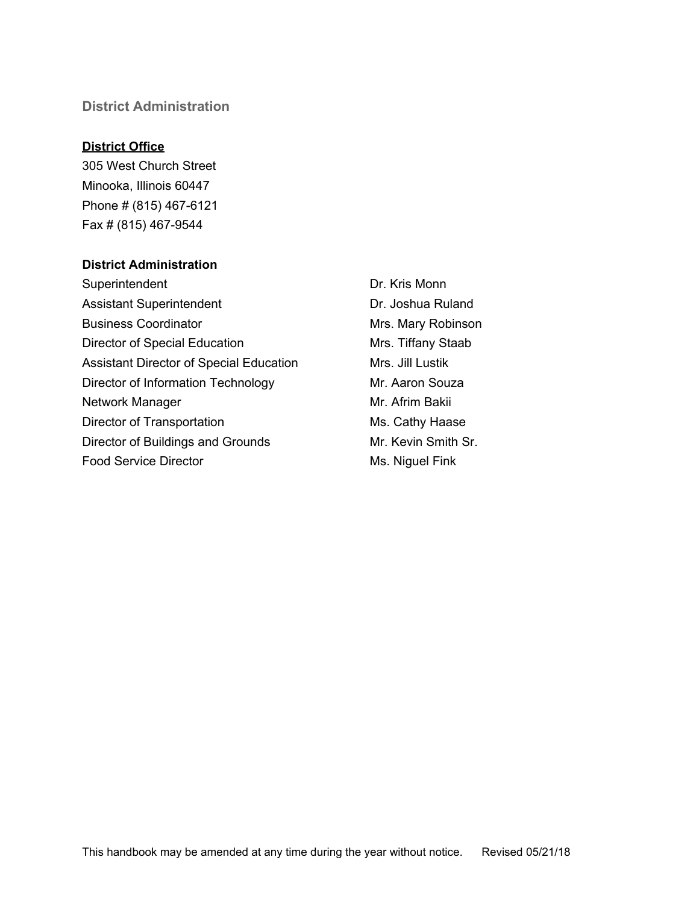## District Administration

**District Office**

305 West Church Street
Minooka, Illinois 60447
Phone # (815) 467-6121
Fax # (815) 467-9544

**District Administration**

| | |
|---|---|
| Superintendent | Dr. Kris Monn |
| Assistant Superintendent | Dr. Joshua Ruland |
| Business Coordinator | Mrs. Mary Robinson |
| Director of Special Education | Mrs. Tiffany Staab |
| Assistant Director of Special Education | Mrs. Jill Lustik |
| Director of Information Technology | Mr. Aaron Souza |
| Network Manager | Mr. Afrim Bakii |
| Director of Transportation | Ms. Cathy Haase |
| Director of Buildings and Grounds | Mr. Kevin Smith Sr. |
| Food Service Director | Ms. Niguel Fink |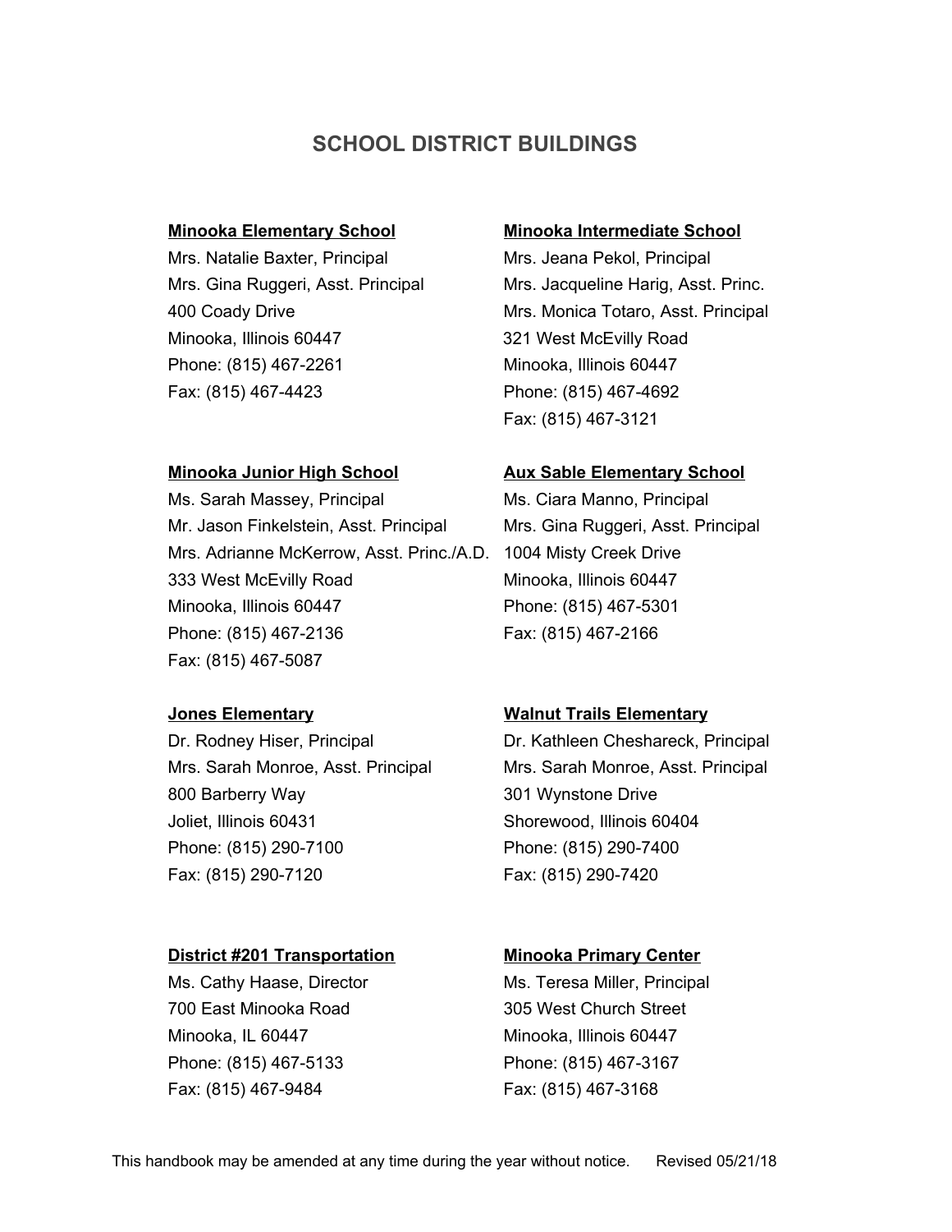# SCHOOL DISTRICT BUILDINGS

**Minooka Elementary School**
Mrs. Natalie Baxter, Principal
Mrs. Gina Ruggeri, Asst. Principal
400 Coady Drive
Minooka, Illinois 60447
Phone: (815) 467-2261
Fax: (815) 467-4423

**Minooka Intermediate School**
Mrs. Jeana Pekol, Principal
Mrs. Jacqueline Harig, Asst. Princ.
Mrs. Monica Totaro, Asst. Principal
321 West McEvilly Road
Minooka, Illinois 60447
Phone: (815) 467-4692
Fax: (815) 467-3121

**Minooka Junior High School**
Ms. Sarah Massey, Principal
Mr. Jason Finkelstein, Asst. Principal
Mrs. Adrianne McKerrow, Asst. Princ./A.D.
333 West McEvilly Road
Minooka, Illinois 60447
Phone: (815) 467-2136
Fax: (815) 467-5087

**Aux Sable Elementary School**
Ms. Ciara Manno, Principal
Mrs. Gina Ruggeri, Asst. Principal
1004 Misty Creek Drive
Minooka, Illinois 60447
Phone: (815) 467-5301
Fax: (815) 467-2166

**Jones Elementary**
Dr. Rodney Hiser, Principal
Mrs. Sarah Monroe, Asst. Principal
800 Barberry Way
Joliet, Illinois 60431
Phone: (815) 290-7100
Fax: (815) 290-7120

**Walnut Trails Elementary**
Dr. Kathleen Cheshareck, Principal
Mrs. Sarah Monroe, Asst. Principal
301 Wynstone Drive
Shorewood, Illinois 60404
Phone: (815) 290-7400
Fax: (815) 290-7420

**District #201 Transportation**
Ms. Cathy Haase, Director
700 East Minooka Road
Minooka, IL 60447
Phone: (815) 467-5133
Fax: (815) 467-9484

**Minooka Primary Center**
Ms. Teresa Miller, Principal
305 West Church Street
Minooka, Illinois 60447
Phone: (815) 467-3167
Fax: (815) 467-3168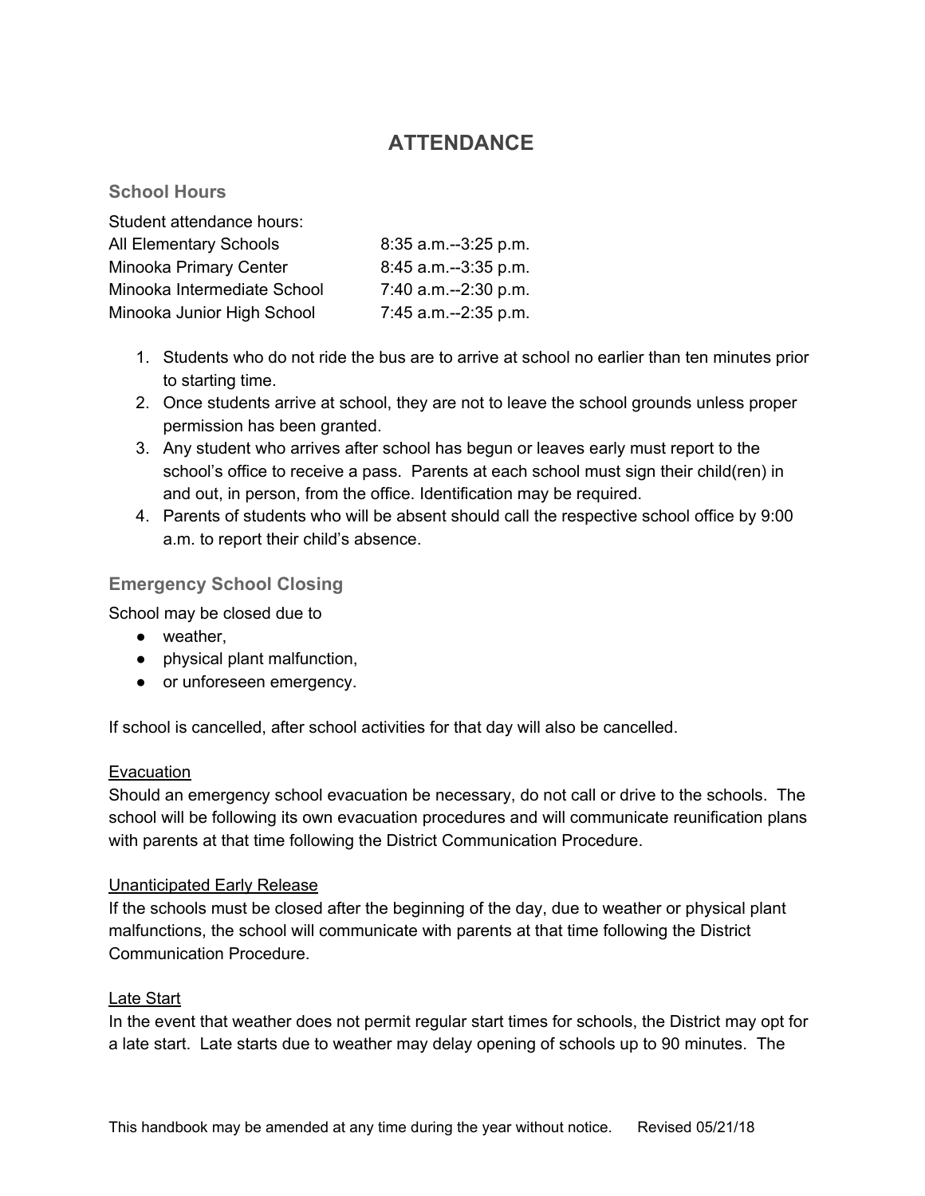# ATTENDANCE

## School Hours

Student attendance hours:

| | |
|---|---|
| All Elementary Schools | 8:35 a.m.--3:25 p.m. |
| Minooka Primary Center | 8:45 a.m.--3:35 p.m. |
| Minooka Intermediate School | 7:40 a.m.--2:30 p.m. |
| Minooka Junior High School | 7:45 a.m.--2:35 p.m. |

1. Students who do not ride the bus are to arrive at school no earlier than ten minutes prior to starting time.
2. Once students arrive at school, they are not to leave the school grounds unless proper permission has been granted.
3. Any student who arrives after school has begun or leaves early must report to the school's office to receive a pass. Parents at each school must sign their child(ren) in and out, in person, from the office. Identification may be required.
4. Parents of students who will be absent should call the respective school office by 9:00 a.m. to report their child's absence.

## Emergency School Closing

School may be closed due to

- weather,
- physical plant malfunction,
- or unforeseen emergency.

If school is cancelled, after school activities for that day will also be cancelled.

<u>Evacuation</u>

Should an emergency school evacuation be necessary, do not call or drive to the schools. The school will be following its own evacuation procedures and will communicate reunification plans with parents at that time following the District Communication Procedure.

<u>Unanticipated Early Release</u>

If the schools must be closed after the beginning of the day, due to weather or physical plant malfunctions, the school will communicate with parents at that time following the District Communication Procedure.

<u>Late Start</u>

In the event that weather does not permit regular start times for schools, the District may opt for a late start. Late starts due to weather may delay opening of schools up to 90 minutes. The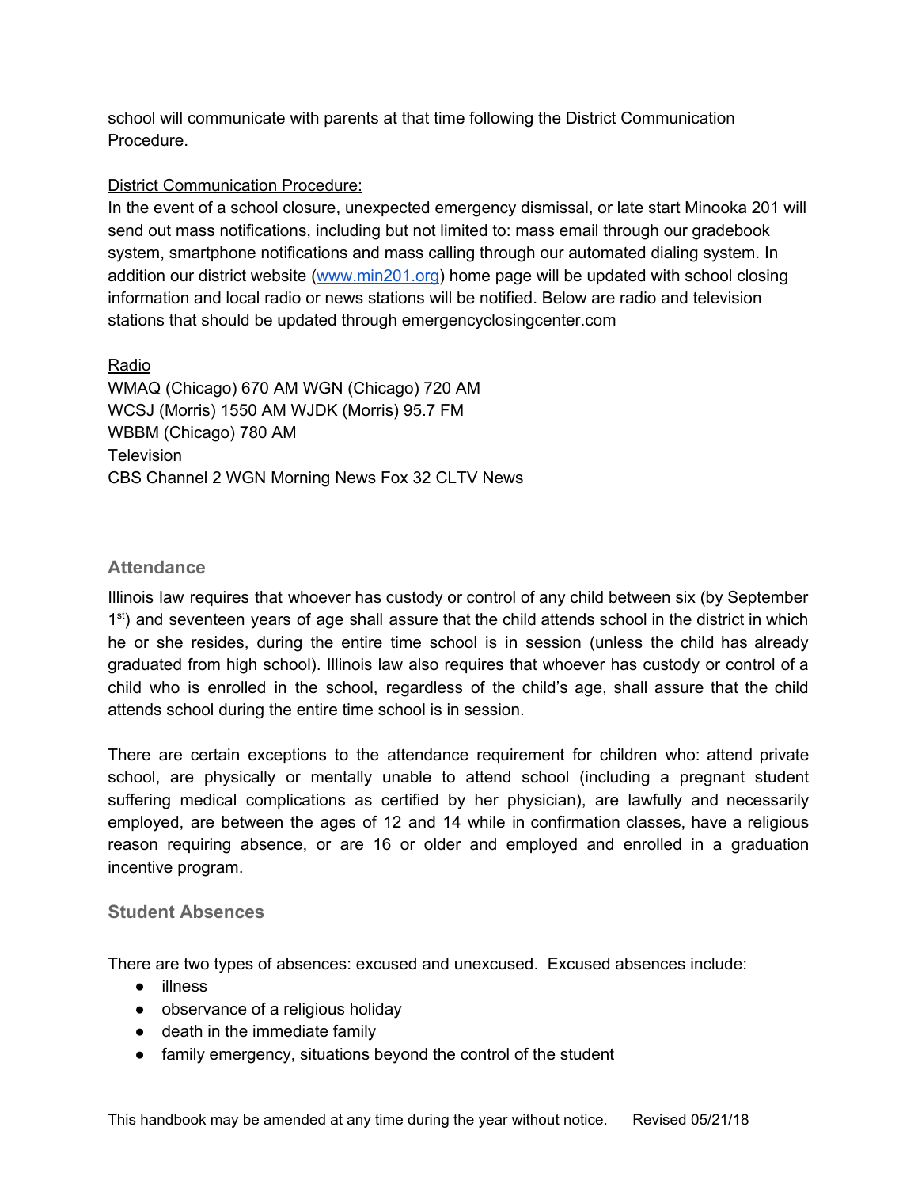school will communicate with parents at that time following the District Communication Procedure.

District Communication Procedure:

In the event of a school closure, unexpected emergency dismissal, or late start Minooka 201 will send out mass notifications, including but not limited to: mass email through our gradebook system, smartphone notifications and mass calling through our automated dialing system. In addition our district website ([www.min201.org](http://www.min201.org)) home page will be updated with school closing information and local radio or news stations will be notified. Below are radio and television stations that should be updated through emergencyclosingcenter.com

Radio

WMAQ (Chicago) 670 AM WGN (Chicago) 720 AM
WCSJ (Morris) 1550 AM WJDK (Morris) 95.7 FM
WBBM (Chicago) 780 AM

Television

CBS Channel 2 WGN Morning News Fox 32 CLTV News

## Attendance

Illinois law requires that whoever has custody or control of any child between six (by September 1st) and seventeen years of age shall assure that the child attends school in the district in which he or she resides, during the entire time school is in session (unless the child has already graduated from high school). Illinois law also requires that whoever has custody or control of a child who is enrolled in the school, regardless of the child's age, shall assure that the child attends school during the entire time school is in session.

There are certain exceptions to the attendance requirement for children who: attend private school, are physically or mentally unable to attend school (including a pregnant student suffering medical complications as certified by her physician), are lawfully and necessarily employed, are between the ages of 12 and 14 while in confirmation classes, have a religious reason requiring absence, or are 16 or older and employed and enrolled in a graduation incentive program.

## Student Absences

There are two types of absences: excused and unexcused. Excused absences include:

- illness
- observance of a religious holiday
- death in the immediate family
- family emergency, situations beyond the control of the student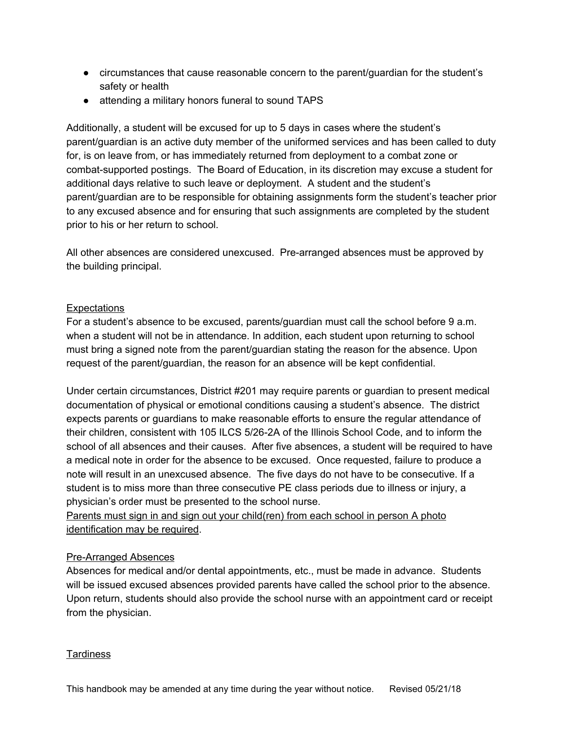- circumstances that cause reasonable concern to the parent/guardian for the student's safety or health
- attending a military honors funeral to sound TAPS

Additionally, a student will be excused for up to 5 days in cases where the student's parent/guardian is an active duty member of the uniformed services and has been called to duty for, is on leave from, or has immediately returned from deployment to a combat zone or combat-supported postings. The Board of Education, in its discretion may excuse a student for additional days relative to such leave or deployment. A student and the student's parent/guardian are to be responsible for obtaining assignments form the student's teacher prior to any excused absence and for ensuring that such assignments are completed by the student prior to his or her return to school.

All other absences are considered unexcused. Pre-arranged absences must be approved by the building principal.

## Expectations

For a student's absence to be excused, parents/guardian must call the school before 9 a.m. when a student will not be in attendance. In addition, each student upon returning to school must bring a signed note from the parent/guardian stating the reason for the absence. Upon request of the parent/guardian, the reason for an absence will be kept confidential.

Under certain circumstances, District #201 may require parents or guardian to present medical documentation of physical or emotional conditions causing a student's absence. The district expects parents or guardians to make reasonable efforts to ensure the regular attendance of their children, consistent with 105 ILCS 5/26-2A of the Illinois School Code, and to inform the school of all absences and their causes. After five absences, a student will be required to have a medical note in order for the absence to be excused. Once requested, failure to produce a note will result in an unexcused absence. The five days do not have to be consecutive. If a student is to miss more than three consecutive PE class periods due to illness or injury, a physician's order must be presented to the school nurse.
Parents must sign in and sign out your child(ren) from each school in person A photo identification may be required.

## Pre-Arranged Absences

Absences for medical and/or dental appointments, etc., must be made in advance. Students will be issued excused absences provided parents have called the school prior to the absence. Upon return, students should also provide the school nurse with an appointment card or receipt from the physician.

## Tardiness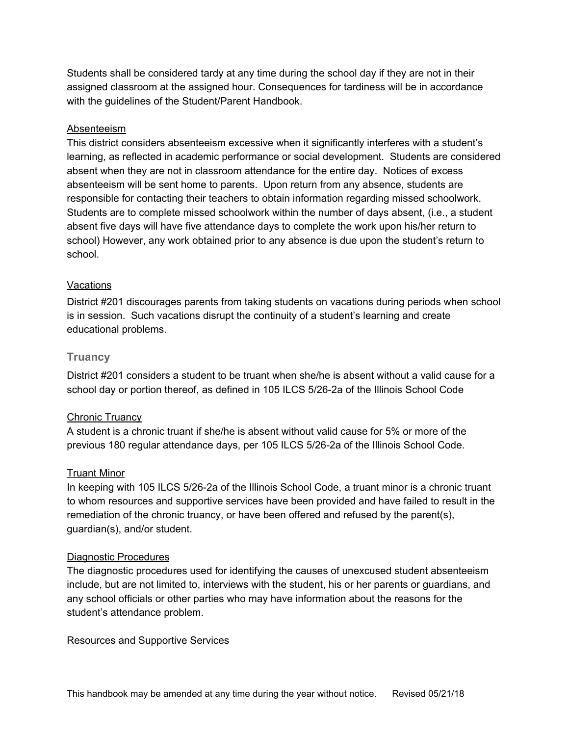Students shall be considered tardy at any time during the school day if they are not in their assigned classroom at the assigned hour. Consequences for tardiness will be in accordance with the guidelines of the Student/Parent Handbook.

<u>Absenteeism</u>

This district considers absenteeism excessive when it significantly interferes with a student's learning, as reflected in academic performance or social development. Students are considered absent when they are not in classroom attendance for the entire day. Notices of excess absenteeism will be sent home to parents. Upon return from any absence, students are responsible for contacting their teachers to obtain information regarding missed schoolwork. Students are to complete missed schoolwork within the number of days absent, (i.e., a student absent five days will have five attendance days to complete the work upon his/her return to school) However, any work obtained prior to any absence is due upon the student's return to school.

<u>Vacations</u>

District #201 discourages parents from taking students on vacations during periods when school is in session. Such vacations disrupt the continuity of a student's learning and create educational problems.

### Truancy

District #201 considers a student to be truant when she/he is absent without a valid cause for a school day or portion thereof, as defined in 105 ILCS 5/26-2a of the Illinois School Code

<u>Chronic Truancy</u>

A student is a chronic truant if she/he is absent without valid cause for 5% or more of the previous 180 regular attendance days, per 105 ILCS 5/26-2a of the Illinois School Code.

<u>Truant Minor</u>

In keeping with 105 ILCS 5/26-2a of the Illinois School Code, a truant minor is a chronic truant to whom resources and supportive services have been provided and have failed to result in the remediation of the chronic truancy, or have been offered and refused by the parent(s), guardian(s), and/or student.

<u>Diagnostic Procedures</u>

The diagnostic procedures used for identifying the causes of unexcused student absenteeism include, but are not limited to, interviews with the student, his or her parents or guardians, and any school officials or other parties who may have information about the reasons for the student's attendance problem.

<u>Resources and Supportive Services</u>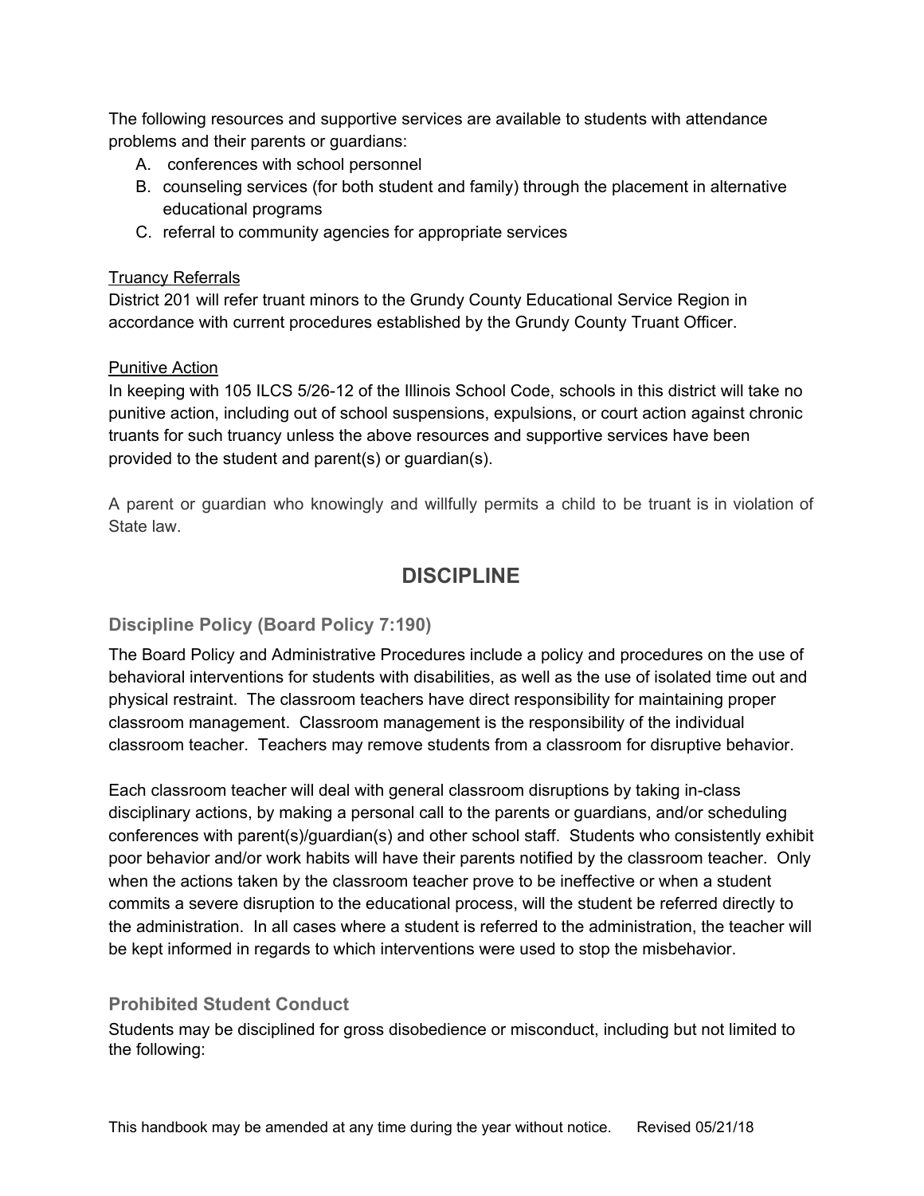The following resources and supportive services are available to students with attendance problems and their parents or guardians:

A. conferences with school personnel
B. counseling services (for both student and family) through the placement in alternative educational programs
C. referral to community agencies for appropriate services

Truancy Referrals

District 201 will refer truant minors to the Grundy County Educational Service Region in accordance with current procedures established by the Grundy County Truant Officer.

Punitive Action

In keeping with 105 ILCS 5/26-12 of the Illinois School Code, schools in this district will take no punitive action, including out of school suspensions, expulsions, or court action against chronic truants for such truancy unless the above resources and supportive services have been provided to the student and parent(s) or guardian(s).

A parent or guardian who knowingly and willfully permits a child to be truant is in violation of State law.

# DISCIPLINE

### Discipline Policy (Board Policy 7:190)

The Board Policy and Administrative Procedures include a policy and procedures on the use of behavioral interventions for students with disabilities, as well as the use of isolated time out and physical restraint. The classroom teachers have direct responsibility for maintaining proper classroom management. Classroom management is the responsibility of the individual classroom teacher. Teachers may remove students from a classroom for disruptive behavior.

Each classroom teacher will deal with general classroom disruptions by taking in-class disciplinary actions, by making a personal call to the parents or guardians, and/or scheduling conferences with parent(s)/guardian(s) and other school staff. Students who consistently exhibit poor behavior and/or work habits will have their parents notified by the classroom teacher. Only when the actions taken by the classroom teacher prove to be ineffective or when a student commits a severe disruption to the educational process, will the student be referred directly to the administration. In all cases where a student is referred to the administration, the teacher will be kept informed in regards to which interventions were used to stop the misbehavior.

### Prohibited Student Conduct

Students may be disciplined for gross disobedience or misconduct, including but not limited to the following: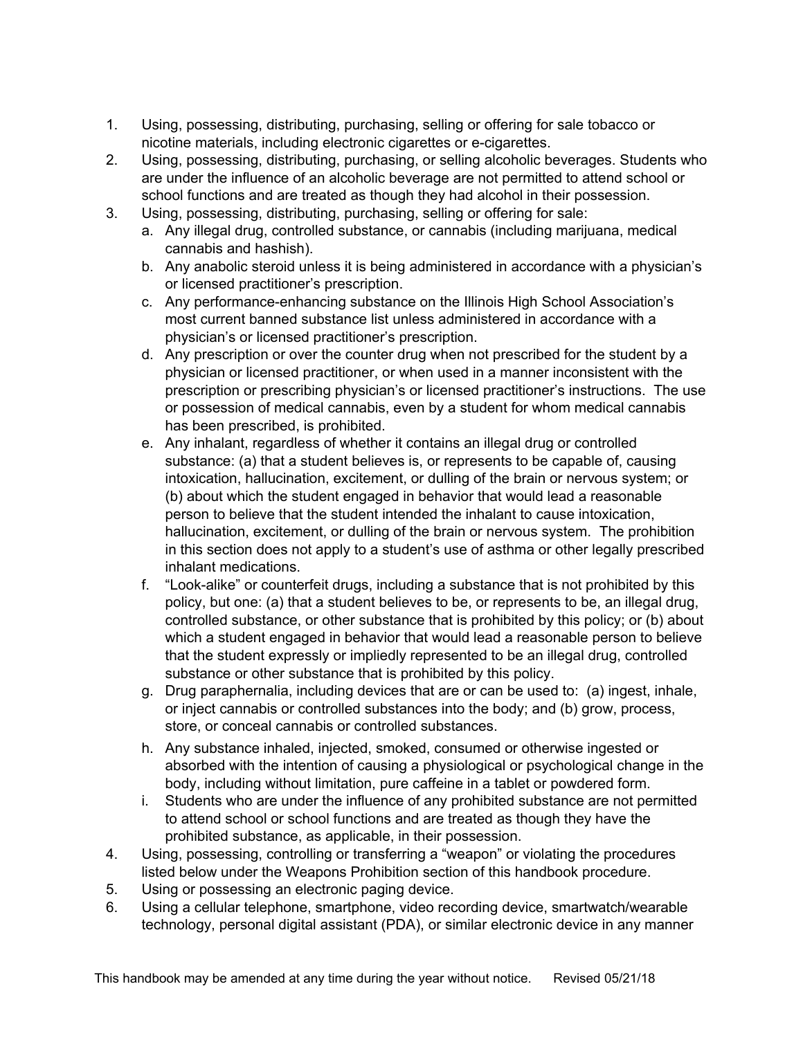1. Using, possessing, distributing, purchasing, selling or offering for sale tobacco or nicotine materials, including electronic cigarettes or e-cigarettes.
2. Using, possessing, distributing, purchasing, or selling alcoholic beverages. Students who are under the influence of an alcoholic beverage are not permitted to attend school or school functions and are treated as though they had alcohol in their possession.
3. Using, possessing, distributing, purchasing, selling or offering for sale:
   a. Any illegal drug, controlled substance, or cannabis (including marijuana, medical cannabis and hashish).
   b. Any anabolic steroid unless it is being administered in accordance with a physician's or licensed practitioner's prescription.
   c. Any performance-enhancing substance on the Illinois High School Association's most current banned substance list unless administered in accordance with a physician's or licensed practitioner's prescription.
   d. Any prescription or over the counter drug when not prescribed for the student by a physician or licensed practitioner, or when used in a manner inconsistent with the prescription or prescribing physician's or licensed practitioner's instructions. The use or possession of medical cannabis, even by a student for whom medical cannabis has been prescribed, is prohibited.
   e. Any inhalant, regardless of whether it contains an illegal drug or controlled substance: (a) that a student believes is, or represents to be capable of, causing intoxication, hallucination, excitement, or dulling of the brain or nervous system; or (b) about which the student engaged in behavior that would lead a reasonable person to believe that the student intended the inhalant to cause intoxication, hallucination, excitement, or dulling of the brain or nervous system. The prohibition in this section does not apply to a student's use of asthma or other legally prescribed inhalant medications.
   f. "Look-alike" or counterfeit drugs, including a substance that is not prohibited by this policy, but one: (a) that a student believes to be, or represents to be, an illegal drug, controlled substance, or other substance that is prohibited by this policy; or (b) about which a student engaged in behavior that would lead a reasonable person to believe that the student expressly or impliedly represented to be an illegal drug, controlled substance or other substance that is prohibited by this policy.
   g. Drug paraphernalia, including devices that are or can be used to: (a) ingest, inhale, or inject cannabis or controlled substances into the body; and (b) grow, process, store, or conceal cannabis or controlled substances.
   h. Any substance inhaled, injected, smoked, consumed or otherwise ingested or absorbed with the intention of causing a physiological or psychological change in the body, including without limitation, pure caffeine in a tablet or powdered form.
   i. Students who are under the influence of any prohibited substance are not permitted to attend school or school functions and are treated as though they have the prohibited substance, as applicable, in their possession.
4. Using, possessing, controlling or transferring a "weapon" or violating the procedures listed below under the Weapons Prohibition section of this handbook procedure.
5. Using or possessing an electronic paging device.
6. Using a cellular telephone, smartphone, video recording device, smartwatch/wearable technology, personal digital assistant (PDA), or similar electronic device in any manner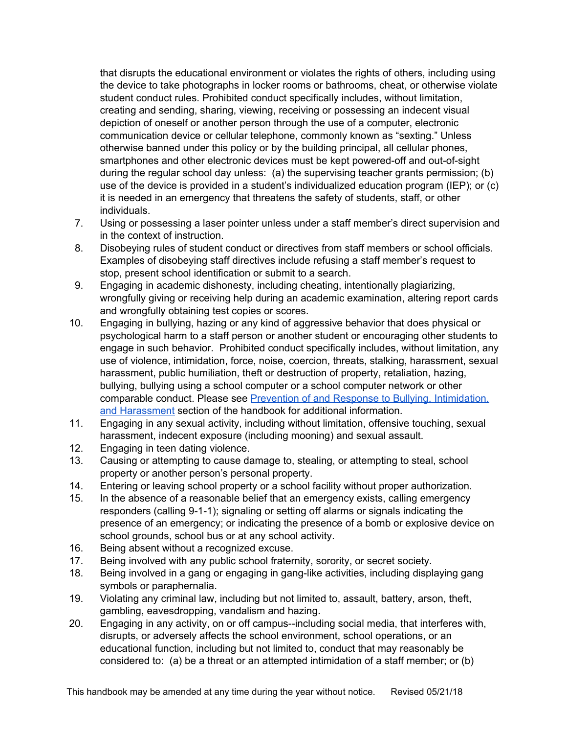that disrupts the educational environment or violates the rights of others, including using the device to take photographs in locker rooms or bathrooms, cheat, or otherwise violate student conduct rules. Prohibited conduct specifically includes, without limitation, creating and sending, sharing, viewing, receiving or possessing an indecent visual depiction of oneself or another person through the use of a computer, electronic communication device or cellular telephone, commonly known as "sexting." Unless otherwise banned under this policy or by the building principal, all cellular phones, smartphones and other electronic devices must be kept powered-off and out-of-sight during the regular school day unless: (a) the supervising teacher grants permission; (b) use of the device is provided in a student's individualized education program (IEP); or (c) it is needed in an emergency that threatens the safety of students, staff, or other individuals.

7. Using or possessing a laser pointer unless under a staff member's direct supervision and in the context of instruction.
8. Disobeying rules of student conduct or directives from staff members or school officials. Examples of disobeying staff directives include refusing a staff member's request to stop, present school identification or submit to a search.
9. Engaging in academic dishonesty, including cheating, intentionally plagiarizing, wrongfully giving or receiving help during an academic examination, altering report cards and wrongfully obtaining test copies or scores.
10. Engaging in bullying, hazing or any kind of aggressive behavior that does physical or psychological harm to a staff person or another student or encouraging other students to engage in such behavior. Prohibited conduct specifically includes, without limitation, any use of violence, intimidation, force, noise, coercion, threats, stalking, harassment, sexual harassment, public humiliation, theft or destruction of property, retaliation, hazing, bullying, bullying using a school computer or a school computer network or other comparable conduct. Please see Prevention of and Response to Bullying, Intimidation, and Harassment section of the handbook for additional information.
11. Engaging in any sexual activity, including without limitation, offensive touching, sexual harassment, indecent exposure (including mooning) and sexual assault.
12. Engaging in teen dating violence.
13. Causing or attempting to cause damage to, stealing, or attempting to steal, school property or another person's personal property.
14. Entering or leaving school property or a school facility without proper authorization.
15. In the absence of a reasonable belief that an emergency exists, calling emergency responders (calling 9-1-1); signaling or setting off alarms or signals indicating the presence of an emergency; or indicating the presence of a bomb or explosive device on school grounds, school bus or at any school activity.
16. Being absent without a recognized excuse.
17. Being involved with any public school fraternity, sorority, or secret society.
18. Being involved in a gang or engaging in gang-like activities, including displaying gang symbols or paraphernalia.
19. Violating any criminal law, including but not limited to, assault, battery, arson, theft, gambling, eavesdropping, vandalism and hazing.
20. Engaging in any activity, on or off campus--including social media, that interferes with, disrupts, or adversely affects the school environment, school operations, or an educational function, including but not limited to, conduct that may reasonably be considered to: (a) be a threat or an attempted intimidation of a staff member; or (b)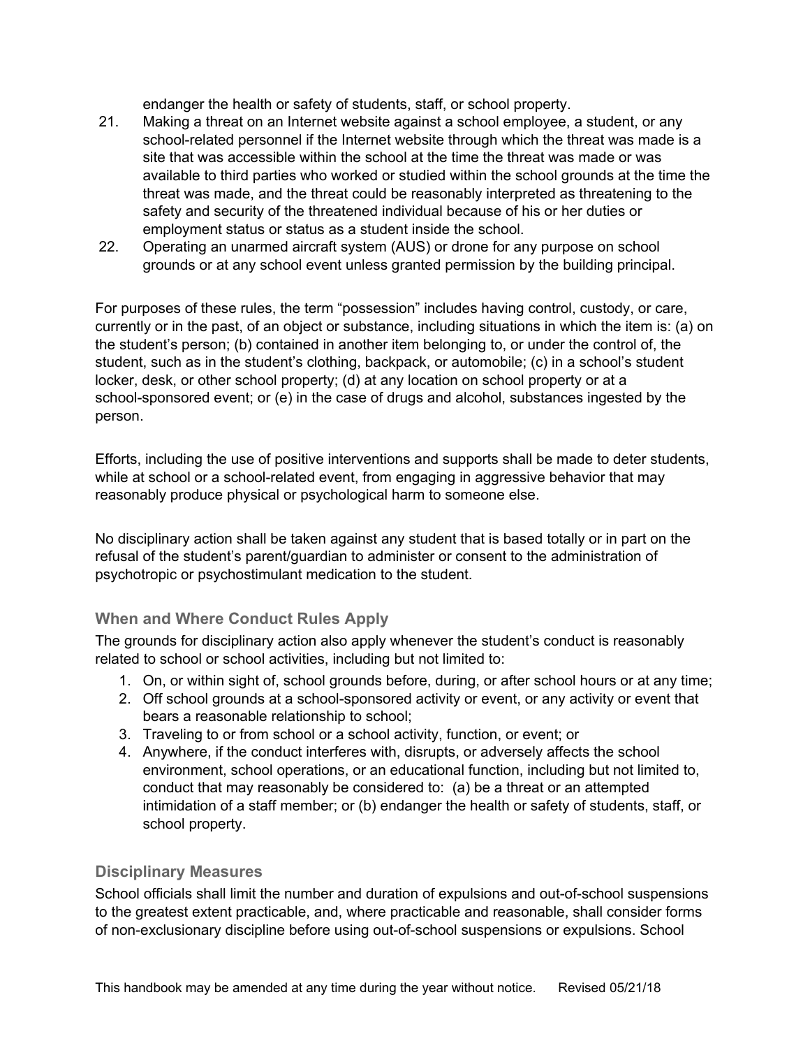endanger the health or safety of students, staff, or school property.

21. Making a threat on an Internet website against a school employee, a student, or any school-related personnel if the Internet website through which the threat was made is a site that was accessible within the school at the time the threat was made or was available to third parties who worked or studied within the school grounds at the time the threat was made, and the threat could be reasonably interpreted as threatening to the safety and security of the threatened individual because of his or her duties or employment status or status as a student inside the school.
22. Operating an unarmed aircraft system (AUS) or drone for any purpose on school grounds or at any school event unless granted permission by the building principal.

For purposes of these rules, the term "possession" includes having control, custody, or care, currently or in the past, of an object or substance, including situations in which the item is: (a) on the student's person; (b) contained in another item belonging to, or under the control of, the student, such as in the student's clothing, backpack, or automobile; (c) in a school's student locker, desk, or other school property; (d) at any location on school property or at a school-sponsored event; or (e) in the case of drugs and alcohol, substances ingested by the person.

Efforts, including the use of positive interventions and supports shall be made to deter students, while at school or a school-related event, from engaging in aggressive behavior that may reasonably produce physical or psychological harm to someone else.

No disciplinary action shall be taken against any student that is based totally or in part on the refusal of the student's parent/guardian to administer or consent to the administration of psychotropic or psychostimulant medication to the student.

### When and Where Conduct Rules Apply

The grounds for disciplinary action also apply whenever the student's conduct is reasonably related to school or school activities, including but not limited to:

1. On, or within sight of, school grounds before, during, or after school hours or at any time;
2. Off school grounds at a school-sponsored activity or event, or any activity or event that bears a reasonable relationship to school;
3. Traveling to or from school or a school activity, function, or event; or
4. Anywhere, if the conduct interferes with, disrupts, or adversely affects the school environment, school operations, or an educational function, including but not limited to, conduct that may reasonably be considered to: (a) be a threat or an attempted intimidation of a staff member; or (b) endanger the health or safety of students, staff, or school property.

### Disciplinary Measures

School officials shall limit the number and duration of expulsions and out-of-school suspensions to the greatest extent practicable, and, where practicable and reasonable, shall consider forms of non-exclusionary discipline before using out-of-school suspensions or expulsions. School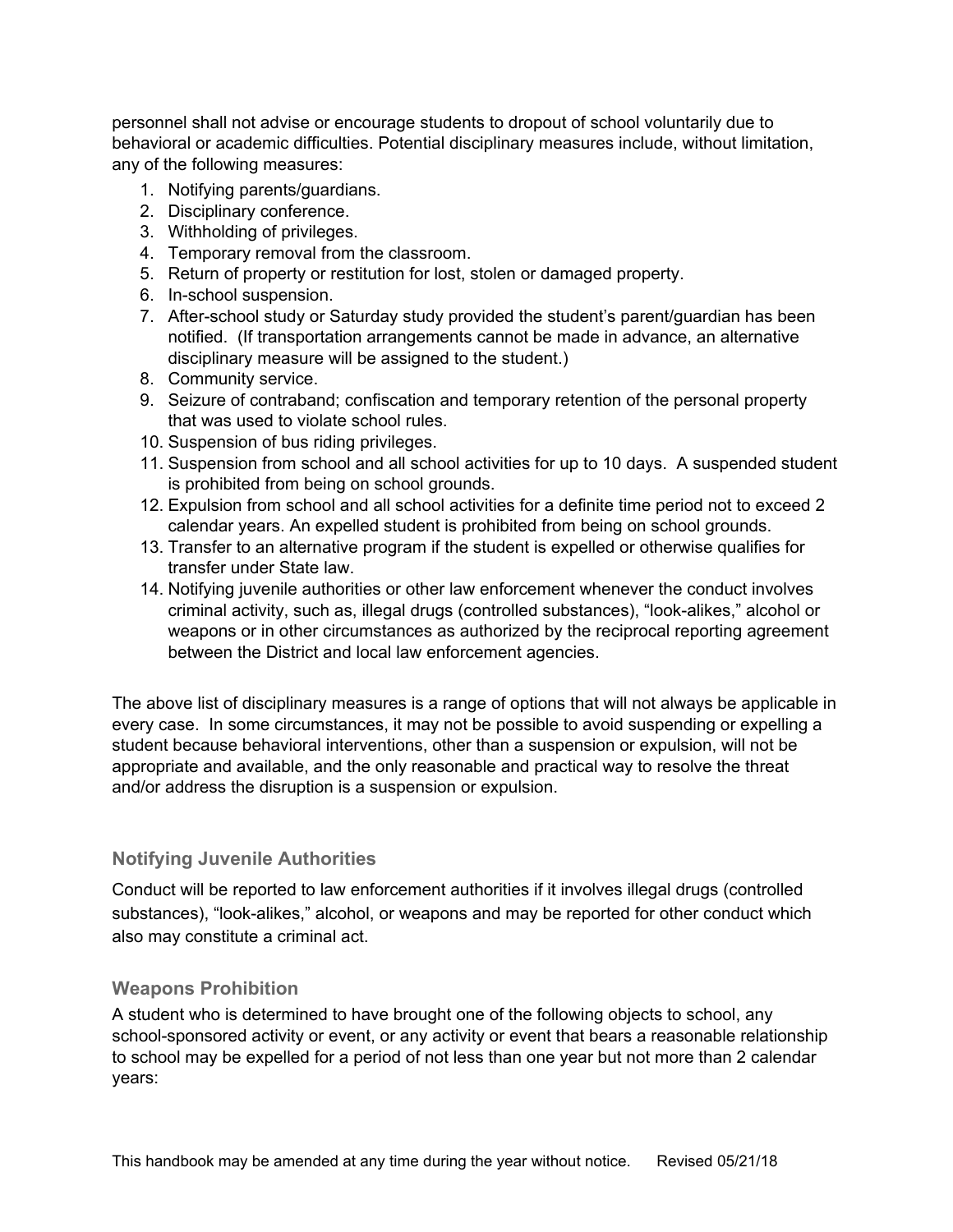personnel shall not advise or encourage students to dropout of school voluntarily due to behavioral or academic difficulties. Potential disciplinary measures include, without limitation, any of the following measures:

1. Notifying parents/guardians.
2. Disciplinary conference.
3. Withholding of privileges.
4. Temporary removal from the classroom.
5. Return of property or restitution for lost, stolen or damaged property.
6. In-school suspension.
7. After-school study or Saturday study provided the student's parent/guardian has been notified. (If transportation arrangements cannot be made in advance, an alternative disciplinary measure will be assigned to the student.)
8. Community service.
9. Seizure of contraband; confiscation and temporary retention of the personal property that was used to violate school rules.
10. Suspension of bus riding privileges.
11. Suspension from school and all school activities for up to 10 days. A suspended student is prohibited from being on school grounds.
12. Expulsion from school and all school activities for a definite time period not to exceed 2 calendar years. An expelled student is prohibited from being on school grounds.
13. Transfer to an alternative program if the student is expelled or otherwise qualifies for transfer under State law.
14. Notifying juvenile authorities or other law enforcement whenever the conduct involves criminal activity, such as, illegal drugs (controlled substances), "look-alikes," alcohol or weapons or in other circumstances as authorized by the reciprocal reporting agreement between the District and local law enforcement agencies.

The above list of disciplinary measures is a range of options that will not always be applicable in every case. In some circumstances, it may not be possible to avoid suspending or expelling a student because behavioral interventions, other than a suspension or expulsion, will not be appropriate and available, and the only reasonable and practical way to resolve the threat and/or address the disruption is a suspension or expulsion.

### Notifying Juvenile Authorities

Conduct will be reported to law enforcement authorities if it involves illegal drugs (controlled substances), "look-alikes," alcohol, or weapons and may be reported for other conduct which also may constitute a criminal act.

### Weapons Prohibition

A student who is determined to have brought one of the following objects to school, any school-sponsored activity or event, or any activity or event that bears a reasonable relationship to school may be expelled for a period of not less than one year but not more than 2 calendar years: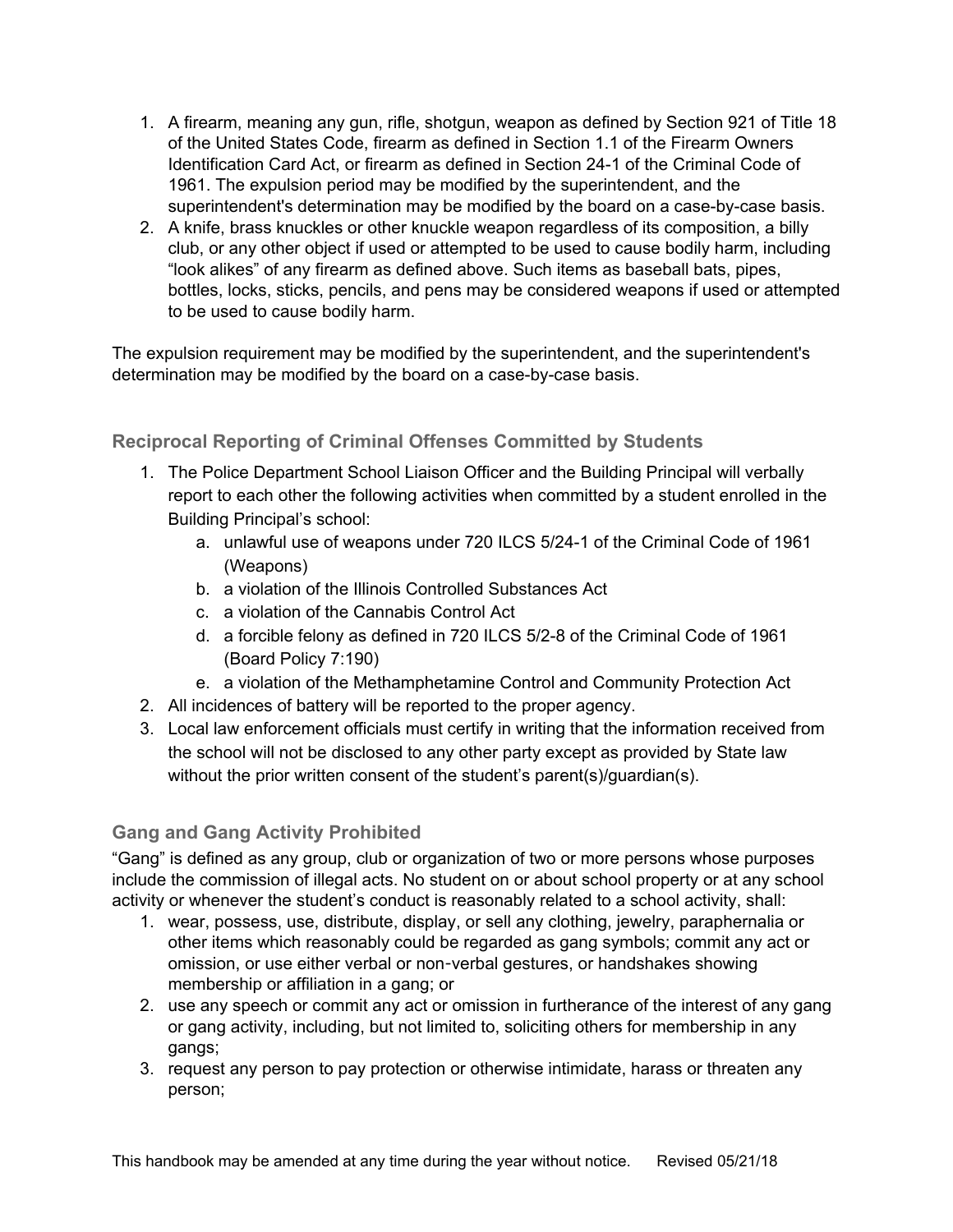1. A firearm, meaning any gun, rifle, shotgun, weapon as defined by Section 921 of Title 18 of the United States Code, firearm as defined in Section 1.1 of the Firearm Owners Identification Card Act, or firearm as defined in Section 24-1 of the Criminal Code of 1961. The expulsion period may be modified by the superintendent, and the superintendent's determination may be modified by the board on a case-by-case basis.
2. A knife, brass knuckles or other knuckle weapon regardless of its composition, a billy club, or any other object if used or attempted to be used to cause bodily harm, including “look alikes” of any firearm as defined above. Such items as baseball bats, pipes, bottles, locks, sticks, pencils, and pens may be considered weapons if used or attempted to be used to cause bodily harm.

The expulsion requirement may be modified by the superintendent, and the superintendent's determination may be modified by the board on a case-by-case basis.

### Reciprocal Reporting of Criminal Offenses Committed by Students

1. The Police Department School Liaison Officer and the Building Principal will verbally report to each other the following activities when committed by a student enrolled in the Building Principal’s school:
    a. unlawful use of weapons under 720 ILCS 5/24-1 of the Criminal Code of 1961 (Weapons)
    b. a violation of the Illinois Controlled Substances Act
    c. a violation of the Cannabis Control Act
    d. a forcible felony as defined in 720 ILCS 5/2-8 of the Criminal Code of 1961 (Board Policy 7:190)
    e. a violation of the Methamphetamine Control and Community Protection Act
2. All incidences of battery will be reported to the proper agency.
3. Local law enforcement officials must certify in writing that the information received from the school will not be disclosed to any other party except as provided by State law without the prior written consent of the student’s parent(s)/guardian(s).

### Gang and Gang Activity Prohibited

“Gang” is defined as any group, club or organization of two or more persons whose purposes include the commission of illegal acts. No student on or about school property or at any school activity or whenever the student’s conduct is reasonably related to a school activity, shall:

1. wear, possess, use, distribute, display, or sell any clothing, jewelry, paraphernalia or other items which reasonably could be regarded as gang symbols; commit any act or omission, or use either verbal or non-verbal gestures, or handshakes showing membership or affiliation in a gang; or
2. use any speech or commit any act or omission in furtherance of the interest of any gang or gang activity, including, but not limited to, soliciting others for membership in any gangs;
3. request any person to pay protection or otherwise intimidate, harass or threaten any person;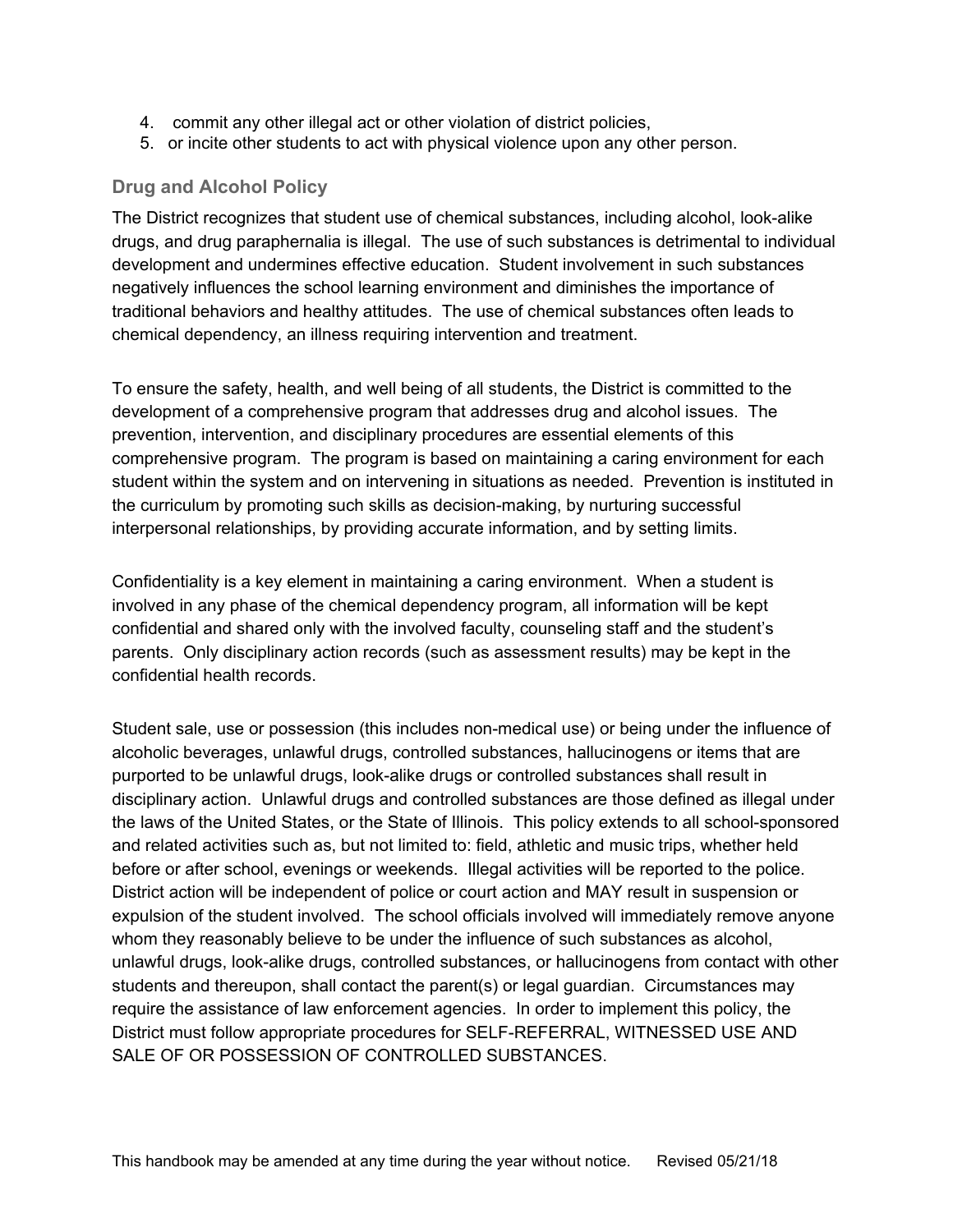4. commit any other illegal act or other violation of district policies,
5. or incite other students to act with physical violence upon any other person.

### Drug and Alcohol Policy

The District recognizes that student use of chemical substances, including alcohol, look-alike drugs, and drug paraphernalia is illegal. The use of such substances is detrimental to individual development and undermines effective education. Student involvement in such substances negatively influences the school learning environment and diminishes the importance of traditional behaviors and healthy attitudes. The use of chemical substances often leads to chemical dependency, an illness requiring intervention and treatment.

To ensure the safety, health, and well being of all students, the District is committed to the development of a comprehensive program that addresses drug and alcohol issues. The prevention, intervention, and disciplinary procedures are essential elements of this comprehensive program. The program is based on maintaining a caring environment for each student within the system and on intervening in situations as needed. Prevention is instituted in the curriculum by promoting such skills as decision-making, by nurturing successful interpersonal relationships, by providing accurate information, and by setting limits.

Confidentiality is a key element in maintaining a caring environment. When a student is involved in any phase of the chemical dependency program, all information will be kept confidential and shared only with the involved faculty, counseling staff and the student's parents. Only disciplinary action records (such as assessment results) may be kept in the confidential health records.

Student sale, use or possession (this includes non-medical use) or being under the influence of alcoholic beverages, unlawful drugs, controlled substances, hallucinogens or items that are purported to be unlawful drugs, look-alike drugs or controlled substances shall result in disciplinary action. Unlawful drugs and controlled substances are those defined as illegal under the laws of the United States, or the State of Illinois. This policy extends to all school-sponsored and related activities such as, but not limited to: field, athletic and music trips, whether held before or after school, evenings or weekends. Illegal activities will be reported to the police. District action will be independent of police or court action and MAY result in suspension or expulsion of the student involved. The school officials involved will immediately remove anyone whom they reasonably believe to be under the influence of such substances as alcohol, unlawful drugs, look-alike drugs, controlled substances, or hallucinogens from contact with other students and thereupon, shall contact the parent(s) or legal guardian. Circumstances may require the assistance of law enforcement agencies. In order to implement this policy, the District must follow appropriate procedures for SELF-REFERRAL, WITNESSED USE AND SALE OF OR POSSESSION OF CONTROLLED SUBSTANCES.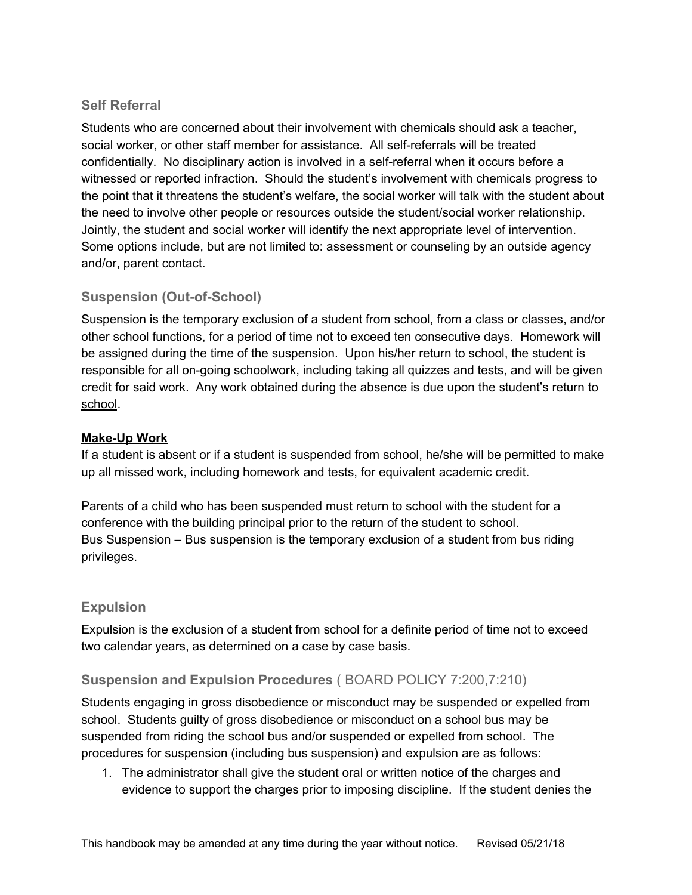### Self Referral

Students who are concerned about their involvement with chemicals should ask a teacher, social worker, or other staff member for assistance. All self-referrals will be treated confidentially. No disciplinary action is involved in a self-referral when it occurs before a witnessed or reported infraction. Should the student's involvement with chemicals progress to the point that it threatens the student's welfare, the social worker will talk with the student about the need to involve other people or resources outside the student/social worker relationship. Jointly, the student and social worker will identify the next appropriate level of intervention. Some options include, but are not limited to: assessment or counseling by an outside agency and/or, parent contact.

### Suspension (Out-of-School)

Suspension is the temporary exclusion of a student from school, from a class or classes, and/or other school functions, for a period of time not to exceed ten consecutive days. Homework will be assigned during the time of the suspension. Upon his/her return to school, the student is responsible for all on-going schoolwork, including taking all quizzes and tests, and will be given credit for said work. <u>Any work obtained during the absence is due upon the student's return to school</u>.

**<u>Make-Up Work</u>**

If a student is absent or if a student is suspended from school, he/she will be permitted to make up all missed work, including homework and tests, for equivalent academic credit.

Parents of a child who has been suspended must return to school with the student for a conference with the building principal prior to the return of the student to school.
Bus Suspension – Bus suspension is the temporary exclusion of a student from bus riding privileges.

### Expulsion

Expulsion is the exclusion of a student from school for a definite period of time not to exceed two calendar years, as determined on a case by case basis.

### Suspension and Expulsion Procedures ( BOARD POLICY 7:200,7:210)

Students engaging in gross disobedience or misconduct may be suspended or expelled from school. Students guilty of gross disobedience or misconduct on a school bus may be suspended from riding the school bus and/or suspended or expelled from school. The procedures for suspension (including bus suspension) and expulsion are as follows:

1. The administrator shall give the student oral or written notice of the charges and evidence to support the charges prior to imposing discipline. If the student denies the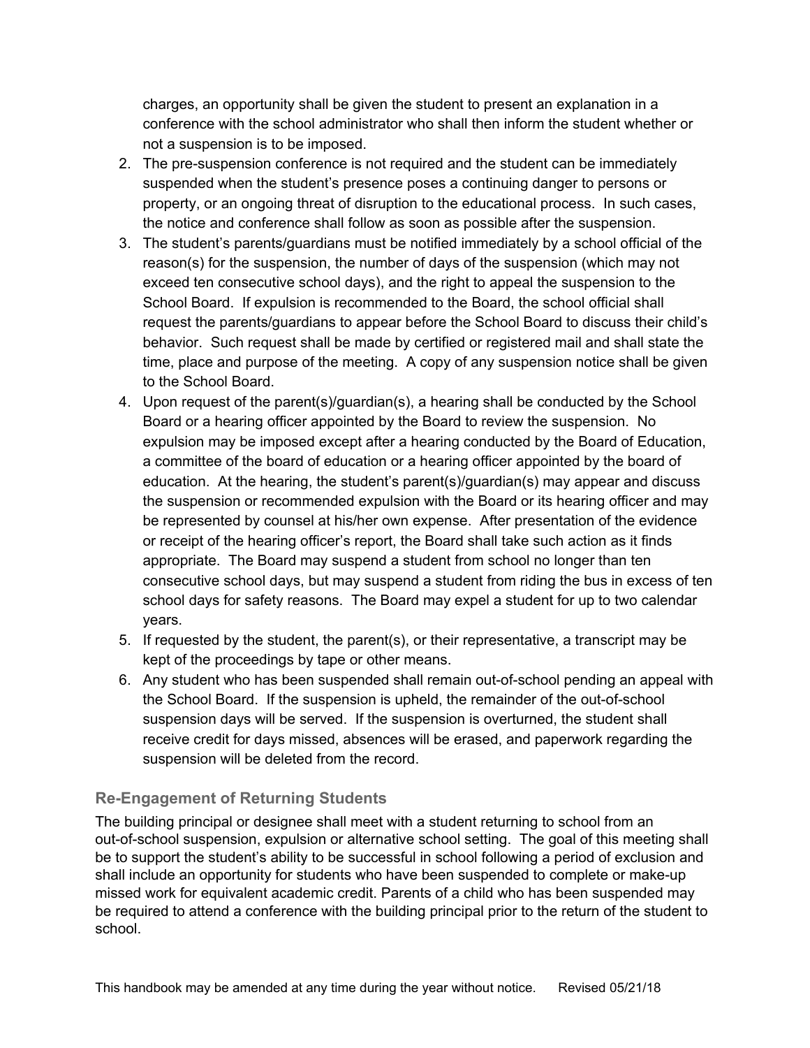charges, an opportunity shall be given the student to present an explanation in a conference with the school administrator who shall then inform the student whether or not a suspension is to be imposed.

2. The pre-suspension conference is not required and the student can be immediately suspended when the student's presence poses a continuing danger to persons or property, or an ongoing threat of disruption to the educational process. In such cases, the notice and conference shall follow as soon as possible after the suspension.
3. The student's parents/guardians must be notified immediately by a school official of the reason(s) for the suspension, the number of days of the suspension (which may not exceed ten consecutive school days), and the right to appeal the suspension to the School Board. If expulsion is recommended to the Board, the school official shall request the parents/guardians to appear before the School Board to discuss their child's behavior. Such request shall be made by certified or registered mail and shall state the time, place and purpose of the meeting. A copy of any suspension notice shall be given to the School Board.
4. Upon request of the parent(s)/guardian(s), a hearing shall be conducted by the School Board or a hearing officer appointed by the Board to review the suspension. No expulsion may be imposed except after a hearing conducted by the Board of Education, a committee of the board of education or a hearing officer appointed by the board of education. At the hearing, the student's parent(s)/guardian(s) may appear and discuss the suspension or recommended expulsion with the Board or its hearing officer and may be represented by counsel at his/her own expense. After presentation of the evidence or receipt of the hearing officer's report, the Board shall take such action as it finds appropriate. The Board may suspend a student from school no longer than ten consecutive school days, but may suspend a student from riding the bus in excess of ten school days for safety reasons. The Board may expel a student for up to two calendar years.
5. If requested by the student, the parent(s), or their representative, a transcript may be kept of the proceedings by tape or other means.
6. Any student who has been suspended shall remain out-of-school pending an appeal with the School Board. If the suspension is upheld, the remainder of the out-of-school suspension days will be served. If the suspension is overturned, the student shall receive credit for days missed, absences will be erased, and paperwork regarding the suspension will be deleted from the record.

### Re-Engagement of Returning Students

The building principal or designee shall meet with a student returning to school from an out-of-school suspension, expulsion or alternative school setting. The goal of this meeting shall be to support the student's ability to be successful in school following a period of exclusion and shall include an opportunity for students who have been suspended to complete or make-up missed work for equivalent academic credit. Parents of a child who has been suspended may be required to attend a conference with the building principal prior to the return of the student to school.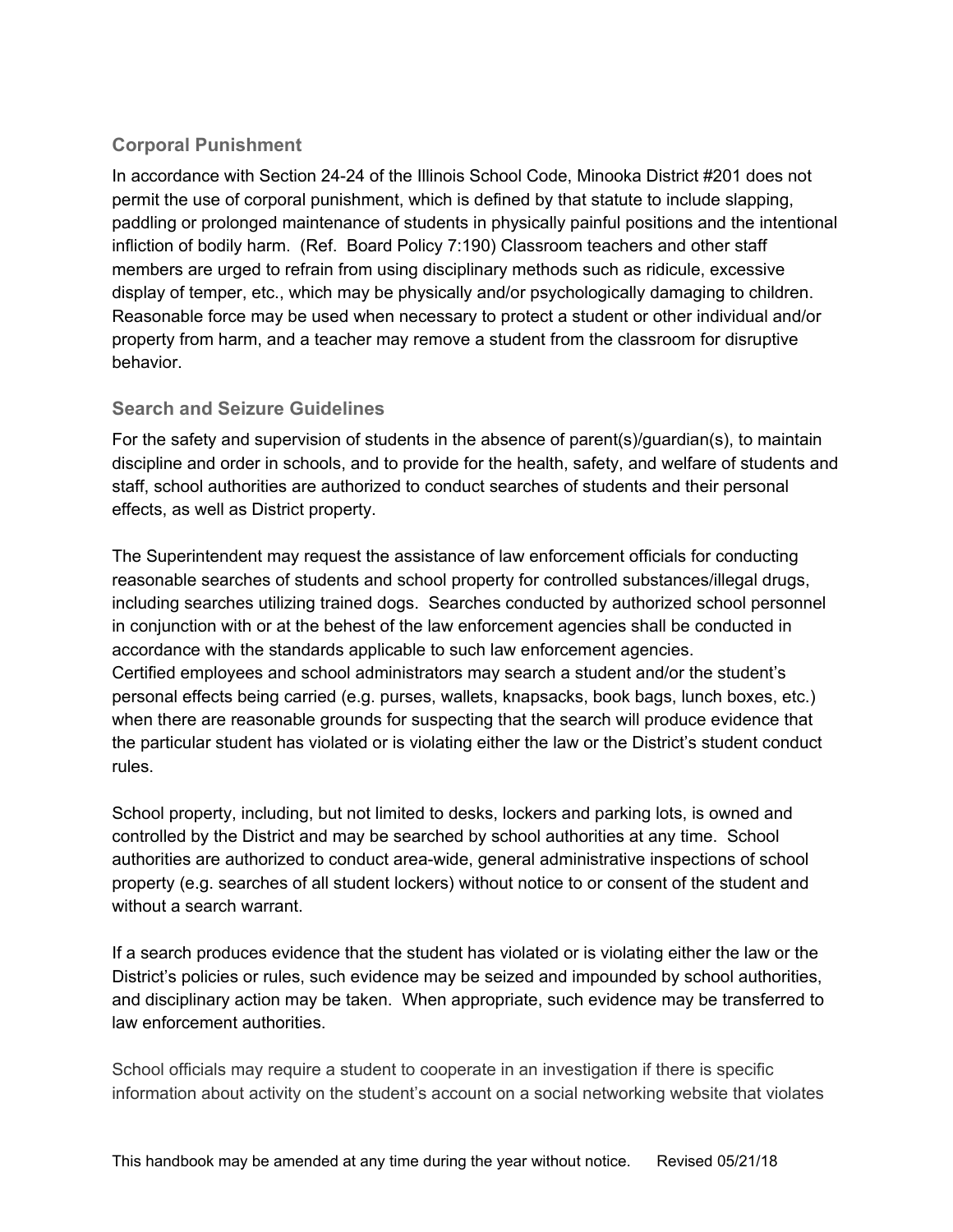## Corporal Punishment

In accordance with Section 24-24 of the Illinois School Code, Minooka District #201 does not permit the use of corporal punishment, which is defined by that statute to include slapping, paddling or prolonged maintenance of students in physically painful positions and the intentional infliction of bodily harm. (Ref. Board Policy 7:190) Classroom teachers and other staff members are urged to refrain from using disciplinary methods such as ridicule, excessive display of temper, etc., which may be physically and/or psychologically damaging to children. Reasonable force may be used when necessary to protect a student or other individual and/or property from harm, and a teacher may remove a student from the classroom for disruptive behavior.

## Search and Seizure Guidelines

For the safety and supervision of students in the absence of parent(s)/guardian(s), to maintain discipline and order in schools, and to provide for the health, safety, and welfare of students and staff, school authorities are authorized to conduct searches of students and their personal effects, as well as District property.

The Superintendent may request the assistance of law enforcement officials for conducting reasonable searches of students and school property for controlled substances/illegal drugs, including searches utilizing trained dogs. Searches conducted by authorized school personnel in conjunction with or at the behest of the law enforcement agencies shall be conducted in accordance with the standards applicable to such law enforcement agencies.
Certified employees and school administrators may search a student and/or the student's personal effects being carried (e.g. purses, wallets, knapsacks, book bags, lunch boxes, etc.) when there are reasonable grounds for suspecting that the search will produce evidence that the particular student has violated or is violating either the law or the District's student conduct rules.

School property, including, but not limited to desks, lockers and parking lots, is owned and controlled by the District and may be searched by school authorities at any time. School authorities are authorized to conduct area-wide, general administrative inspections of school property (e.g. searches of all student lockers) without notice to or consent of the student and without a search warrant.

If a search produces evidence that the student has violated or is violating either the law or the District's policies or rules, such evidence may be seized and impounded by school authorities, and disciplinary action may be taken. When appropriate, such evidence may be transferred to law enforcement authorities.

School officials may require a student to cooperate in an investigation if there is specific information about activity on the student's account on a social networking website that violates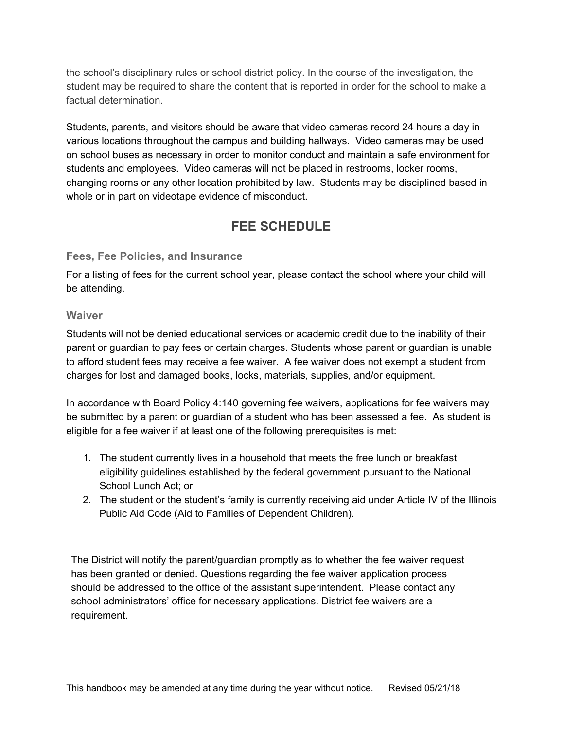the school's disciplinary rules or school district policy. In the course of the investigation, the student may be required to share the content that is reported in order for the school to make a factual determination.

Students, parents, and visitors should be aware that video cameras record 24 hours a day in various locations throughout the campus and building hallways. Video cameras may be used on school buses as necessary in order to monitor conduct and maintain a safe environment for students and employees. Video cameras will not be placed in restrooms, locker rooms, changing rooms or any other location prohibited by law. Students may be disciplined based in whole or in part on videotape evidence of misconduct.

# FEE SCHEDULE

### Fees, Fee Policies, and Insurance

For a listing of fees for the current school year, please contact the school where your child will be attending.

### Waiver

Students will not be denied educational services or academic credit due to the inability of their parent or guardian to pay fees or certain charges. Students whose parent or guardian is unable to afford student fees may receive a fee waiver. A fee waiver does not exempt a student from charges for lost and damaged books, locks, materials, supplies, and/or equipment.

In accordance with Board Policy 4:140 governing fee waivers, applications for fee waivers may be submitted by a parent or guardian of a student who has been assessed a fee. As student is eligible for a fee waiver if at least one of the following prerequisites is met:

1. The student currently lives in a household that meets the free lunch or breakfast eligibility guidelines established by the federal government pursuant to the National School Lunch Act; or
2. The student or the student's family is currently receiving aid under Article IV of the Illinois Public Aid Code (Aid to Families of Dependent Children).

The District will notify the parent/guardian promptly as to whether the fee waiver request has been granted or denied. Questions regarding the fee waiver application process should be addressed to the office of the assistant superintendent. Please contact any school administrators' office for necessary applications. District fee waivers are a requirement.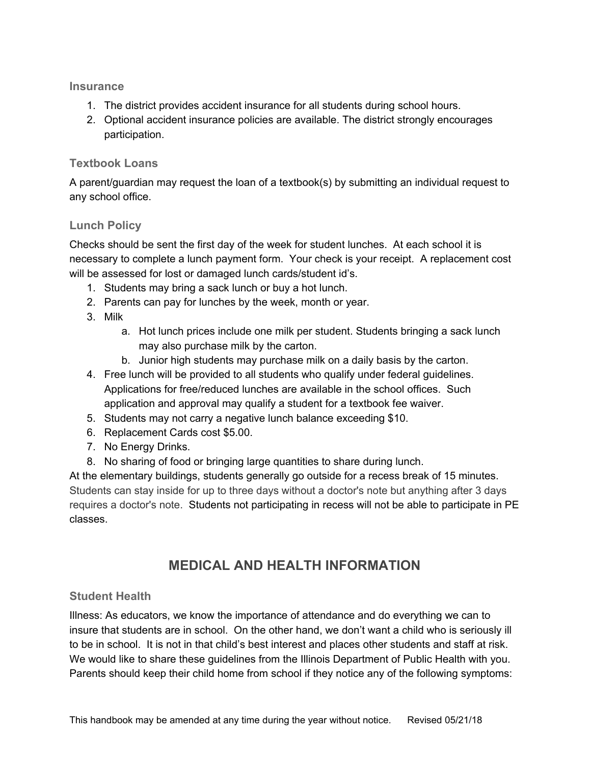### Insurance

1. The district provides accident insurance for all students during school hours.
2. Optional accident insurance policies are available. The district strongly encourages participation.

### Textbook Loans

A parent/guardian may request the loan of a textbook(s) by submitting an individual request to any school office.

### Lunch Policy

Checks should be sent the first day of the week for student lunches. At each school it is necessary to complete a lunch payment form. Your check is your receipt. A replacement cost will be assessed for lost or damaged lunch cards/student id's.

1. Students may bring a sack lunch or buy a hot lunch.
2. Parents can pay for lunches by the week, month or year.
3. Milk
   a. Hot lunch prices include one milk per student. Students bringing a sack lunch may also purchase milk by the carton.
   b. Junior high students may purchase milk on a daily basis by the carton.
4. Free lunch will be provided to all students who qualify under federal guidelines. Applications for free/reduced lunches are available in the school offices. Such application and approval may qualify a student for a textbook fee waiver.
5. Students may not carry a negative lunch balance exceeding $10.
6. Replacement Cards cost $5.00.
7. No Energy Drinks.
8. No sharing of food or bringing large quantities to share during lunch.

At the elementary buildings, students generally go outside for a recess break of 15 minutes. Students can stay inside for up to three days without a doctor's note but anything after 3 days requires a doctor's note. Students not participating in recess will not be able to participate in PE classes.

## MEDICAL AND HEALTH INFORMATION

### Student Health

Illness: As educators, we know the importance of attendance and do everything we can to insure that students are in school. On the other hand, we don't want a child who is seriously ill to be in school. It is not in that child's best interest and places other students and staff at risk. We would like to share these guidelines from the Illinois Department of Public Health with you. Parents should keep their child home from school if they notice any of the following symptoms: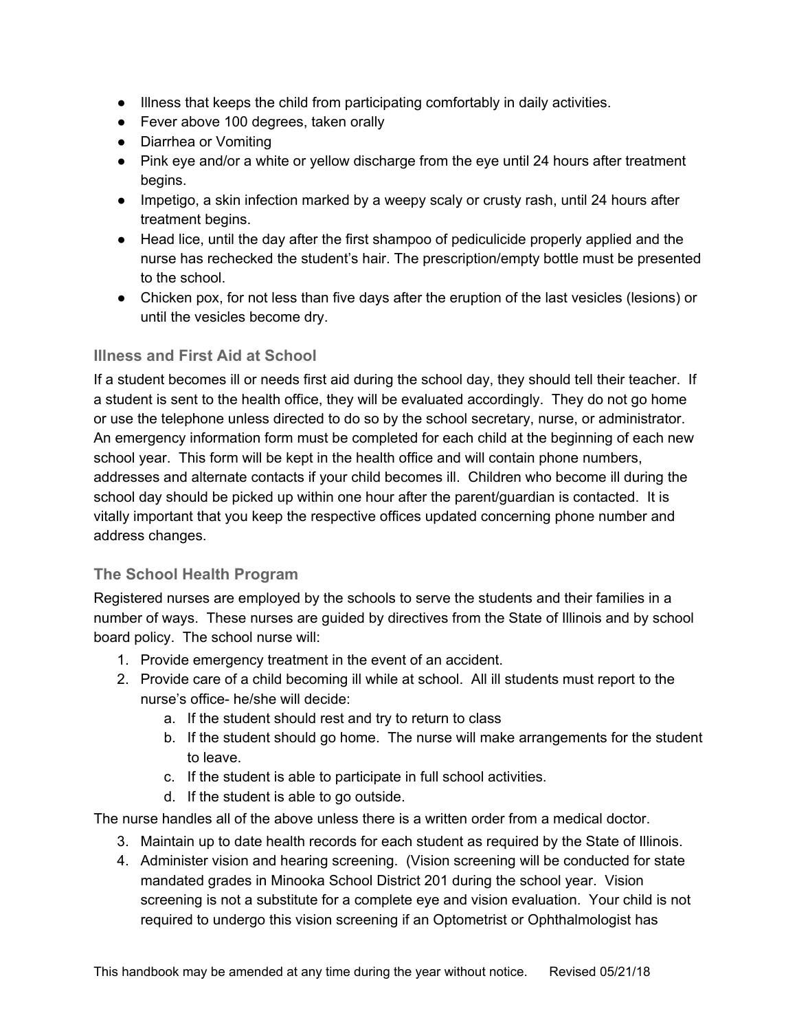- Illness that keeps the child from participating comfortably in daily activities.
- Fever above 100 degrees, taken orally
- Diarrhea or Vomiting
- Pink eye and/or a white or yellow discharge from the eye until 24 hours after treatment begins.
- Impetigo, a skin infection marked by a weepy scaly or crusty rash, until 24 hours after treatment begins.
- Head lice, until the day after the first shampoo of pediculicide properly applied and the nurse has rechecked the student's hair. The prescription/empty bottle must be presented to the school.
- Chicken pox, for not less than five days after the eruption of the last vesicles (lesions) or until the vesicles become dry.

### Illness and First Aid at School

If a student becomes ill or needs first aid during the school day, they should tell their teacher. If a student is sent to the health office, they will be evaluated accordingly. They do not go home or use the telephone unless directed to do so by the school secretary, nurse, or administrator. An emergency information form must be completed for each child at the beginning of each new school year. This form will be kept in the health office and will contain phone numbers, addresses and alternate contacts if your child becomes ill. Children who become ill during the school day should be picked up within one hour after the parent/guardian is contacted. It is vitally important that you keep the respective offices updated concerning phone number and address changes.

### The School Health Program

Registered nurses are employed by the schools to serve the students and their families in a number of ways. These nurses are guided by directives from the State of Illinois and by school board policy. The school nurse will:

1. Provide emergency treatment in the event of an accident.
2. Provide care of a child becoming ill while at school. All ill students must report to the nurse's office- he/she will decide:
    a. If the student should rest and try to return to class
    b. If the student should go home. The nurse will make arrangements for the student to leave.
    c. If the student is able to participate in full school activities.
    d. If the student is able to go outside.

The nurse handles all of the above unless there is a written order from a medical doctor.

3. Maintain up to date health records for each student as required by the State of Illinois.
4. Administer vision and hearing screening. (Vision screening will be conducted for state mandated grades in Minooka School District 201 during the school year. Vision screening is not a substitute for a complete eye and vision evaluation. Your child is not required to undergo this vision screening if an Optometrist or Ophthalmologist has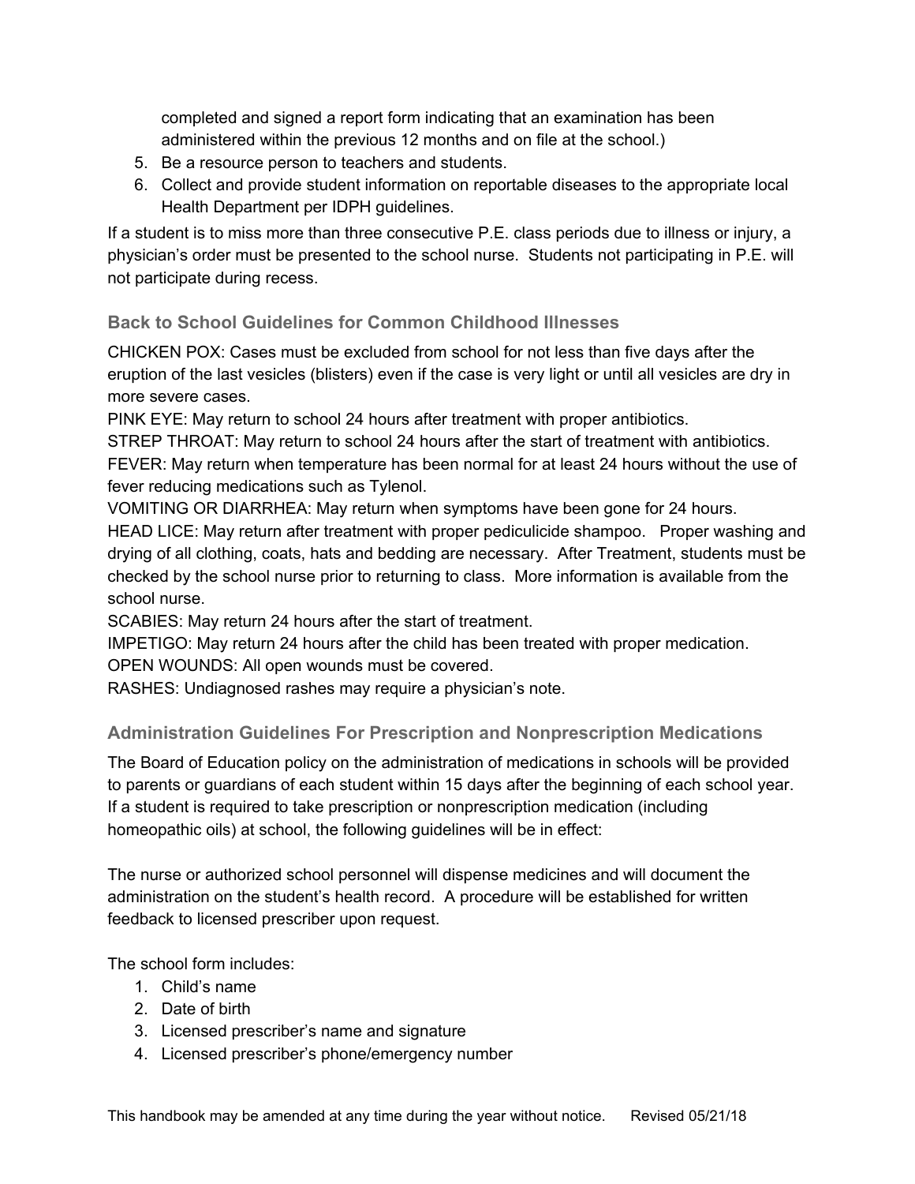completed and signed a report form indicating that an examination has been administered within the previous 12 months and on file at the school.)

5. Be a resource person to teachers and students.
6. Collect and provide student information on reportable diseases to the appropriate local Health Department per IDPH guidelines.

If a student is to miss more than three consecutive P.E. class periods due to illness or injury, a physician's order must be presented to the school nurse. Students not participating in P.E. will not participate during recess.

### Back to School Guidelines for Common Childhood Illnesses

CHICKEN POX: Cases must be excluded from school for not less than five days after the eruption of the last vesicles (blisters) even if the case is very light or until all vesicles are dry in more severe cases.
PINK EYE: May return to school 24 hours after treatment with proper antibiotics.
STREP THROAT: May return to school 24 hours after the start of treatment with antibiotics.
FEVER: May return when temperature has been normal for at least 24 hours without the use of fever reducing medications such as Tylenol.
VOMITING OR DIARRHEA: May return when symptoms have been gone for 24 hours.
HEAD LICE: May return after treatment with proper pediculicide shampoo. Proper washing and drying of all clothing, coats, hats and bedding are necessary. After Treatment, students must be checked by the school nurse prior to returning to class. More information is available from the school nurse.
SCABIES: May return 24 hours after the start of treatment.
IMPETIGO: May return 24 hours after the child has been treated with proper medication.
OPEN WOUNDS: All open wounds must be covered.
RASHES: Undiagnosed rashes may require a physician's note.

### Administration Guidelines For Prescription and Nonprescription Medications

The Board of Education policy on the administration of medications in schools will be provided to parents or guardians of each student within 15 days after the beginning of each school year. If a student is required to take prescription or nonprescription medication (including homeopathic oils) at school, the following guidelines will be in effect:

The nurse or authorized school personnel will dispense medicines and will document the administration on the student's health record. A procedure will be established for written feedback to licensed prescriber upon request.

The school form includes:

1. Child's name
2. Date of birth
3. Licensed prescriber's name and signature
4. Licensed prescriber's phone/emergency number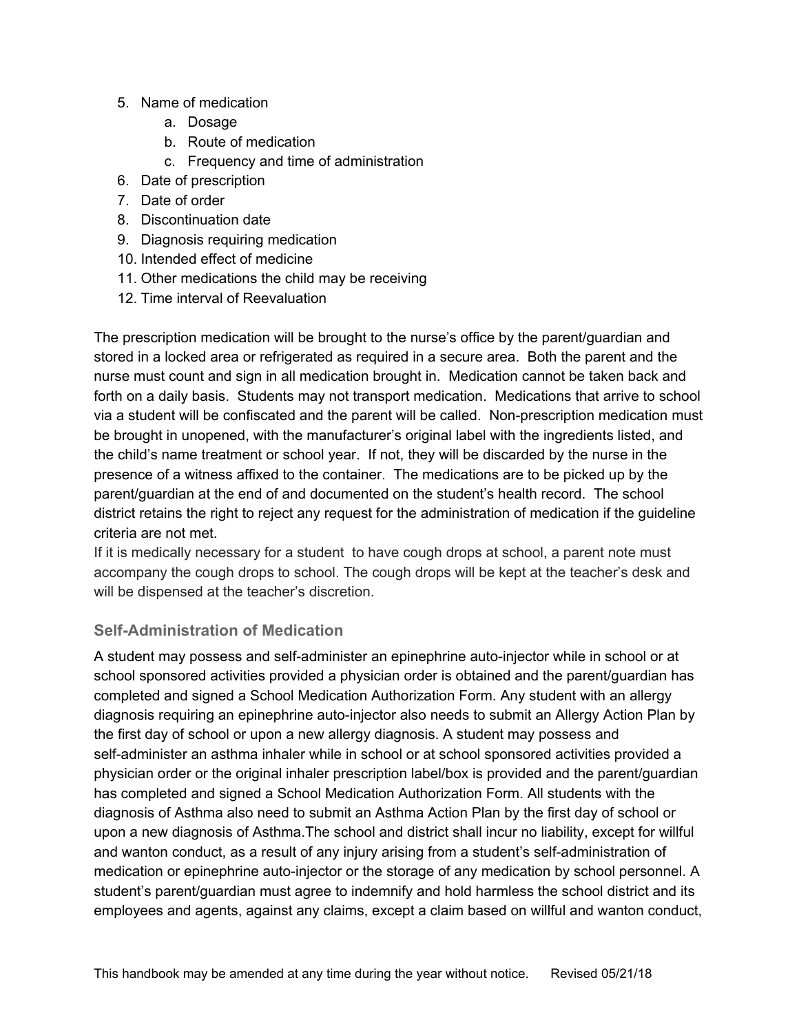5. Name of medication
    a. Dosage
    b. Route of medication
    c. Frequency and time of administration
6. Date of prescription
7. Date of order
8. Discontinuation date
9. Diagnosis requiring medication
10. Intended effect of medicine
11. Other medications the child may be receiving
12. Time interval of Reevaluation

The prescription medication will be brought to the nurse's office by the parent/guardian and stored in a locked area or refrigerated as required in a secure area. Both the parent and the nurse must count and sign in all medication brought in. Medication cannot be taken back and forth on a daily basis. Students may not transport medication. Medications that arrive to school via a student will be confiscated and the parent will be called. Non-prescription medication must be brought in unopened, with the manufacturer's original label with the ingredients listed, and the child's name treatment or school year. If not, they will be discarded by the nurse in the presence of a witness affixed to the container. The medications are to be picked up by the parent/guardian at the end of and documented on the student's health record. The school district retains the right to reject any request for the administration of medication if the guideline criteria are not met.

If it is medically necessary for a student to have cough drops at school, a parent note must accompany the cough drops to school. The cough drops will be kept at the teacher's desk and will be dispensed at the teacher's discretion.

### Self-Administration of Medication

A student may possess and self-administer an epinephrine auto-injector while in school or at school sponsored activities provided a physician order is obtained and the parent/guardian has completed and signed a School Medication Authorization Form. Any student with an allergy diagnosis requiring an epinephrine auto-injector also needs to submit an Allergy Action Plan by the first day of school or upon a new allergy diagnosis. A student may possess and self-administer an asthma inhaler while in school or at school sponsored activities provided a physician order or the original inhaler prescription label/box is provided and the parent/guardian has completed and signed a School Medication Authorization Form. All students with the diagnosis of Asthma also need to submit an Asthma Action Plan by the first day of school or upon a new diagnosis of Asthma.The school and district shall incur no liability, except for willful and wanton conduct, as a result of any injury arising from a student's self-administration of medication or epinephrine auto-injector or the storage of any medication by school personnel. A student's parent/guardian must agree to indemnify and hold harmless the school district and its employees and agents, against any claims, except a claim based on willful and wanton conduct,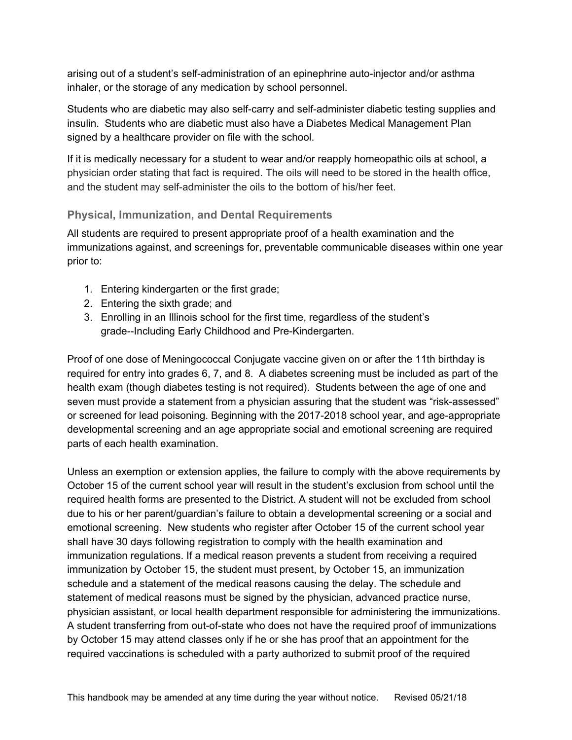arising out of a student's self-administration of an epinephrine auto-injector and/or asthma inhaler, or the storage of any medication by school personnel.

Students who are diabetic may also self-carry and self-administer diabetic testing supplies and insulin. Students who are diabetic must also have a Diabetes Medical Management Plan signed by a healthcare provider on file with the school.

If it is medically necessary for a student to wear and/or reapply homeopathic oils at school, a physician order stating that fact is required. The oils will need to be stored in the health office, and the student may self-administer the oils to the bottom of his/her feet.

### Physical, Immunization, and Dental Requirements

All students are required to present appropriate proof of a health examination and the immunizations against, and screenings for, preventable communicable diseases within one year prior to:

1. Entering kindergarten or the first grade;
2. Entering the sixth grade; and
3. Enrolling in an Illinois school for the first time, regardless of the student's grade--Including Early Childhood and Pre-Kindergarten.

Proof of one dose of Meningococcal Conjugate vaccine given on or after the 11th birthday is required for entry into grades 6, 7, and 8. A diabetes screening must be included as part of the health exam (though diabetes testing is not required). Students between the age of one and seven must provide a statement from a physician assuring that the student was "risk-assessed" or screened for lead poisoning. Beginning with the 2017-2018 school year, and age-appropriate developmental screening and an age appropriate social and emotional screening are required parts of each health examination.

Unless an exemption or extension applies, the failure to comply with the above requirements by October 15 of the current school year will result in the student's exclusion from school until the required health forms are presented to the District. A student will not be excluded from school due to his or her parent/guardian's failure to obtain a developmental screening or a social and emotional screening. New students who register after October 15 of the current school year shall have 30 days following registration to comply with the health examination and immunization regulations. If a medical reason prevents a student from receiving a required immunization by October 15, the student must present, by October 15, an immunization schedule and a statement of the medical reasons causing the delay. The schedule and statement of medical reasons must be signed by the physician, advanced practice nurse, physician assistant, or local health department responsible for administering the immunizations. A student transferring from out-of-state who does not have the required proof of immunizations by October 15 may attend classes only if he or she has proof that an appointment for the required vaccinations is scheduled with a party authorized to submit proof of the required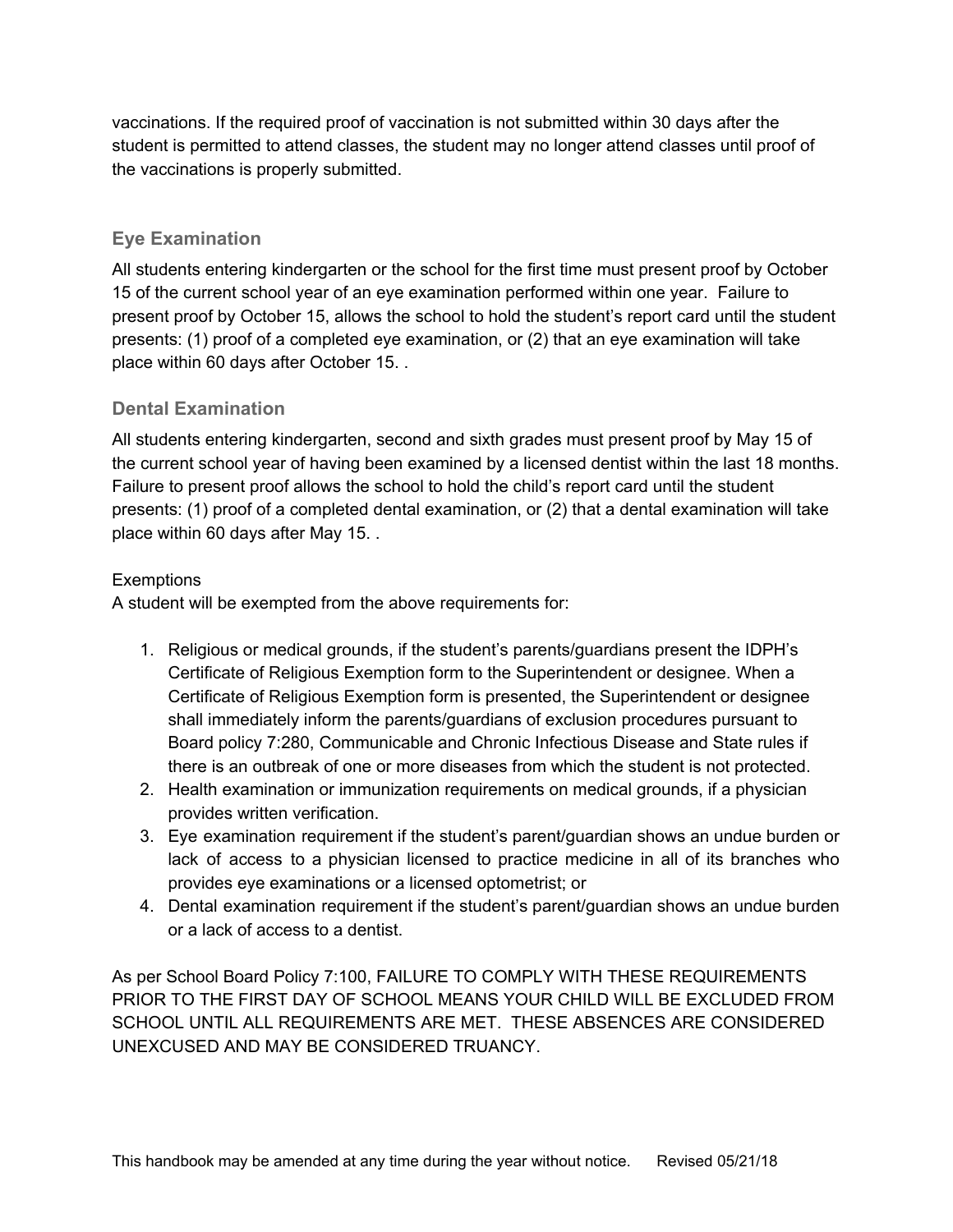vaccinations. If the required proof of vaccination is not submitted within 30 days after the student is permitted to attend classes, the student may no longer attend classes until proof of the vaccinations is properly submitted.

### Eye Examination

All students entering kindergarten or the school for the first time must present proof by October 15 of the current school year of an eye examination performed within one year. Failure to present proof by October 15, allows the school to hold the student's report card until the student presents: (1) proof of a completed eye examination, or (2) that an eye examination will take place within 60 days after October 15. .

### Dental Examination

All students entering kindergarten, second and sixth grades must present proof by May 15 of the current school year of having been examined by a licensed dentist within the last 18 months. Failure to present proof allows the school to hold the child's report card until the student presents: (1) proof of a completed dental examination, or (2) that a dental examination will take place within 60 days after May 15. .

Exemptions

A student will be exempted from the above requirements for:

1. Religious or medical grounds, if the student's parents/guardians present the IDPH's Certificate of Religious Exemption form to the Superintendent or designee. When a Certificate of Religious Exemption form is presented, the Superintendent or designee shall immediately inform the parents/guardians of exclusion procedures pursuant to Board policy 7:280, Communicable and Chronic Infectious Disease and State rules if there is an outbreak of one or more diseases from which the student is not protected.
2. Health examination or immunization requirements on medical grounds, if a physician provides written verification.
3. Eye examination requirement if the student's parent/guardian shows an undue burden or lack of access to a physician licensed to practice medicine in all of its branches who provides eye examinations or a licensed optometrist; or
4. Dental examination requirement if the student's parent/guardian shows an undue burden or a lack of access to a dentist.

As per School Board Policy 7:100, FAILURE TO COMPLY WITH THESE REQUIREMENTS PRIOR TO THE FIRST DAY OF SCHOOL MEANS YOUR CHILD WILL BE EXCLUDED FROM SCHOOL UNTIL ALL REQUIREMENTS ARE MET. THESE ABSENCES ARE CONSIDERED UNEXCUSED AND MAY BE CONSIDERED TRUANCY.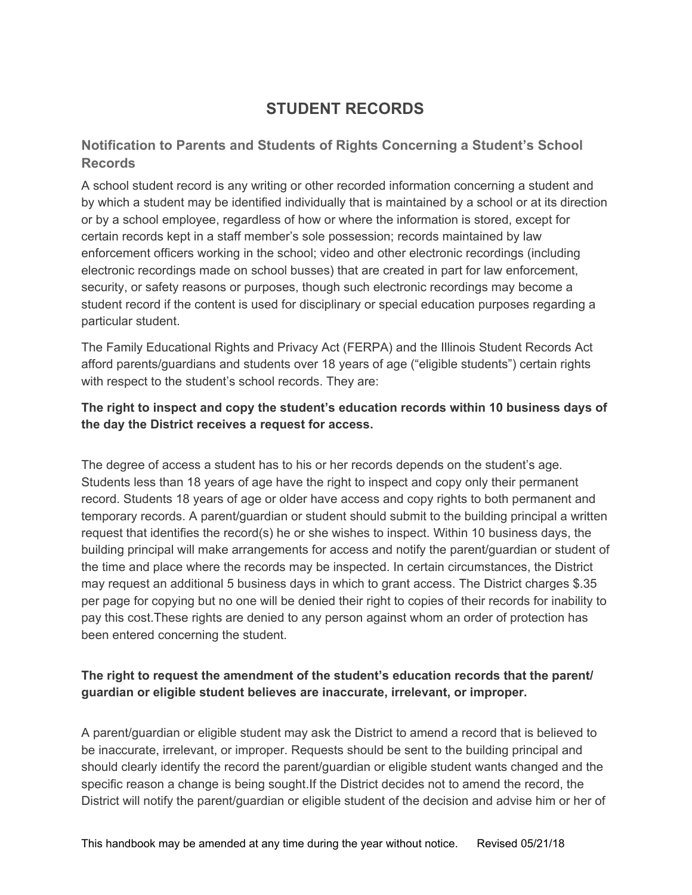# STUDENT RECORDS

## Notification to Parents and Students of Rights Concerning a Student's School Records

A school student record is any writing or other recorded information concerning a student and by which a student may be identified individually that is maintained by a school or at its direction or by a school employee, regardless of how or where the information is stored, except for certain records kept in a staff member's sole possession; records maintained by law enforcement officers working in the school; video and other electronic recordings (including electronic recordings made on school busses) that are created in part for law enforcement, security, or safety reasons or purposes, though such electronic recordings may become a student record if the content is used for disciplinary or special education purposes regarding a particular student.

The Family Educational Rights and Privacy Act (FERPA) and the Illinois Student Records Act afford parents/guardians and students over 18 years of age ("eligible students") certain rights with respect to the student's school records. They are:

**The right to inspect and copy the student's education records within 10 business days of the day the District receives a request for access.**

The degree of access a student has to his or her records depends on the student's age. Students less than 18 years of age have the right to inspect and copy only their permanent record. Students 18 years of age or older have access and copy rights to both permanent and temporary records. A parent/guardian or student should submit to the building principal a written request that identifies the record(s) he or she wishes to inspect. Within 10 business days, the building principal will make arrangements for access and notify the parent/guardian or student of the time and place where the records may be inspected. In certain circumstances, the District may request an additional 5 business days in which to grant access. The District charges $.35 per page for copying but no one will be denied their right to copies of their records for inability to pay this cost.These rights are denied to any person against whom an order of protection has been entered concerning the student.

**The right to request the amendment of the student's education records that the parent/ guardian or eligible student believes are inaccurate, irrelevant, or improper.**

A parent/guardian or eligible student may ask the District to amend a record that is believed to be inaccurate, irrelevant, or improper. Requests should be sent to the building principal and should clearly identify the record the parent/guardian or eligible student wants changed and the specific reason a change is being sought.If the District decides not to amend the record, the District will notify the parent/guardian or eligible student of the decision and advise him or her of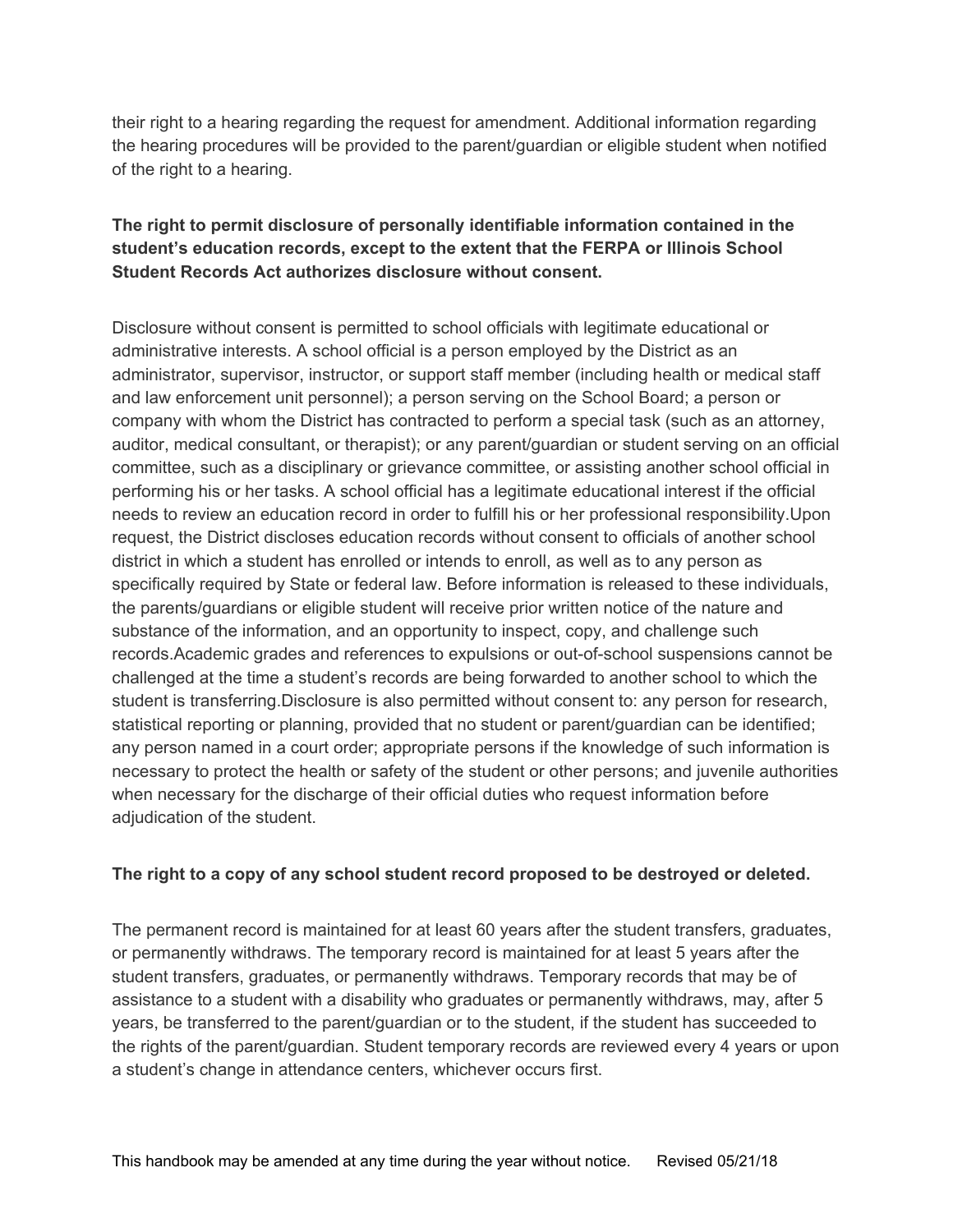their right to a hearing regarding the request for amendment. Additional information regarding the hearing procedures will be provided to the parent/guardian or eligible student when notified of the right to a hearing.

**The right to permit disclosure of personally identifiable information contained in the student's education records, except to the extent that the FERPA or Illinois School Student Records Act authorizes disclosure without consent.**

Disclosure without consent is permitted to school officials with legitimate educational or administrative interests. A school official is a person employed by the District as an administrator, supervisor, instructor, or support staff member (including health or medical staff and law enforcement unit personnel); a person serving on the School Board; a person or company with whom the District has contracted to perform a special task (such as an attorney, auditor, medical consultant, or therapist); or any parent/guardian or student serving on an official committee, such as a disciplinary or grievance committee, or assisting another school official in performing his or her tasks. A school official has a legitimate educational interest if the official needs to review an education record in order to fulfill his or her professional responsibility.Upon request, the District discloses education records without consent to officials of another school district in which a student has enrolled or intends to enroll, as well as to any person as specifically required by State or federal law. Before information is released to these individuals, the parents/guardians or eligible student will receive prior written notice of the nature and substance of the information, and an opportunity to inspect, copy, and challenge such records.Academic grades and references to expulsions or out-of-school suspensions cannot be challenged at the time a student's records are being forwarded to another school to which the student is transferring.Disclosure is also permitted without consent to: any person for research, statistical reporting or planning, provided that no student or parent/guardian can be identified; any person named in a court order; appropriate persons if the knowledge of such information is necessary to protect the health or safety of the student or other persons; and juvenile authorities when necessary for the discharge of their official duties who request information before adjudication of the student.

**The right to a copy of any school student record proposed to be destroyed or deleted.**

The permanent record is maintained for at least 60 years after the student transfers, graduates, or permanently withdraws. The temporary record is maintained for at least 5 years after the student transfers, graduates, or permanently withdraws. Temporary records that may be of assistance to a student with a disability who graduates or permanently withdraws, may, after 5 years, be transferred to the parent/guardian or to the student, if the student has succeeded to the rights of the parent/guardian. Student temporary records are reviewed every 4 years or upon a student's change in attendance centers, whichever occurs first.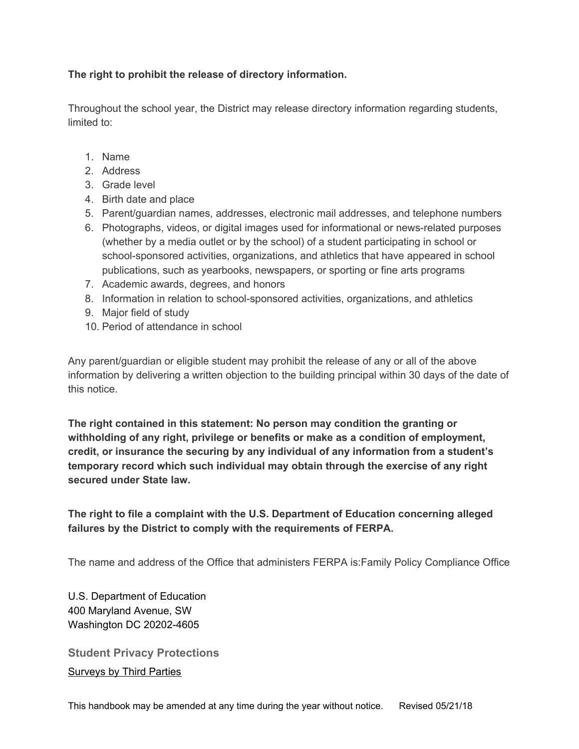**The right to prohibit the release of directory information.**

Throughout the school year, the District may release directory information regarding students, limited to:

1. Name
2. Address
3. Grade level
4. Birth date and place
5. Parent/guardian names, addresses, electronic mail addresses, and telephone numbers
6. Photographs, videos, or digital images used for informational or news-related purposes (whether by a media outlet or by the school) of a student participating in school or school-sponsored activities, organizations, and athletics that have appeared in school publications, such as yearbooks, newspapers, or sporting or fine arts programs
7. Academic awards, degrees, and honors
8. Information in relation to school-sponsored activities, organizations, and athletics
9. Major field of study
10. Period of attendance in school

Any parent/guardian or eligible student may prohibit the release of any or all of the above information by delivering a written objection to the building principal within 30 days of the date of this notice.

**The right contained in this statement: No person may condition the granting or withholding of any right, privilege or benefits or make as a condition of employment, credit, or insurance the securing by any individual of any information from a student's temporary record which such individual may obtain through the exercise of any right secured under State law.**

**The right to file a complaint with the U.S. Department of Education concerning alleged failures by the District to comply with the requirements of FERPA.**

The name and address of the Office that administers FERPA is:Family Policy Compliance Office

U.S. Department of Education
400 Maryland Avenue, SW
Washington DC 20202-4605

### Student Privacy Protections

<u>Surveys by Third Parties</u>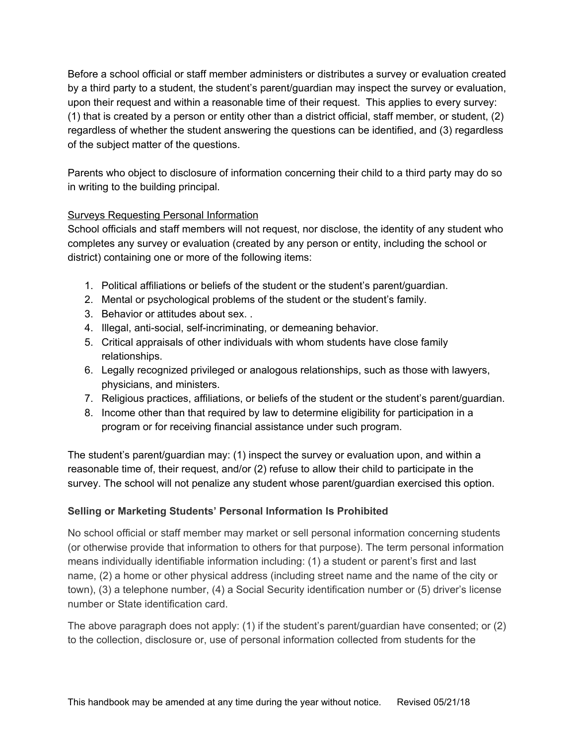Before a school official or staff member administers or distributes a survey or evaluation created by a third party to a student, the student's parent/guardian may inspect the survey or evaluation, upon their request and within a reasonable time of their request. This applies to every survey: (1) that is created by a person or entity other than a district official, staff member, or student, (2) regardless of whether the student answering the questions can be identified, and (3) regardless of the subject matter of the questions.

Parents who object to disclosure of information concerning their child to a third party may do so in writing to the building principal.

Surveys Requesting Personal Information

School officials and staff members will not request, nor disclose, the identity of any student who completes any survey or evaluation (created by any person or entity, including the school or district) containing one or more of the following items:

1. Political affiliations or beliefs of the student or the student's parent/guardian.
2. Mental or psychological problems of the student or the student's family.
3. Behavior or attitudes about sex. .
4. Illegal, anti-social, self-incriminating, or demeaning behavior.
5. Critical appraisals of other individuals with whom students have close family relationships.
6. Legally recognized privileged or analogous relationships, such as those with lawyers, physicians, and ministers.
7. Religious practices, affiliations, or beliefs of the student or the student's parent/guardian.
8. Income other than that required by law to determine eligibility for participation in a program or for receiving financial assistance under such program.

The student's parent/guardian may: (1) inspect the survey or evaluation upon, and within a reasonable time of, their request, and/or (2) refuse to allow their child to participate in the survey. The school will not penalize any student whose parent/guardian exercised this option.

**Selling or Marketing Students' Personal Information Is Prohibited**

No school official or staff member may market or sell personal information concerning students (or otherwise provide that information to others for that purpose). The term personal information means individually identifiable information including: (1) a student or parent's first and last name, (2) a home or other physical address (including street name and the name of the city or town), (3) a telephone number, (4) a Social Security identification number or (5) driver's license number or State identification card.

The above paragraph does not apply: (1) if the student's parent/guardian have consented; or (2) to the collection, disclosure or, use of personal information collected from students for the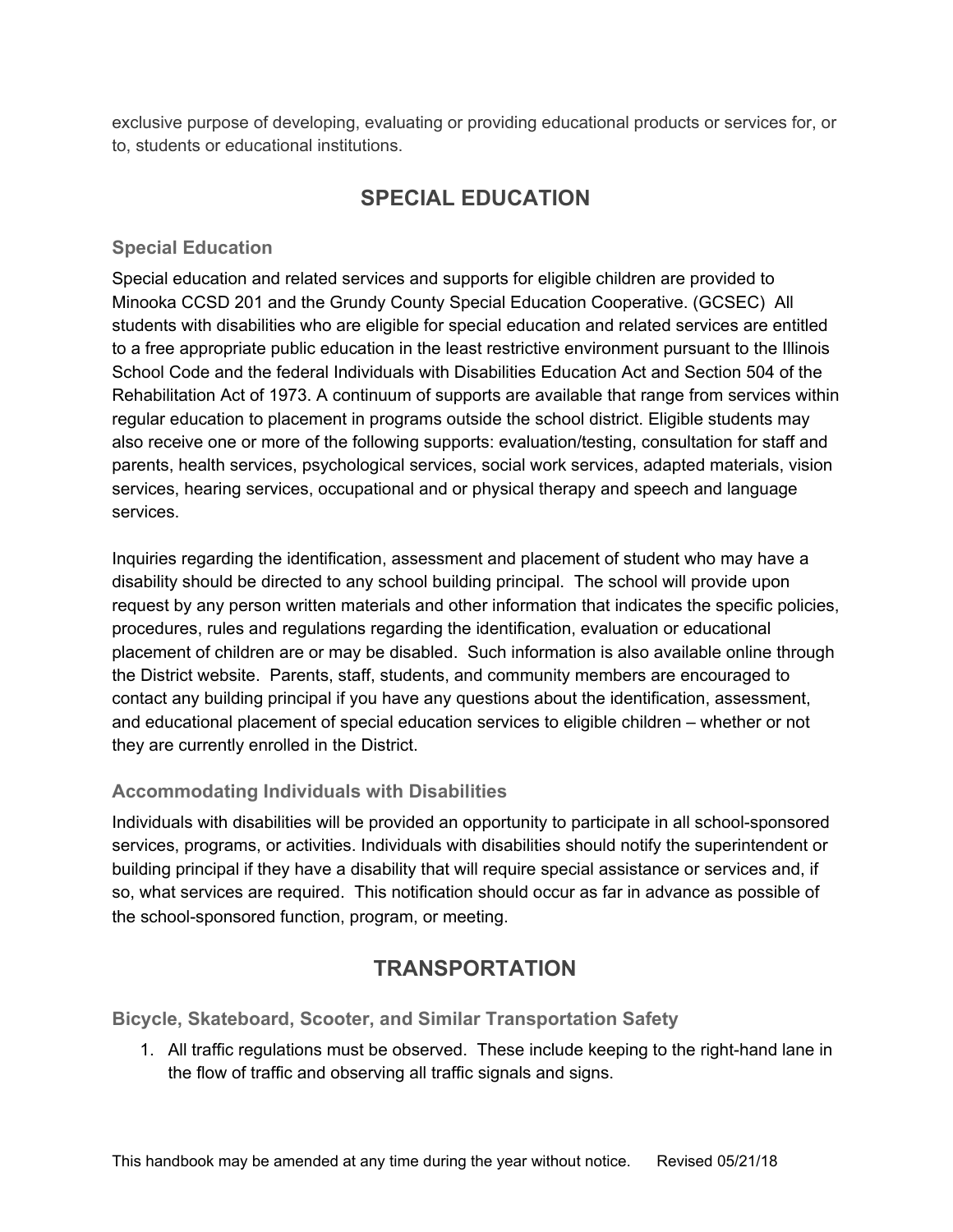exclusive purpose of developing, evaluating or providing educational products or services for, or to, students or educational institutions.

# SPECIAL EDUCATION

## Special Education

Special education and related services and supports for eligible children are provided to Minooka CCSD 201 and the Grundy County Special Education Cooperative. (GCSEC) All students with disabilities who are eligible for special education and related services are entitled to a free appropriate public education in the least restrictive environment pursuant to the Illinois School Code and the federal Individuals with Disabilities Education Act and Section 504 of the Rehabilitation Act of 1973. A continuum of supports are available that range from services within regular education to placement in programs outside the school district. Eligible students may also receive one or more of the following supports: evaluation/testing, consultation for staff and parents, health services, psychological services, social work services, adapted materials, vision services, hearing services, occupational and or physical therapy and speech and language services.

Inquiries regarding the identification, assessment and placement of student who may have a disability should be directed to any school building principal. The school will provide upon request by any person written materials and other information that indicates the specific policies, procedures, rules and regulations regarding the identification, evaluation or educational placement of children are or may be disabled. Such information is also available online through the District website. Parents, staff, students, and community members are encouraged to contact any building principal if you have any questions about the identification, assessment, and educational placement of special education services to eligible children – whether or not they are currently enrolled in the District.

## Accommodating Individuals with Disabilities

Individuals with disabilities will be provided an opportunity to participate in all school-sponsored services, programs, or activities. Individuals with disabilities should notify the superintendent or building principal if they have a disability that will require special assistance or services and, if so, what services are required. This notification should occur as far in advance as possible of the school-sponsored function, program, or meeting.

# TRANSPORTATION

## Bicycle, Skateboard, Scooter, and Similar Transportation Safety

1. All traffic regulations must be observed. These include keeping to the right-hand lane in the flow of traffic and observing all traffic signals and signs.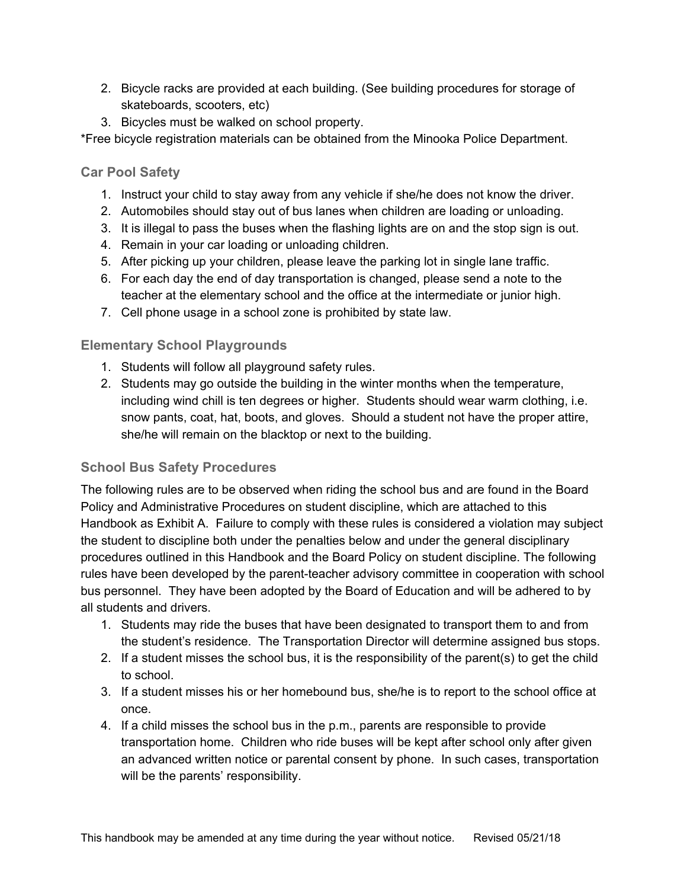2. Bicycle racks are provided at each building. (See building procedures for storage of skateboards, scooters, etc)
3. Bicycles must be walked on school property.

*Free bicycle registration materials can be obtained from the Minooka Police Department.

### Car Pool Safety

1. Instruct your child to stay away from any vehicle if she/he does not know the driver.
2. Automobiles should stay out of bus lanes when children are loading or unloading.
3. It is illegal to pass the buses when the flashing lights are on and the stop sign is out.
4. Remain in your car loading or unloading children.
5. After picking up your children, please leave the parking lot in single lane traffic.
6. For each day the end of day transportation is changed, please send a note to the teacher at the elementary school and the office at the intermediate or junior high.
7. Cell phone usage in a school zone is prohibited by state law.

### Elementary School Playgrounds

1. Students will follow all playground safety rules.
2. Students may go outside the building in the winter months when the temperature, including wind chill is ten degrees or higher. Students should wear warm clothing, i.e. snow pants, coat, hat, boots, and gloves. Should a student not have the proper attire, she/he will remain on the blacktop or next to the building.

### School Bus Safety Procedures

The following rules are to be observed when riding the school bus and are found in the Board Policy and Administrative Procedures on student discipline, which are attached to this Handbook as Exhibit A. Failure to comply with these rules is considered a violation may subject the student to discipline both under the penalties below and under the general disciplinary procedures outlined in this Handbook and the Board Policy on student discipline. The following rules have been developed by the parent-teacher advisory committee in cooperation with school bus personnel. They have been adopted by the Board of Education and will be adhered to by all students and drivers.

1. Students may ride the buses that have been designated to transport them to and from the student's residence. The Transportation Director will determine assigned bus stops.
2. If a student misses the school bus, it is the responsibility of the parent(s) to get the child to school.
3. If a student misses his or her homebound bus, she/he is to report to the school office at once.
4. If a child misses the school bus in the p.m., parents are responsible to provide transportation home. Children who ride buses will be kept after school only after given an advanced written notice or parental consent by phone. In such cases, transportation will be the parents' responsibility.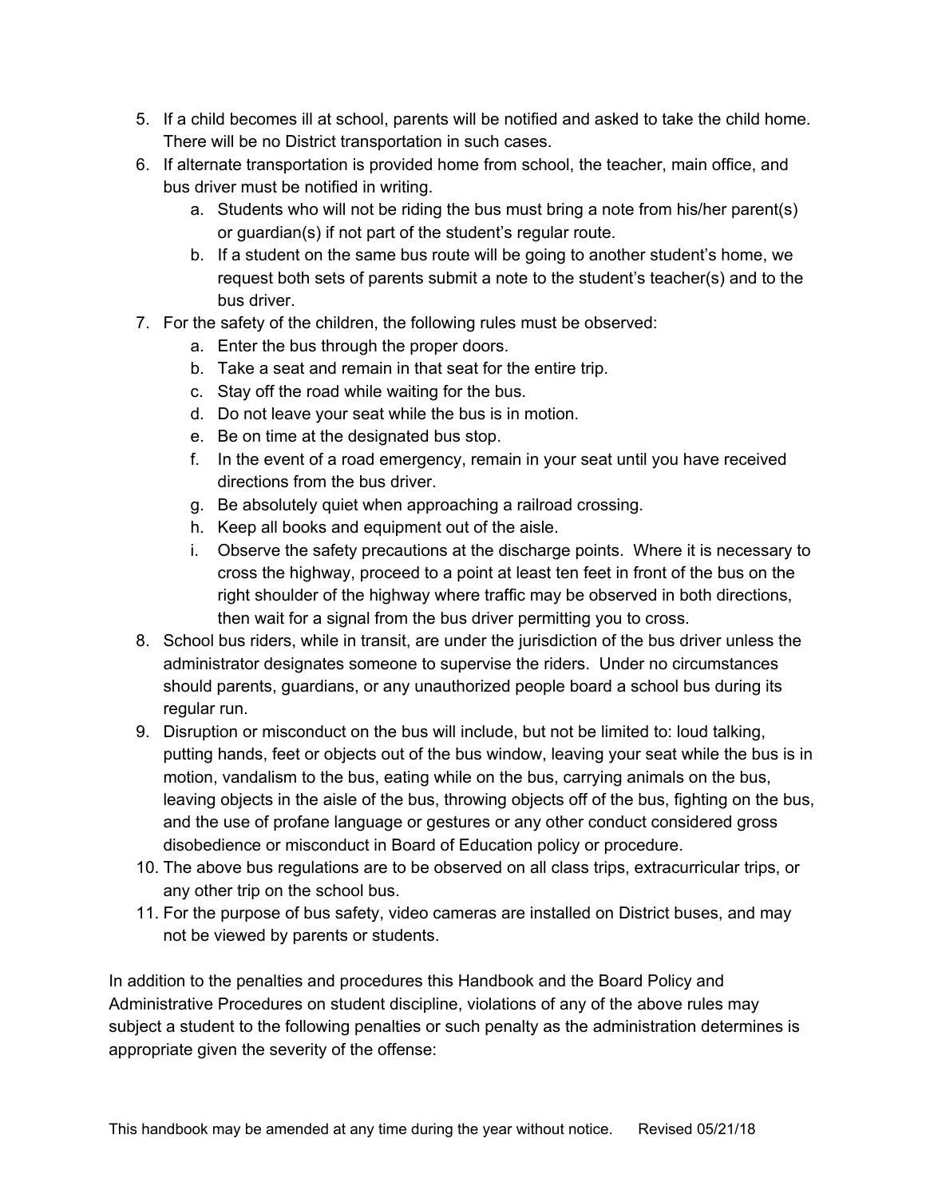5. If a child becomes ill at school, parents will be notified and asked to take the child home. There will be no District transportation in such cases.
6. If alternate transportation is provided home from school, the teacher, main office, and bus driver must be notified in writing.
    a. Students who will not be riding the bus must bring a note from his/her parent(s) or guardian(s) if not part of the student's regular route.
    b. If a student on the same bus route will be going to another student's home, we request both sets of parents submit a note to the student's teacher(s) and to the bus driver.
7. For the safety of the children, the following rules must be observed:
    a. Enter the bus through the proper doors.
    b. Take a seat and remain in that seat for the entire trip.
    c. Stay off the road while waiting for the bus.
    d. Do not leave your seat while the bus is in motion.
    e. Be on time at the designated bus stop.
    f. In the event of a road emergency, remain in your seat until you have received directions from the bus driver.
    g. Be absolutely quiet when approaching a railroad crossing.
    h. Keep all books and equipment out of the aisle.
    i. Observe the safety precautions at the discharge points. Where it is necessary to cross the highway, proceed to a point at least ten feet in front of the bus on the right shoulder of the highway where traffic may be observed in both directions, then wait for a signal from the bus driver permitting you to cross.
8. School bus riders, while in transit, are under the jurisdiction of the bus driver unless the administrator designates someone to supervise the riders. Under no circumstances should parents, guardians, or any unauthorized people board a school bus during its regular run.
9. Disruption or misconduct on the bus will include, but not be limited to: loud talking, putting hands, feet or objects out of the bus window, leaving your seat while the bus is in motion, vandalism to the bus, eating while on the bus, carrying animals on the bus, leaving objects in the aisle of the bus, throwing objects off of the bus, fighting on the bus, and the use of profane language or gestures or any other conduct considered gross disobedience or misconduct in Board of Education policy or procedure.
10. The above bus regulations are to be observed on all class trips, extracurricular trips, or any other trip on the school bus.
11. For the purpose of bus safety, video cameras are installed on District buses, and may not be viewed by parents or students.

In addition to the penalties and procedures this Handbook and the Board Policy and Administrative Procedures on student discipline, violations of any of the above rules may subject a student to the following penalties or such penalty as the administration determines is appropriate given the severity of the offense: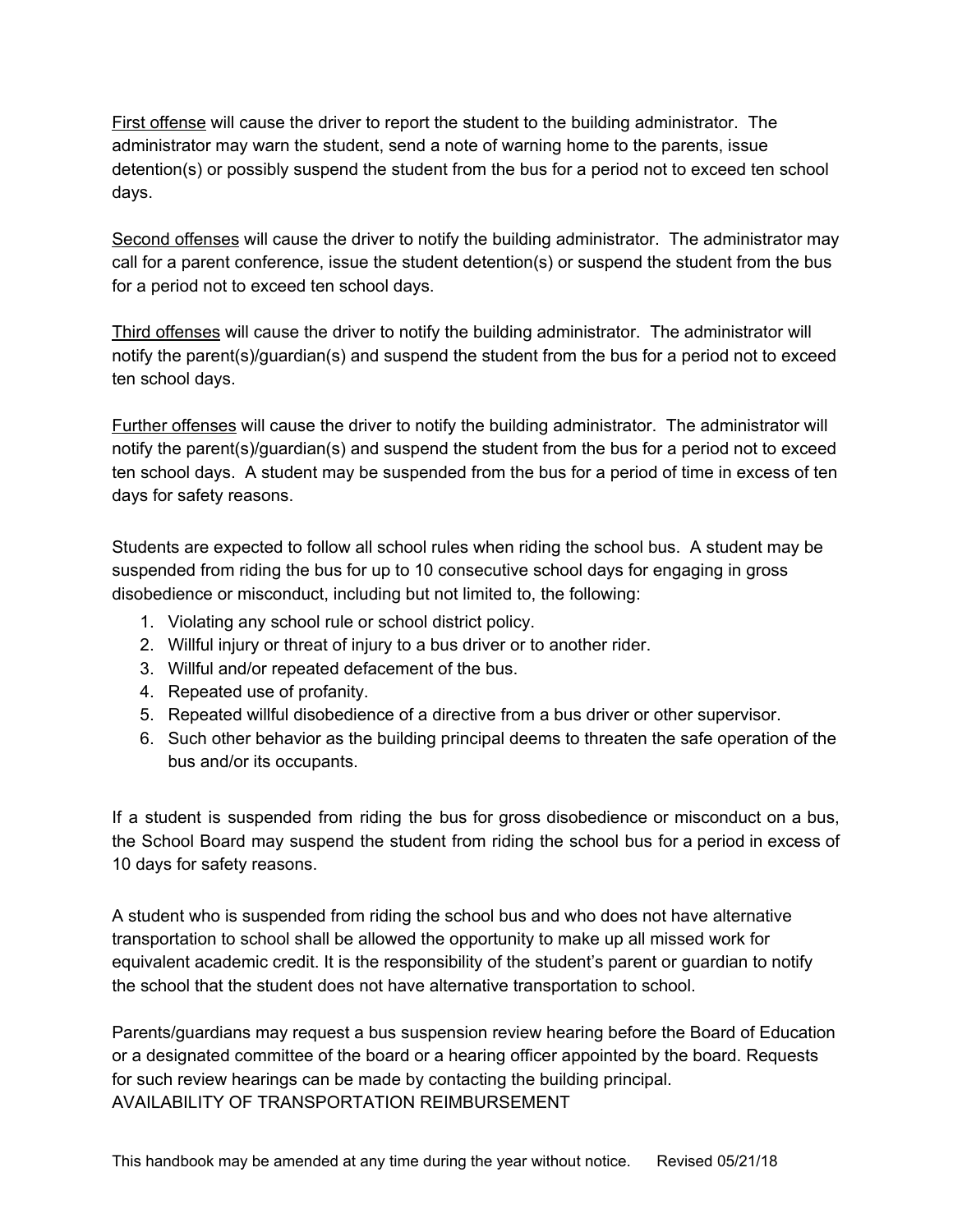<u>First offense</u> will cause the driver to report the student to the building administrator. The administrator may warn the student, send a note of warning home to the parents, issue detention(s) or possibly suspend the student from the bus for a period not to exceed ten school days.

<u>Second offenses</u> will cause the driver to notify the building administrator. The administrator may call for a parent conference, issue the student detention(s) or suspend the student from the bus for a period not to exceed ten school days.

<u>Third offenses</u> will cause the driver to notify the building administrator. The administrator will notify the parent(s)/guardian(s) and suspend the student from the bus for a period not to exceed ten school days.

<u>Further offenses</u> will cause the driver to notify the building administrator. The administrator will notify the parent(s)/guardian(s) and suspend the student from the bus for a period not to exceed ten school days. A student may be suspended from the bus for a period of time in excess of ten days for safety reasons.

Students are expected to follow all school rules when riding the school bus. A student may be suspended from riding the bus for up to 10 consecutive school days for engaging in gross disobedience or misconduct, including but not limited to, the following:

1. Violating any school rule or school district policy.
2. Willful injury or threat of injury to a bus driver or to another rider.
3. Willful and/or repeated defacement of the bus.
4. Repeated use of profanity.
5. Repeated willful disobedience of a directive from a bus driver or other supervisor.
6. Such other behavior as the building principal deems to threaten the safe operation of the bus and/or its occupants.

If a student is suspended from riding the bus for gross disobedience or misconduct on a bus, the School Board may suspend the student from riding the school bus for a period in excess of 10 days for safety reasons.

A student who is suspended from riding the school bus and who does not have alternative transportation to school shall be allowed the opportunity to make up all missed work for equivalent academic credit. It is the responsibility of the student's parent or guardian to notify the school that the student does not have alternative transportation to school.

Parents/guardians may request a bus suspension review hearing before the Board of Education or a designated committee of the board or a hearing officer appointed by the board. Requests for such review hearings can be made by contacting the building principal.

AVAILABILITY OF TRANSPORTATION REIMBURSEMENT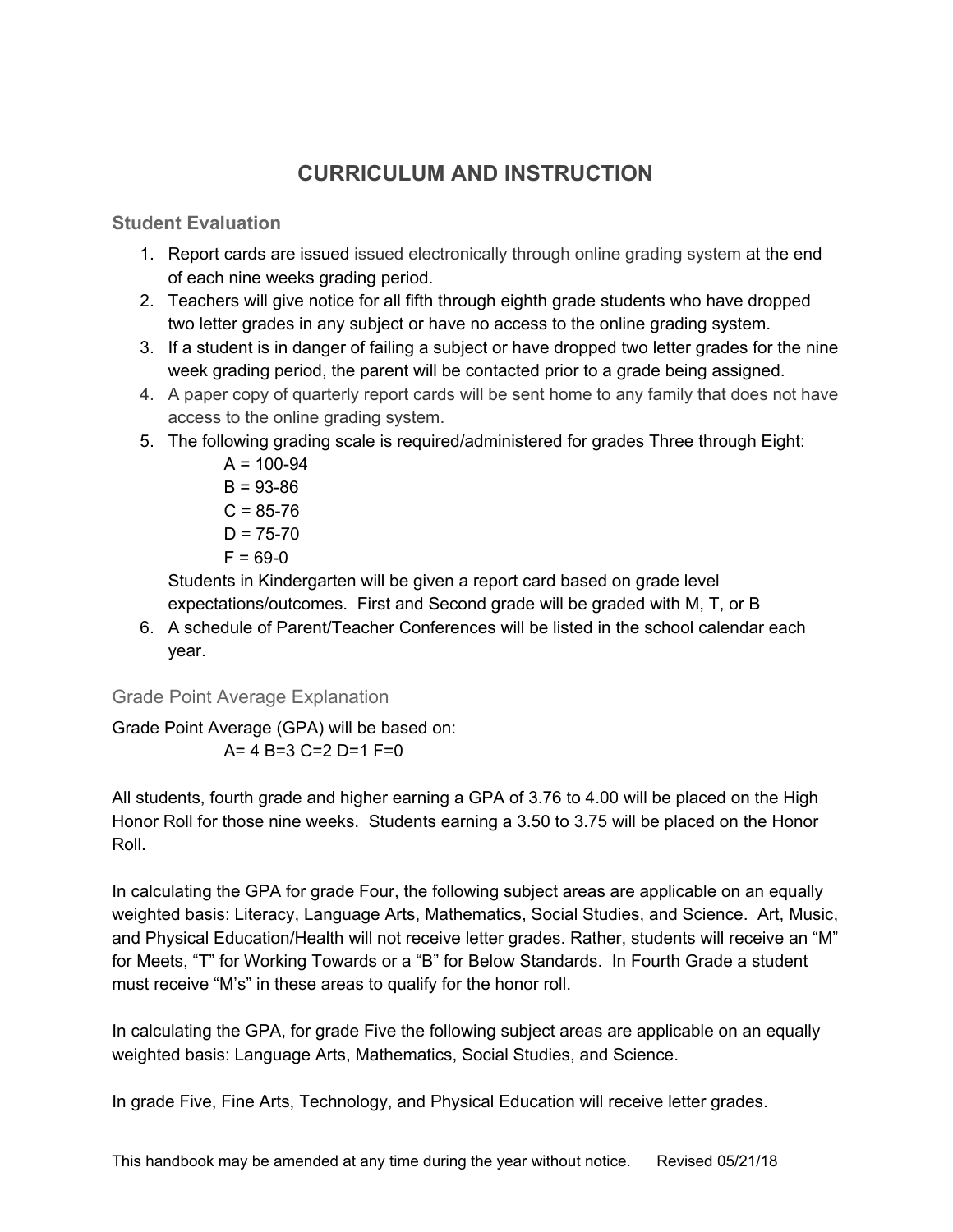# CURRICULUM AND INSTRUCTION

## Student Evaluation

1. Report cards are issued issued electronically through online grading system at the end of each nine weeks grading period.
2. Teachers will give notice for all fifth through eighth grade students who have dropped two letter grades in any subject or have no access to the online grading system.
3. If a student is in danger of failing a subject or have dropped two letter grades for the nine week grading period, the parent will be contacted prior to a grade being assigned.
4. A paper copy of quarterly report cards will be sent home to any family that does not have access to the online grading system.
5. The following grading scale is required/administered for grades Three through Eight:

   A = 100-94
   B = 93-86
   C = 85-76
   D = 75-70
   F = 69-0

   Students in Kindergarten will be given a report card based on grade level expectations/outcomes. First and Second grade will be graded with M, T, or B
6. A schedule of Parent/Teacher Conferences will be listed in the school calendar each year.

## Grade Point Average Explanation

Grade Point Average (GPA) will be based on:

A= 4 B=3 C=2 D=1 F=0

All students, fourth grade and higher earning a GPA of 3.76 to 4.00 will be placed on the High Honor Roll for those nine weeks. Students earning a 3.50 to 3.75 will be placed on the Honor Roll.

In calculating the GPA for grade Four, the following subject areas are applicable on an equally weighted basis: Literacy, Language Arts, Mathematics, Social Studies, and Science. Art, Music, and Physical Education/Health will not receive letter grades. Rather, students will receive an "M" for Meets, "T" for Working Towards or a "B" for Below Standards. In Fourth Grade a student must receive "M's" in these areas to qualify for the honor roll.

In calculating the GPA, for grade Five the following subject areas are applicable on an equally weighted basis: Language Arts, Mathematics, Social Studies, and Science.

In grade Five, Fine Arts, Technology, and Physical Education will receive letter grades.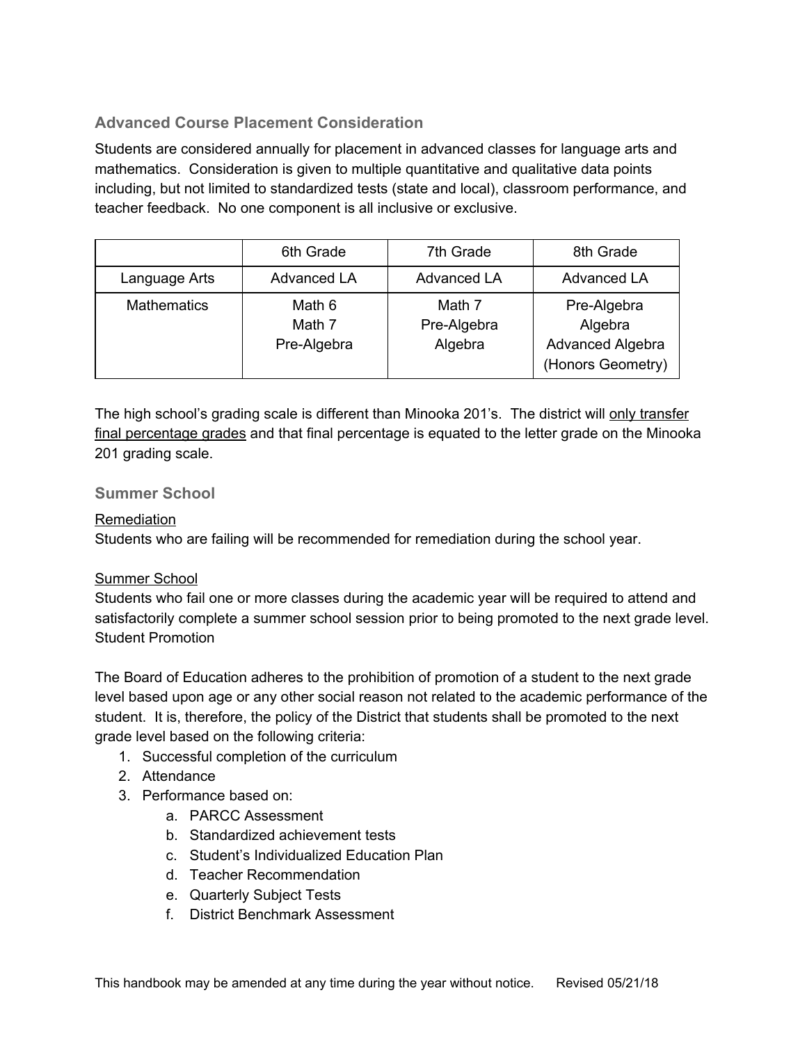### Advanced Course Placement Consideration

Students are considered annually for placement in advanced classes for language arts and mathematics. Consideration is given to multiple quantitative and qualitative data points including, but not limited to standardized tests (state and local), classroom performance, and teacher feedback. No one component is all inclusive or exclusive.

| | 6th Grade | 7th Grade | 8th Grade |
|---|---|---|---|
| Language Arts | Advanced LA | Advanced LA | Advanced LA |
| Mathematics | Math 6<br>Math 7<br>Pre-Algebra | Math 7<br>Pre-Algebra<br>Algebra | Pre-Algebra<br>Algebra<br>Advanced Algebra<br>(Honors Geometry) |

The high school's grading scale is different than Minooka 201's. The district will <u>only transfer final percentage grades</u> and that final percentage is equated to the letter grade on the Minooka 201 grading scale.

### Summer School

<u>Remediation</u>
Students who are failing will be recommended for remediation during the school year.

<u>Summer School</u>
Students who fail one or more classes during the academic year will be required to attend and satisfactorily complete a summer school session prior to being promoted to the next grade level.
Student Promotion

The Board of Education adheres to the prohibition of promotion of a student to the next grade level based upon age or any other social reason not related to the academic performance of the student. It is, therefore, the policy of the District that students shall be promoted to the next grade level based on the following criteria:

1. Successful completion of the curriculum
2. Attendance
3. Performance based on:
   a. PARCC Assessment
   b. Standardized achievement tests
   c. Student's Individualized Education Plan
   d. Teacher Recommendation
   e. Quarterly Subject Tests
   f. District Benchmark Assessment

This handbook may be amended at any time during the year without notice. Revised 05/21/18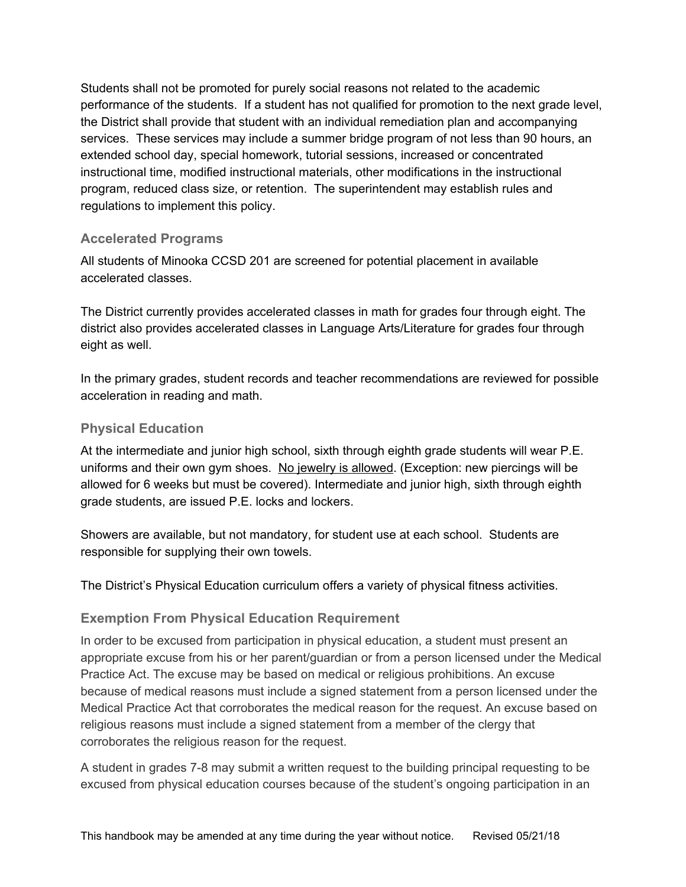Students shall not be promoted for purely social reasons not related to the academic performance of the students. If a student has not qualified for promotion to the next grade level, the District shall provide that student with an individual remediation plan and accompanying services. These services may include a summer bridge program of not less than 90 hours, an extended school day, special homework, tutorial sessions, increased or concentrated instructional time, modified instructional materials, other modifications in the instructional program, reduced class size, or retention. The superintendent may establish rules and regulations to implement this policy.

### Accelerated Programs

All students of Minooka CCSD 201 are screened for potential placement in available accelerated classes.

The District currently provides accelerated classes in math for grades four through eight. The district also provides accelerated classes in Language Arts/Literature for grades four through eight as well.

In the primary grades, student records and teacher recommendations are reviewed for possible acceleration in reading and math.

### Physical Education

At the intermediate and junior high school, sixth through eighth grade students will wear P.E. uniforms and their own gym shoes. No jewelry is allowed. (Exception: new piercings will be allowed for 6 weeks but must be covered). Intermediate and junior high, sixth through eighth grade students, are issued P.E. locks and lockers.

Showers are available, but not mandatory, for student use at each school. Students are responsible for supplying their own towels.

The District's Physical Education curriculum offers a variety of physical fitness activities.

### Exemption From Physical Education Requirement

In order to be excused from participation in physical education, a student must present an appropriate excuse from his or her parent/guardian or from a person licensed under the Medical Practice Act. The excuse may be based on medical or religious prohibitions. An excuse because of medical reasons must include a signed statement from a person licensed under the Medical Practice Act that corroborates the medical reason for the request. An excuse based on religious reasons must include a signed statement from a member of the clergy that corroborates the religious reason for the request.

A student in grades 7-8 may submit a written request to the building principal requesting to be excused from physical education courses because of the student's ongoing participation in an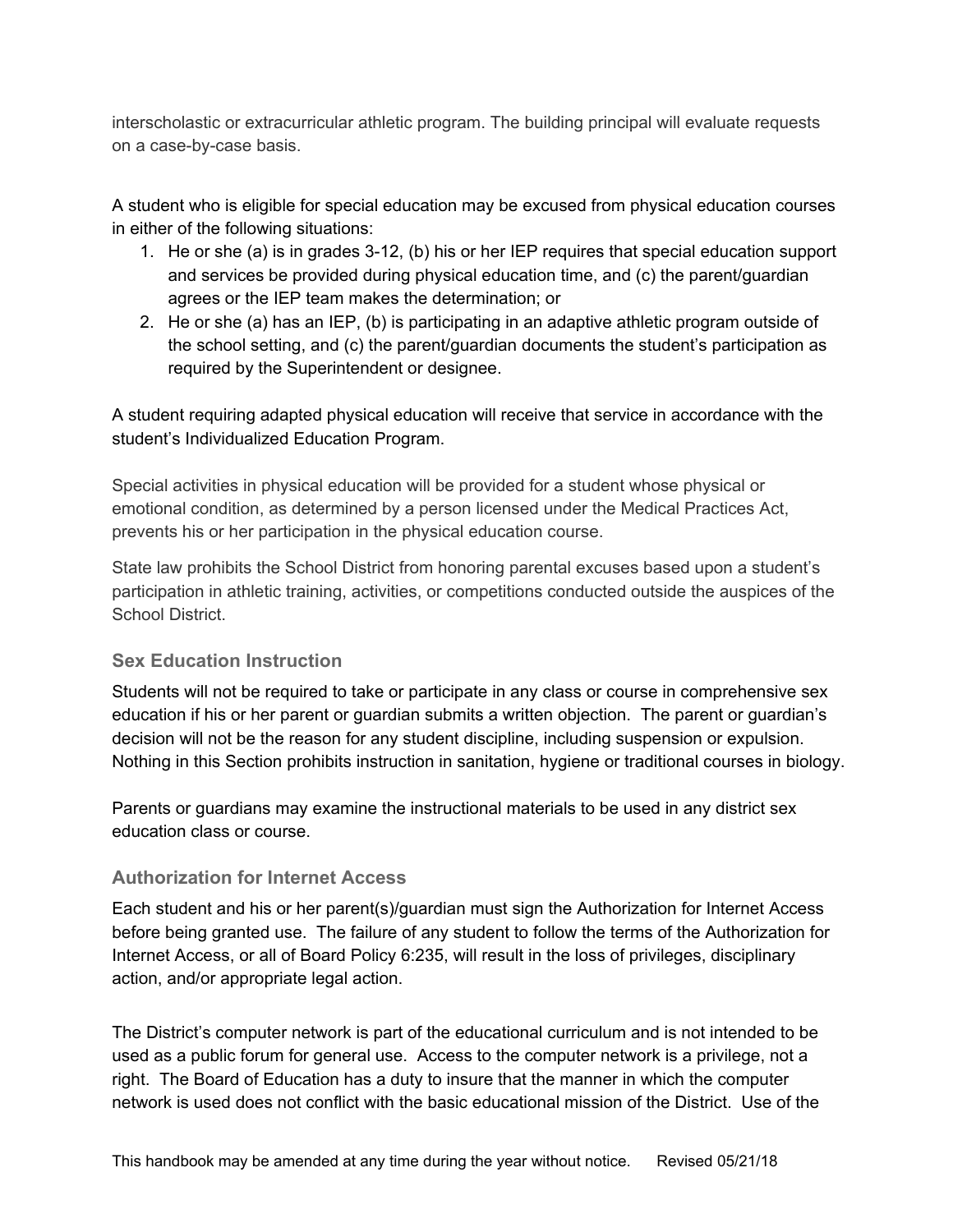interscholastic or extracurricular athletic program. The building principal will evaluate requests on a case-by-case basis.

A student who is eligible for special education may be excused from physical education courses in either of the following situations:

1. He or she (a) is in grades 3-12, (b) his or her IEP requires that special education support and services be provided during physical education time, and (c) the parent/guardian agrees or the IEP team makes the determination; or
2. He or she (a) has an IEP, (b) is participating in an adaptive athletic program outside of the school setting, and (c) the parent/guardian documents the student's participation as required by the Superintendent or designee.

A student requiring adapted physical education will receive that service in accordance with the student's Individualized Education Program.

Special activities in physical education will be provided for a student whose physical or emotional condition, as determined by a person licensed under the Medical Practices Act, prevents his or her participation in the physical education course.

State law prohibits the School District from honoring parental excuses based upon a student's participation in athletic training, activities, or competitions conducted outside the auspices of the School District.

### Sex Education Instruction

Students will not be required to take or participate in any class or course in comprehensive sex education if his or her parent or guardian submits a written objection. The parent or guardian's decision will not be the reason for any student discipline, including suspension or expulsion. Nothing in this Section prohibits instruction in sanitation, hygiene or traditional courses in biology.

Parents or guardians may examine the instructional materials to be used in any district sex education class or course.

### Authorization for Internet Access

Each student and his or her parent(s)/guardian must sign the Authorization for Internet Access before being granted use. The failure of any student to follow the terms of the Authorization for Internet Access, or all of Board Policy 6:235, will result in the loss of privileges, disciplinary action, and/or appropriate legal action.

The District's computer network is part of the educational curriculum and is not intended to be used as a public forum for general use. Access to the computer network is a privilege, not a right. The Board of Education has a duty to insure that the manner in which the computer network is used does not conflict with the basic educational mission of the District. Use of the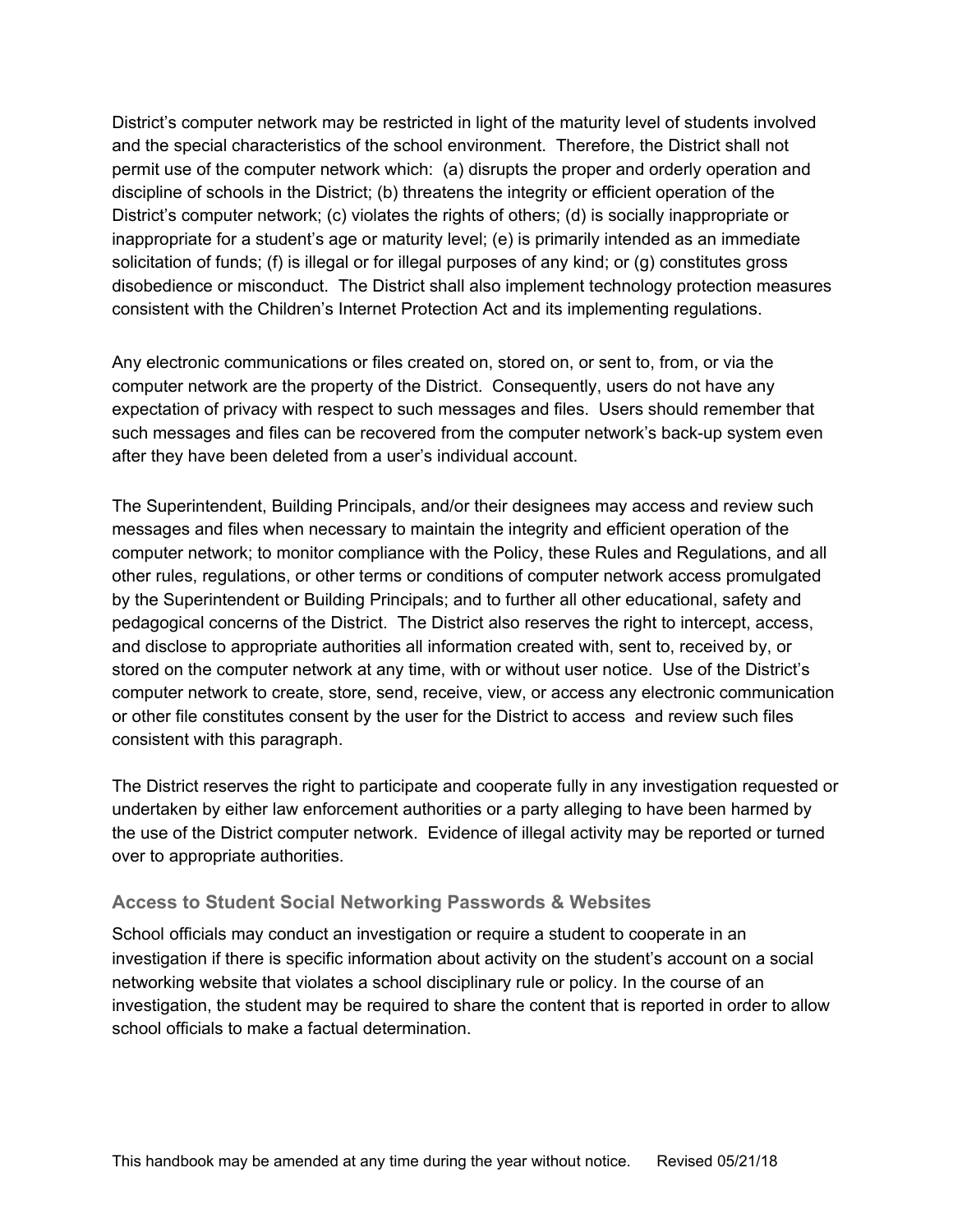District's computer network may be restricted in light of the maturity level of students involved and the special characteristics of the school environment. Therefore, the District shall not permit use of the computer network which: (a) disrupts the proper and orderly operation and discipline of schools in the District; (b) threatens the integrity or efficient operation of the District's computer network; (c) violates the rights of others; (d) is socially inappropriate or inappropriate for a student's age or maturity level; (e) is primarily intended as an immediate solicitation of funds; (f) is illegal or for illegal purposes of any kind; or (g) constitutes gross disobedience or misconduct. The District shall also implement technology protection measures consistent with the Children's Internet Protection Act and its implementing regulations.

Any electronic communications or files created on, stored on, or sent to, from, or via the computer network are the property of the District. Consequently, users do not have any expectation of privacy with respect to such messages and files. Users should remember that such messages and files can be recovered from the computer network's back-up system even after they have been deleted from a user's individual account.

The Superintendent, Building Principals, and/or their designees may access and review such messages and files when necessary to maintain the integrity and efficient operation of the computer network; to monitor compliance with the Policy, these Rules and Regulations, and all other rules, regulations, or other terms or conditions of computer network access promulgated by the Superintendent or Building Principals; and to further all other educational, safety and pedagogical concerns of the District. The District also reserves the right to intercept, access, and disclose to appropriate authorities all information created with, sent to, received by, or stored on the computer network at any time, with or without user notice. Use of the District's computer network to create, store, send, receive, view, or access any electronic communication or other file constitutes consent by the user for the District to access and review such files consistent with this paragraph.

The District reserves the right to participate and cooperate fully in any investigation requested or undertaken by either law enforcement authorities or a party alleging to have been harmed by the use of the District computer network. Evidence of illegal activity may be reported or turned over to appropriate authorities.

### Access to Student Social Networking Passwords & Websites

School officials may conduct an investigation or require a student to cooperate in an investigation if there is specific information about activity on the student's account on a social networking website that violates a school disciplinary rule or policy. In the course of an investigation, the student may be required to share the content that is reported in order to allow school officials to make a factual determination.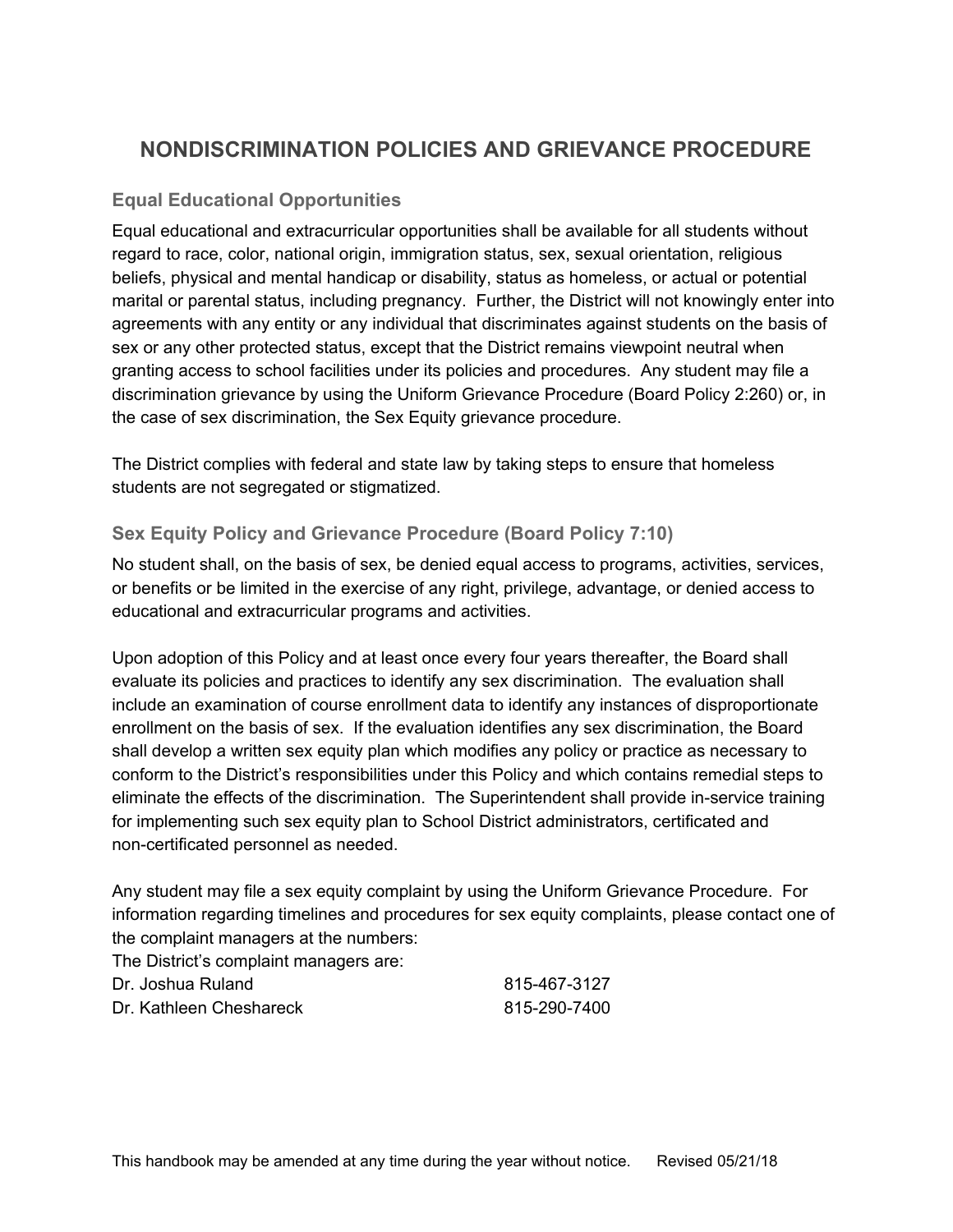# NONDISCRIMINATION POLICIES AND GRIEVANCE PROCEDURE

## Equal Educational Opportunities

Equal educational and extracurricular opportunities shall be available for all students without regard to race, color, national origin, immigration status, sex, sexual orientation, religious beliefs, physical and mental handicap or disability, status as homeless, or actual or potential marital or parental status, including pregnancy. Further, the District will not knowingly enter into agreements with any entity or any individual that discriminates against students on the basis of sex or any other protected status, except that the District remains viewpoint neutral when granting access to school facilities under its policies and procedures. Any student may file a discrimination grievance by using the Uniform Grievance Procedure (Board Policy 2:260) or, in the case of sex discrimination, the Sex Equity grievance procedure.

The District complies with federal and state law by taking steps to ensure that homeless students are not segregated or stigmatized.

## Sex Equity Policy and Grievance Procedure (Board Policy 7:10)

No student shall, on the basis of sex, be denied equal access to programs, activities, services, or benefits or be limited in the exercise of any right, privilege, advantage, or denied access to educational and extracurricular programs and activities.

Upon adoption of this Policy and at least once every four years thereafter, the Board shall evaluate its policies and practices to identify any sex discrimination. The evaluation shall include an examination of course enrollment data to identify any instances of disproportionate enrollment on the basis of sex. If the evaluation identifies any sex discrimination, the Board shall develop a written sex equity plan which modifies any policy or practice as necessary to conform to the District's responsibilities under this Policy and which contains remedial steps to eliminate the effects of the discrimination. The Superintendent shall provide in-service training for implementing such sex equity plan to School District administrators, certificated and non-certificated personnel as needed.

Any student may file a sex equity complaint by using the Uniform Grievance Procedure. For information regarding timelines and procedures for sex equity complaints, please contact one of the complaint managers at the numbers:

The District's complaint managers are:

Dr. Joshua Ruland 815-467-3127
Dr. Kathleen Cheshareck 815-290-7400

This handbook may be amended at any time during the year without notice. Revised 05/21/18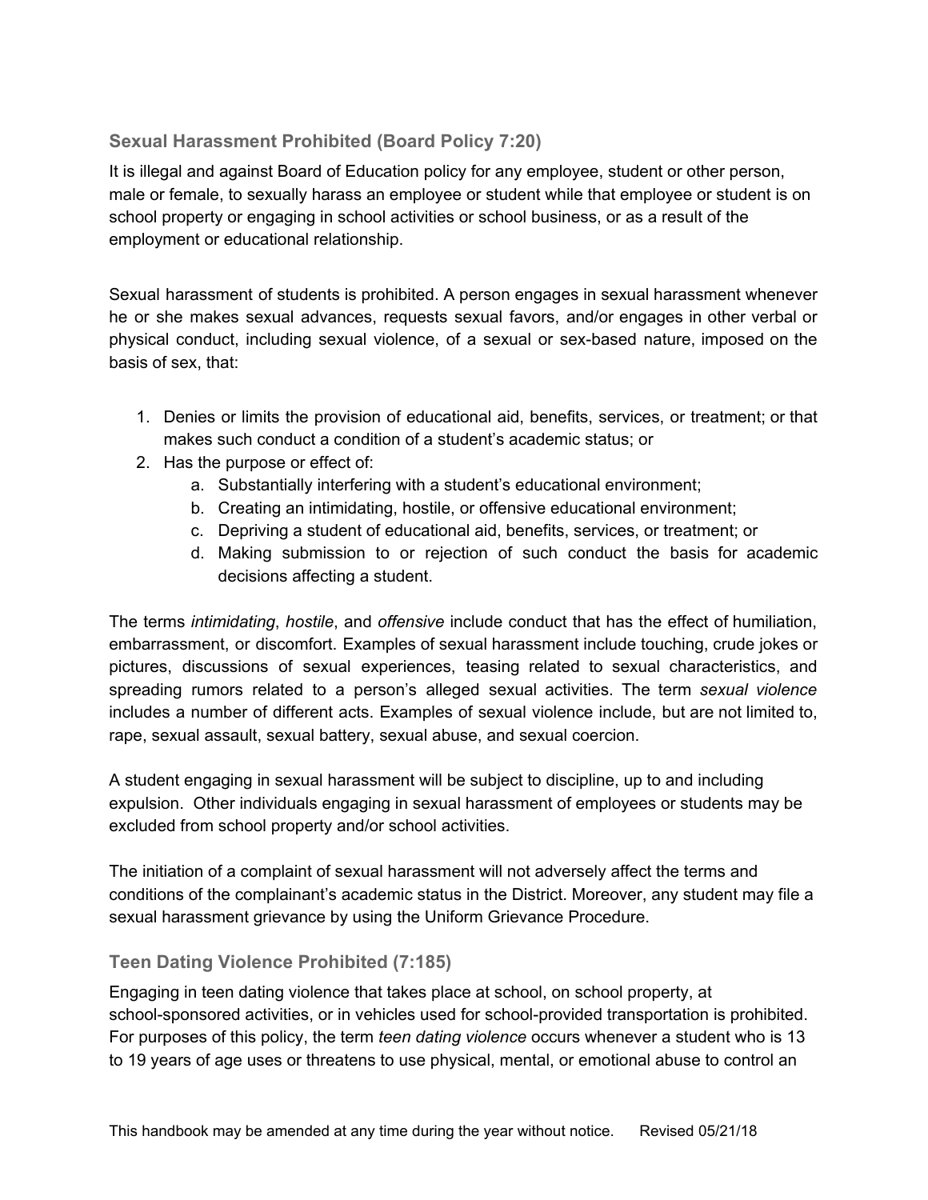### Sexual Harassment Prohibited (Board Policy 7:20)

It is illegal and against Board of Education policy for any employee, student or other person, male or female, to sexually harass an employee or student while that employee or student is on school property or engaging in school activities or school business, or as a result of the employment or educational relationship.

Sexual harassment of students is prohibited. A person engages in sexual harassment whenever he or she makes sexual advances, requests sexual favors, and/or engages in other verbal or physical conduct, including sexual violence, of a sexual or sex-based nature, imposed on the basis of sex, that:

1. Denies or limits the provision of educational aid, benefits, services, or treatment; or that makes such conduct a condition of a student's academic status; or
2. Has the purpose or effect of:
    a. Substantially interfering with a student's educational environment;
    b. Creating an intimidating, hostile, or offensive educational environment;
    c. Depriving a student of educational aid, benefits, services, or treatment; or
    d. Making submission to or rejection of such conduct the basis for academic decisions affecting a student.

The terms *intimidating*, *hostile*, and *offensive* include conduct that has the effect of humiliation, embarrassment, or discomfort. Examples of sexual harassment include touching, crude jokes or pictures, discussions of sexual experiences, teasing related to sexual characteristics, and spreading rumors related to a person's alleged sexual activities. The term *sexual violence* includes a number of different acts. Examples of sexual violence include, but are not limited to, rape, sexual assault, sexual battery, sexual abuse, and sexual coercion.

A student engaging in sexual harassment will be subject to discipline, up to and including expulsion. Other individuals engaging in sexual harassment of employees or students may be excluded from school property and/or school activities.

The initiation of a complaint of sexual harassment will not adversely affect the terms and conditions of the complainant's academic status in the District. Moreover, any student may file a sexual harassment grievance by using the Uniform Grievance Procedure.

### Teen Dating Violence Prohibited (7:185)

Engaging in teen dating violence that takes place at school, on school property, at school-sponsored activities, or in vehicles used for school-provided transportation is prohibited. For purposes of this policy, the term *teen dating violence* occurs whenever a student who is 13 to 19 years of age uses or threatens to use physical, mental, or emotional abuse to control an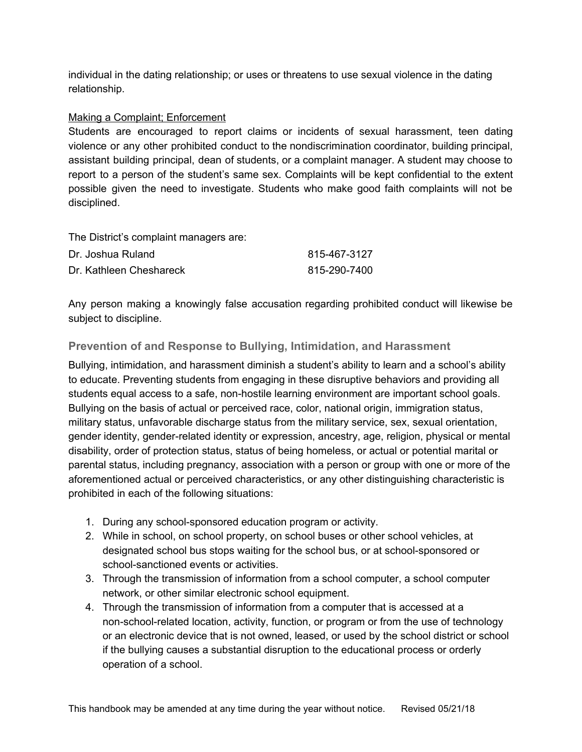individual in the dating relationship; or uses or threatens to use sexual violence in the dating relationship.

Making a Complaint; Enforcement

Students are encouraged to report claims or incidents of sexual harassment, teen dating violence or any other prohibited conduct to the nondiscrimination coordinator, building principal, assistant building principal, dean of students, or a complaint manager. A student may choose to report to a person of the student's same sex. Complaints will be kept confidential to the extent possible given the need to investigate. Students who make good faith complaints will not be disciplined.

The District's complaint managers are:

| | |
|---|---|
| Dr. Joshua Ruland | 815-467-3127 |
| Dr. Kathleen Cheshareck | 815-290-7400 |

Any person making a knowingly false accusation regarding prohibited conduct will likewise be subject to discipline.

### Prevention of and Response to Bullying, Intimidation, and Harassment

Bullying, intimidation, and harassment diminish a student's ability to learn and a school's ability to educate. Preventing students from engaging in these disruptive behaviors and providing all students equal access to a safe, non-hostile learning environment are important school goals. Bullying on the basis of actual or perceived race, color, national origin, immigration status, military status, unfavorable discharge status from the military service, sex, sexual orientation, gender identity, gender-related identity or expression, ancestry, age, religion, physical or mental disability, order of protection status, status of being homeless, or actual or potential marital or parental status, including pregnancy, association with a person or group with one or more of the aforementioned actual or perceived characteristics, or any other distinguishing characteristic is prohibited in each of the following situations:

1. During any school-sponsored education program or activity.
2. While in school, on school property, on school buses or other school vehicles, at designated school bus stops waiting for the school bus, or at school-sponsored or school-sanctioned events or activities.
3. Through the transmission of information from a school computer, a school computer network, or other similar electronic school equipment.
4. Through the transmission of information from a computer that is accessed at a non-school-related location, activity, function, or program or from the use of technology or an electronic device that is not owned, leased, or used by the school district or school if the bullying causes a substantial disruption to the educational process or orderly operation of a school.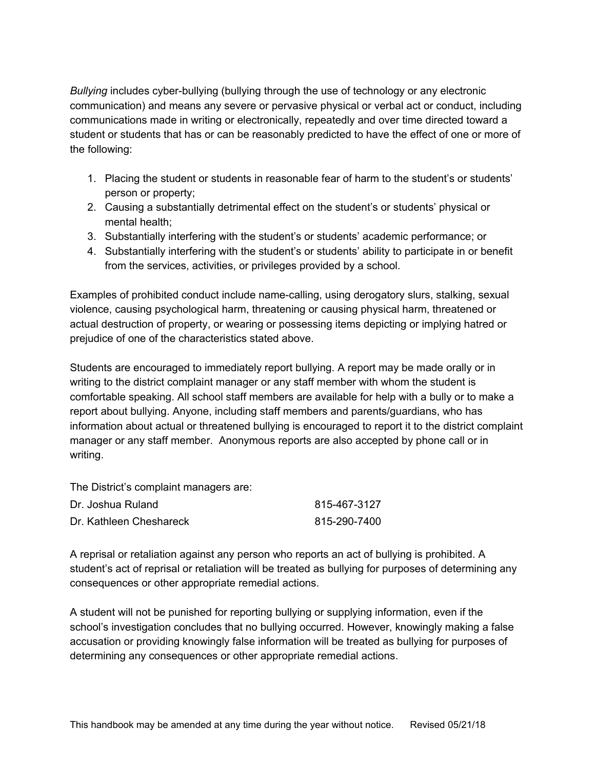*Bullying* includes cyber-bullying (bullying through the use of technology or any electronic communication) and means any severe or pervasive physical or verbal act or conduct, including communications made in writing or electronically, repeatedly and over time directed toward a student or students that has or can be reasonably predicted to have the effect of one or more of the following:

1. Placing the student or students in reasonable fear of harm to the student's or students' person or property;
2. Causing a substantially detrimental effect on the student's or students' physical or mental health;
3. Substantially interfering with the student's or students' academic performance; or
4. Substantially interfering with the student's or students' ability to participate in or benefit from the services, activities, or privileges provided by a school.

Examples of prohibited conduct include name-calling, using derogatory slurs, stalking, sexual violence, causing psychological harm, threatening or causing physical harm, threatened or actual destruction of property, or wearing or possessing items depicting or implying hatred or prejudice of one of the characteristics stated above.

Students are encouraged to immediately report bullying. A report may be made orally or in writing to the district complaint manager or any staff member with whom the student is comfortable speaking. All school staff members are available for help with a bully or to make a report about bullying. Anyone, including staff members and parents/guardians, who has information about actual or threatened bullying is encouraged to report it to the district complaint manager or any staff member. Anonymous reports are also accepted by phone call or in writing.

The District's complaint managers are:

| | |
|---|---|
| Dr. Joshua Ruland | 815-467-3127 |
| Dr. Kathleen Cheshareck | 815-290-7400 |

A reprisal or retaliation against any person who reports an act of bullying is prohibited. A student's act of reprisal or retaliation will be treated as bullying for purposes of determining any consequences or other appropriate remedial actions.

A student will not be punished for reporting bullying or supplying information, even if the school's investigation concludes that no bullying occurred. However, knowingly making a false accusation or providing knowingly false information will be treated as bullying for purposes of determining any consequences or other appropriate remedial actions.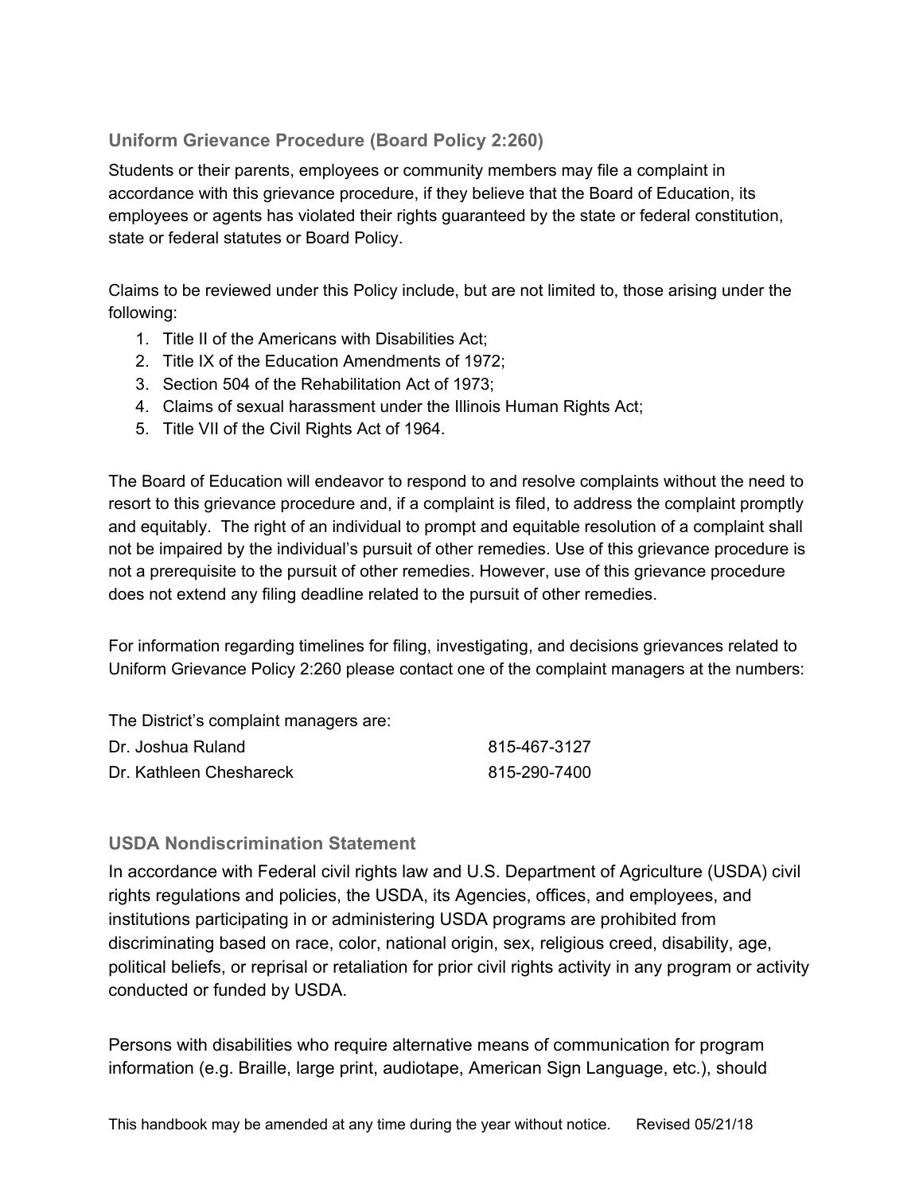### Uniform Grievance Procedure (Board Policy 2:260)

Students or their parents, employees or community members may file a complaint in accordance with this grievance procedure, if they believe that the Board of Education, its employees or agents has violated their rights guaranteed by the state or federal constitution, state or federal statutes or Board Policy.

Claims to be reviewed under this Policy include, but are not limited to, those arising under the following:

1. Title II of the Americans with Disabilities Act;
2. Title IX of the Education Amendments of 1972;
3. Section 504 of the Rehabilitation Act of 1973;
4. Claims of sexual harassment under the Illinois Human Rights Act;
5. Title VII of the Civil Rights Act of 1964.

The Board of Education will endeavor to respond to and resolve complaints without the need to resort to this grievance procedure and, if a complaint is filed, to address the complaint promptly and equitably. The right of an individual to prompt and equitable resolution of a complaint shall not be impaired by the individual's pursuit of other remedies. Use of this grievance procedure is not a prerequisite to the pursuit of other remedies. However, use of this grievance procedure does not extend any filing deadline related to the pursuit of other remedies.

For information regarding timelines for filing, investigating, and decisions grievances related to Uniform Grievance Policy 2:260 please contact one of the complaint managers at the numbers:

The District's complaint managers are:

| | |
|---|---|
| Dr. Joshua Ruland | 815-467-3127 |
| Dr. Kathleen Cheshareck | 815-290-7400 |

### USDA Nondiscrimination Statement

In accordance with Federal civil rights law and U.S. Department of Agriculture (USDA) civil rights regulations and policies, the USDA, its Agencies, offices, and employees, and institutions participating in or administering USDA programs are prohibited from discriminating based on race, color, national origin, sex, religious creed, disability, age, political beliefs, or reprisal or retaliation for prior civil rights activity in any program or activity conducted or funded by USDA.

Persons with disabilities who require alternative means of communication for program information (e.g. Braille, large print, audiotape, American Sign Language, etc.), should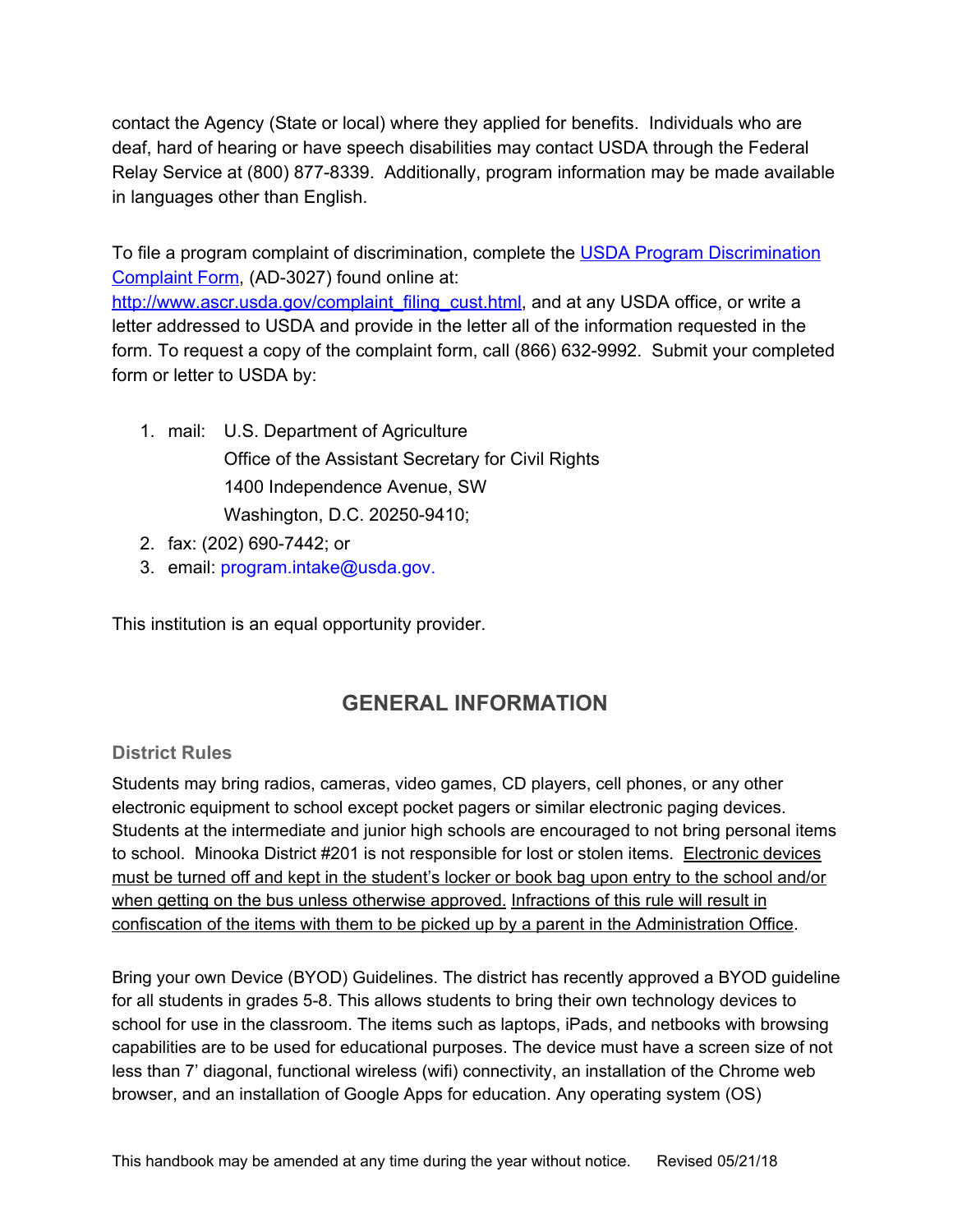contact the Agency (State or local) where they applied for benefits. Individuals who are deaf, hard of hearing or have speech disabilities may contact USDA through the Federal Relay Service at (800) 877-8339. Additionally, program information may be made available in languages other than English.

To file a program complaint of discrimination, complete the [USDA Program Discrimination Complaint Form](http://www.ascr.usda.gov/complaint_filing_cust.html), (AD-3027) found online at: http://www.ascr.usda.gov/complaint_filing_cust.html, and at any USDA office, or write a letter addressed to USDA and provide in the letter all of the information requested in the form. To request a copy of the complaint form, call (866) 632-9992. Submit your completed form or letter to USDA by:

1. mail: U.S. Department of Agriculture
   Office of the Assistant Secretary for Civil Rights
   1400 Independence Avenue, SW
   Washington, D.C. 20250-9410;
2. fax: (202) 690-7442; or
3. email: program.intake@usda.gov.

This institution is an equal opportunity provider.

## GENERAL INFORMATION

### District Rules

Students may bring radios, cameras, video games, CD players, cell phones, or any other electronic equipment to school except pocket pagers or similar electronic paging devices. Students at the intermediate and junior high schools are encouraged to not bring personal items to school. Minooka District #201 is not responsible for lost or stolen items. <u>Electronic devices must be turned off and kept in the student's locker or book bag upon entry to the school and/or when getting on the bus unless otherwise approved.</u> <u>Infractions of this rule will result in confiscation of the items with them to be picked up by a parent in the Administration Office</u>.

Bring your own Device (BYOD) Guidelines. The district has recently approved a BYOD guideline for all students in grades 5-8. This allows students to bring their own technology devices to school for use in the classroom. The items such as laptops, iPads, and netbooks with browsing capabilities are to be used for educational purposes. The device must have a screen size of not less than 7' diagonal, functional wireless (wifi) connectivity, an installation of the Chrome web browser, and an installation of Google Apps for education. Any operating system (OS)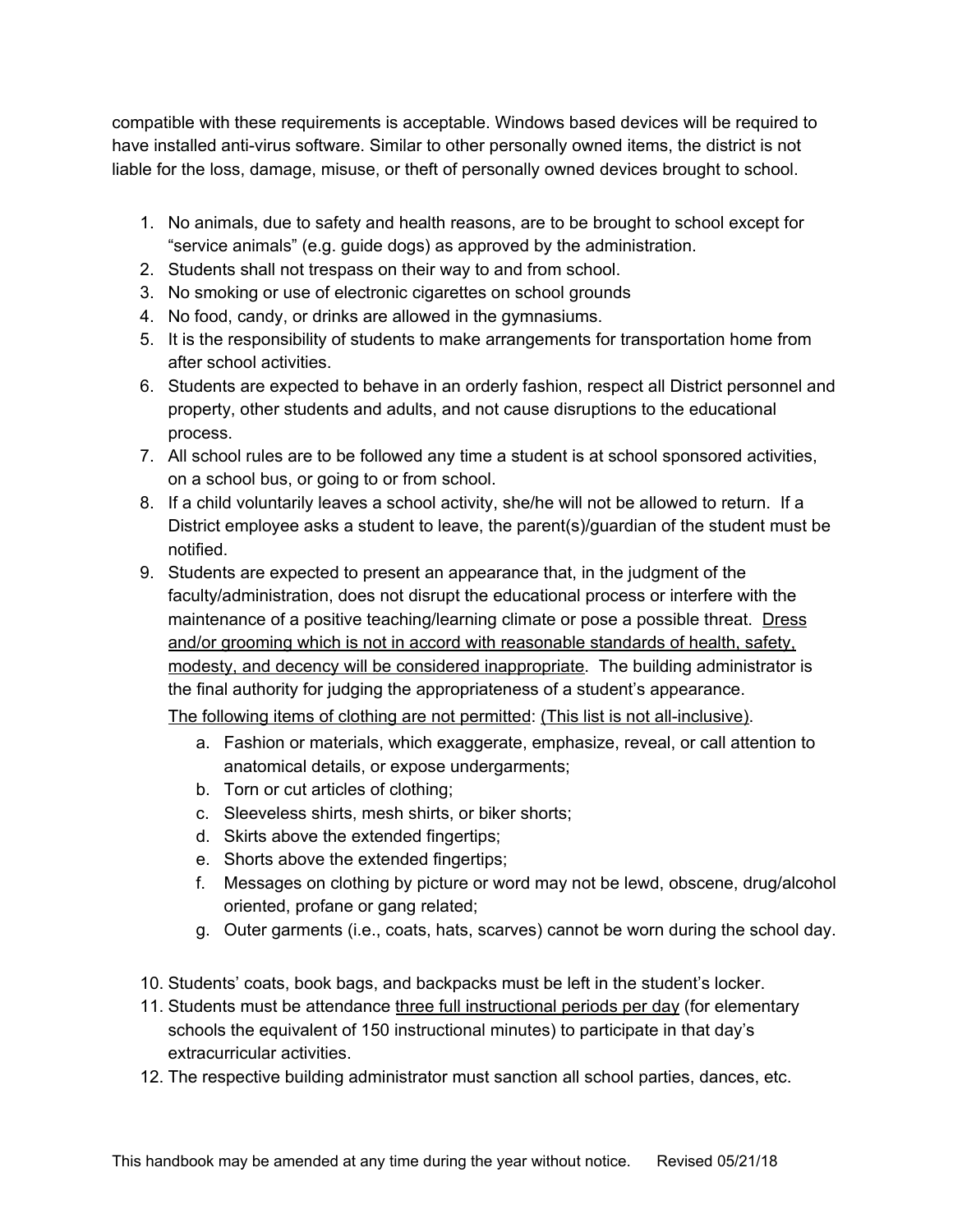compatible with these requirements is acceptable. Windows based devices will be required to have installed anti-virus software. Similar to other personally owned items, the district is not liable for the loss, damage, misuse, or theft of personally owned devices brought to school.

1. No animals, due to safety and health reasons, are to be brought to school except for "service animals" (e.g. guide dogs) as approved by the administration.
2. Students shall not trespass on their way to and from school.
3. No smoking or use of electronic cigarettes on school grounds
4. No food, candy, or drinks are allowed in the gymnasiums.
5. It is the responsibility of students to make arrangements for transportation home from after school activities.
6. Students are expected to behave in an orderly fashion, respect all District personnel and property, other students and adults, and not cause disruptions to the educational process.
7. All school rules are to be followed any time a student is at school sponsored activities, on a school bus, or going to or from school.
8. If a child voluntarily leaves a school activity, she/he will not be allowed to return. If a District employee asks a student to leave, the parent(s)/guardian of the student must be notified.
9. Students are expected to present an appearance that, in the judgment of the faculty/administration, does not disrupt the educational process or interfere with the maintenance of a positive teaching/learning climate or pose a possible threat. <u>Dress and/or grooming which is not in accord with reasonable standards of health, safety, modesty, and decency will be considered inappropriate</u>. The building administrator is the final authority for judging the appropriateness of a student's appearance.

   <u>The following items of clothing are not permitted</u>: <u>(This list is not all-inclusive)</u>.

   a. Fashion or materials, which exaggerate, emphasize, reveal, or call attention to anatomical details, or expose undergarments;
   b. Torn or cut articles of clothing;
   c. Sleeveless shirts, mesh shirts, or biker shorts;
   d. Skirts above the extended fingertips;
   e. Shorts above the extended fingertips;
   f. Messages on clothing by picture or word may not be lewd, obscene, drug/alcohol oriented, profane or gang related;
   g. Outer garments (i.e., coats, hats, scarves) cannot be worn during the school day.

10. Students' coats, book bags, and backpacks must be left in the student's locker.
11. Students must be attendance <u>three full instructional periods per day</u> (for elementary schools the equivalent of 150 instructional minutes) to participate in that day's extracurricular activities.
12. The respective building administrator must sanction all school parties, dances, etc.

This handbook may be amended at any time during the year without notice. Revised 05/21/18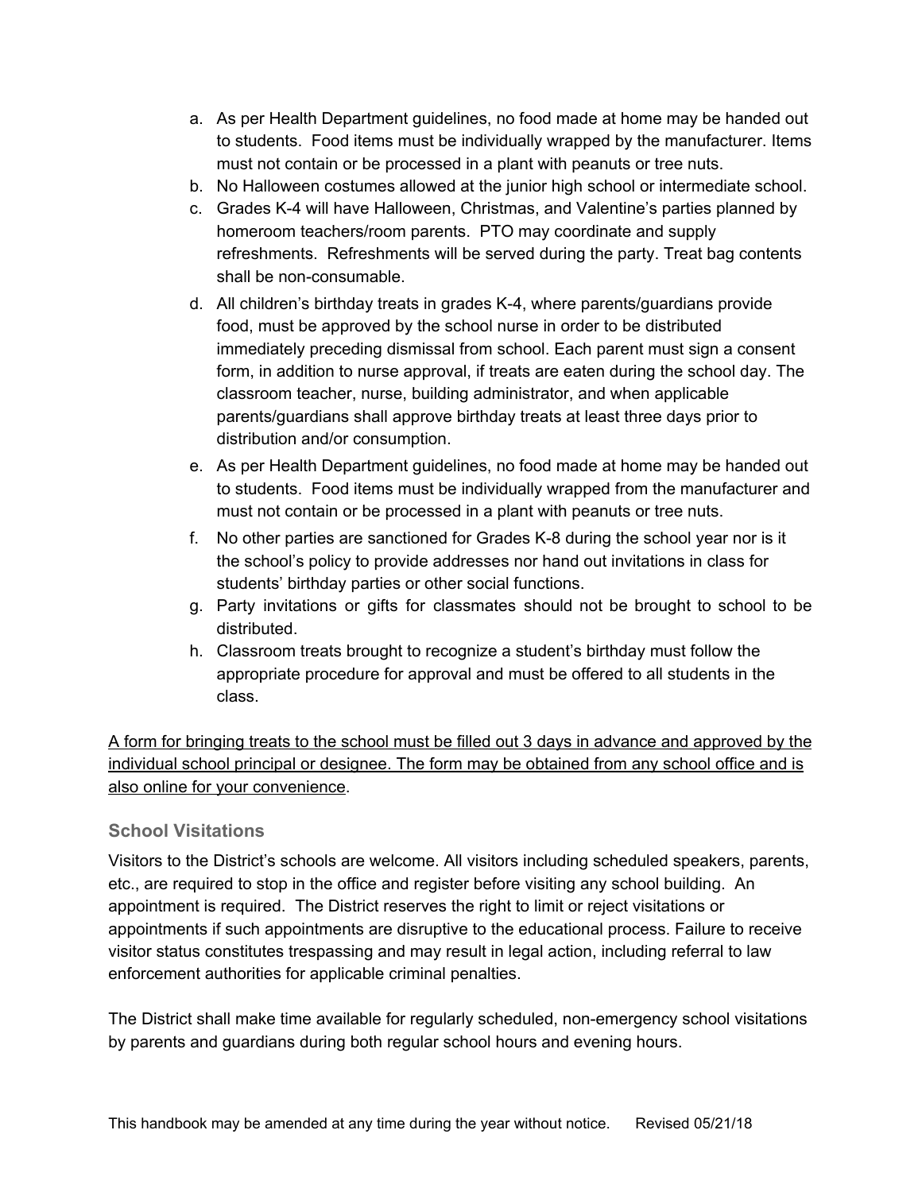a. As per Health Department guidelines, no food made at home may be handed out to students. Food items must be individually wrapped by the manufacturer. Items must not contain or be processed in a plant with peanuts or tree nuts.
b. No Halloween costumes allowed at the junior high school or intermediate school.
c. Grades K-4 will have Halloween, Christmas, and Valentine's parties planned by homeroom teachers/room parents. PTO may coordinate and supply refreshments. Refreshments will be served during the party. Treat bag contents shall be non-consumable.
d. All children's birthday treats in grades K-4, where parents/guardians provide food, must be approved by the school nurse in order to be distributed immediately preceding dismissal from school. Each parent must sign a consent form, in addition to nurse approval, if treats are eaten during the school day. The classroom teacher, nurse, building administrator, and when applicable parents/guardians shall approve birthday treats at least three days prior to distribution and/or consumption.
e. As per Health Department guidelines, no food made at home may be handed out to students. Food items must be individually wrapped from the manufacturer and must not contain or be processed in a plant with peanuts or tree nuts.
f. No other parties are sanctioned for Grades K-8 during the school year nor is it the school's policy to provide addresses nor hand out invitations in class for students' birthday parties or other social functions.
g. Party invitations or gifts for classmates should not be brought to school to be distributed.
h. Classroom treats brought to recognize a student's birthday must follow the appropriate procedure for approval and must be offered to all students in the class.

<u>A form for bringing treats to the school must be filled out 3 days in advance and approved by the individual school principal or designee. The form may be obtained from any school office and is also online for your convenience</u>.

### School Visitations

Visitors to the District's schools are welcome. All visitors including scheduled speakers, parents, etc., are required to stop in the office and register before visiting any school building. An appointment is required. The District reserves the right to limit or reject visitations or appointments if such appointments are disruptive to the educational process. Failure to receive visitor status constitutes trespassing and may result in legal action, including referral to law enforcement authorities for applicable criminal penalties.

The District shall make time available for regularly scheduled, non-emergency school visitations by parents and guardians during both regular school hours and evening hours.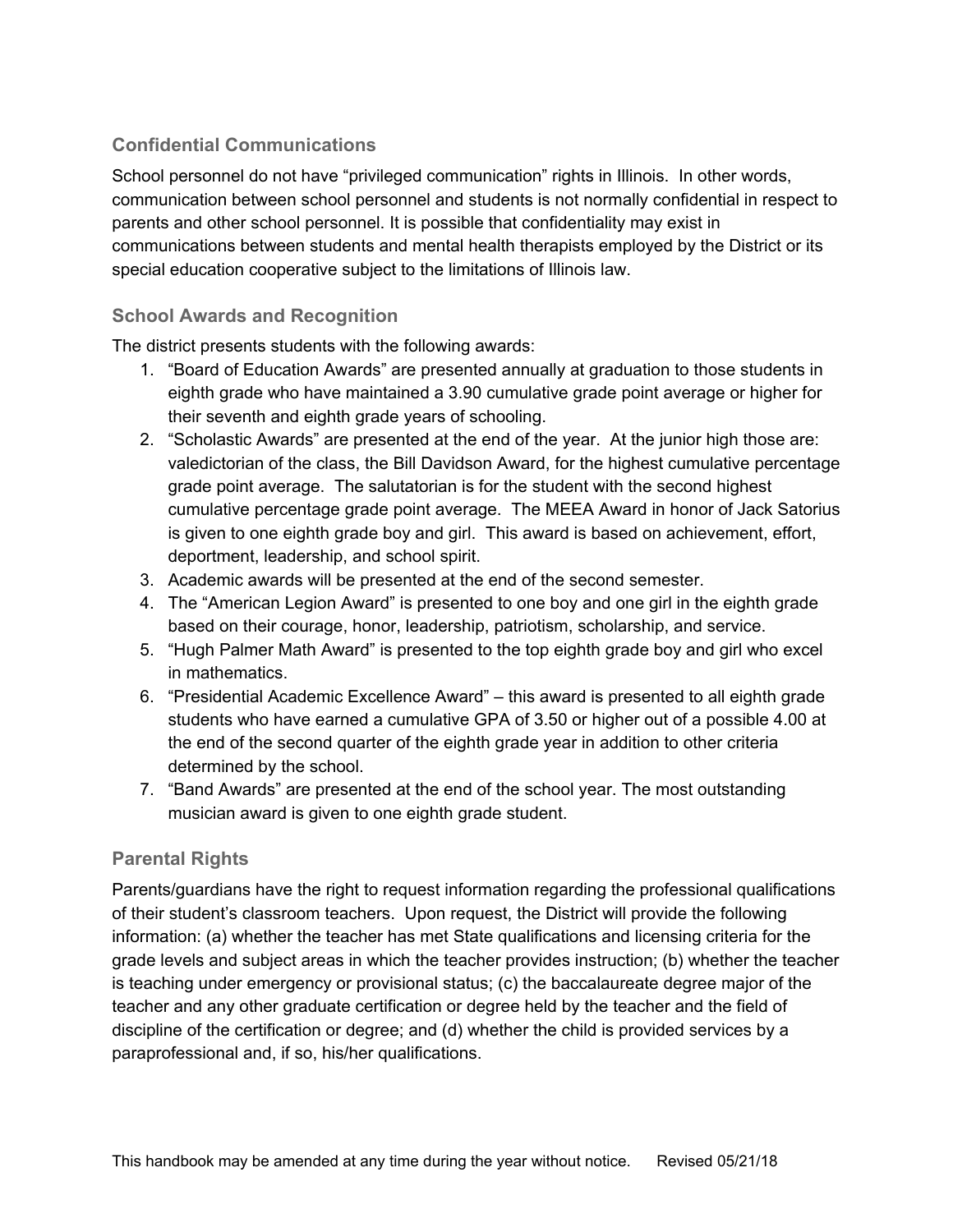## Confidential Communications

School personnel do not have "privileged communication" rights in Illinois. In other words, communication between school personnel and students is not normally confidential in respect to parents and other school personnel. It is possible that confidentiality may exist in communications between students and mental health therapists employed by the District or its special education cooperative subject to the limitations of Illinois law.

## School Awards and Recognition

The district presents students with the following awards:

1. "Board of Education Awards" are presented annually at graduation to those students in eighth grade who have maintained a 3.90 cumulative grade point average or higher for their seventh and eighth grade years of schooling.
2. "Scholastic Awards" are presented at the end of the year. At the junior high those are: valedictorian of the class, the Bill Davidson Award, for the highest cumulative percentage grade point average. The salutatorian is for the student with the second highest cumulative percentage grade point average. The MEEA Award in honor of Jack Satorius is given to one eighth grade boy and girl. This award is based on achievement, effort, deportment, leadership, and school spirit.
3. Academic awards will be presented at the end of the second semester.
4. The "American Legion Award" is presented to one boy and one girl in the eighth grade based on their courage, honor, leadership, patriotism, scholarship, and service.
5. "Hugh Palmer Math Award" is presented to the top eighth grade boy and girl who excel in mathematics.
6. "Presidential Academic Excellence Award" – this award is presented to all eighth grade students who have earned a cumulative GPA of 3.50 or higher out of a possible 4.00 at the end of the second quarter of the eighth grade year in addition to other criteria determined by the school.
7. "Band Awards" are presented at the end of the school year. The most outstanding musician award is given to one eighth grade student.

## Parental Rights

Parents/guardians have the right to request information regarding the professional qualifications of their student's classroom teachers. Upon request, the District will provide the following information: (a) whether the teacher has met State qualifications and licensing criteria for the grade levels and subject areas in which the teacher provides instruction; (b) whether the teacher is teaching under emergency or provisional status; (c) the baccalaureate degree major of the teacher and any other graduate certification or degree held by the teacher and the field of discipline of the certification or degree; and (d) whether the child is provided services by a paraprofessional and, if so, his/her qualifications.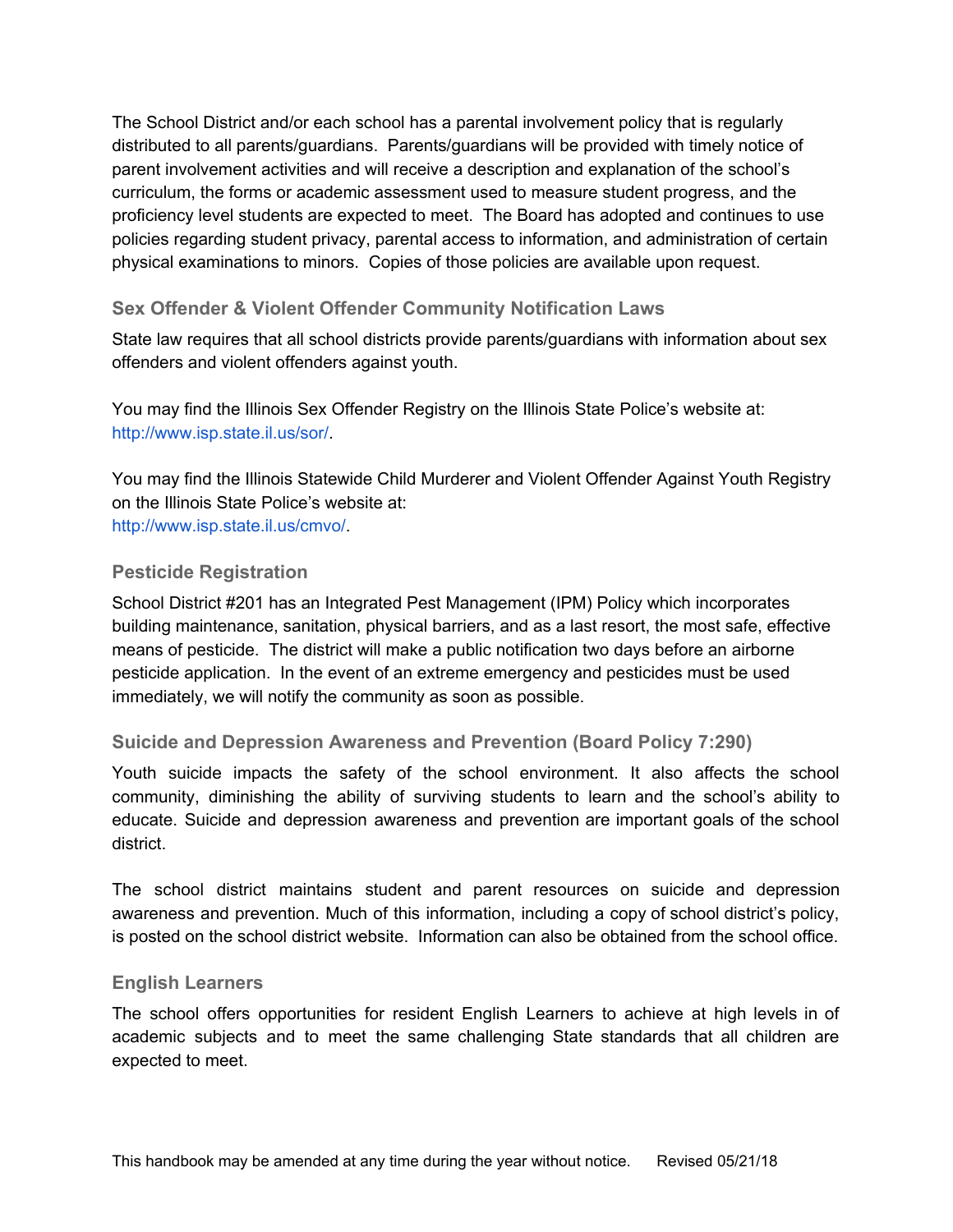The School District and/or each school has a parental involvement policy that is regularly distributed to all parents/guardians. Parents/guardians will be provided with timely notice of parent involvement activities and will receive a description and explanation of the school's curriculum, the forms or academic assessment used to measure student progress, and the proficiency level students are expected to meet. The Board has adopted and continues to use policies regarding student privacy, parental access to information, and administration of certain physical examinations to minors. Copies of those policies are available upon request.

### Sex Offender & Violent Offender Community Notification Laws

State law requires that all school districts provide parents/guardians with information about sex offenders and violent offenders against youth.

You may find the Illinois Sex Offender Registry on the Illinois State Police's website at: http://www.isp.state.il.us/sor/.

You may find the Illinois Statewide Child Murderer and Violent Offender Against Youth Registry on the Illinois State Police's website at:
http://www.isp.state.il.us/cmvo/.

### Pesticide Registration

School District #201 has an Integrated Pest Management (IPM) Policy which incorporates building maintenance, sanitation, physical barriers, and as a last resort, the most safe, effective means of pesticide. The district will make a public notification two days before an airborne pesticide application. In the event of an extreme emergency and pesticides must be used immediately, we will notify the community as soon as possible.

### Suicide and Depression Awareness and Prevention (Board Policy 7:290)

Youth suicide impacts the safety of the school environment. It also affects the school community, diminishing the ability of surviving students to learn and the school's ability to educate. Suicide and depression awareness and prevention are important goals of the school district.

The school district maintains student and parent resources on suicide and depression awareness and prevention. Much of this information, including a copy of school district's policy, is posted on the school district website. Information can also be obtained from the school office.

### English Learners

The school offers opportunities for resident English Learners to achieve at high levels in of academic subjects and to meet the same challenging State standards that all children are expected to meet.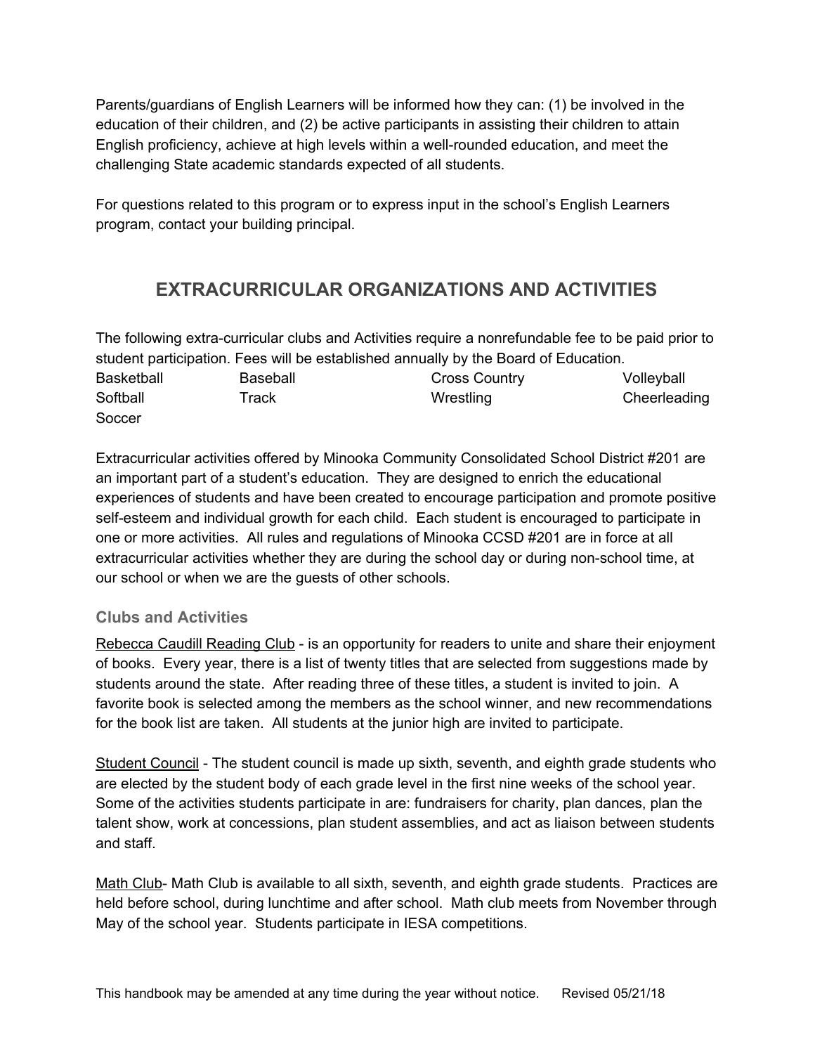Parents/guardians of English Learners will be informed how they can: (1) be involved in the education of their children, and (2) be active participants in assisting their children to attain English proficiency, achieve at high levels within a well-rounded education, and meet the challenging State academic standards expected of all students.

For questions related to this program or to express input in the school's English Learners program, contact your building principal.

# EXTRACURRICULAR ORGANIZATIONS AND ACTIVITIES

The following extra-curricular clubs and Activities require a nonrefundable fee to be paid prior to student participation. Fees will be established annually by the Board of Education.

| | | | |
|---|---|---|---|
| Basketball | Baseball | Cross Country | Volleyball |
| Softball | Track | Wrestling | Cheerleading |
| Soccer | | | |

Extracurricular activities offered by Minooka Community Consolidated School District #201 are an important part of a student's education. They are designed to enrich the educational experiences of students and have been created to encourage participation and promote positive self-esteem and individual growth for each child. Each student is encouraged to participate in one or more activities. All rules and regulations of Minooka CCSD #201 are in force at all extracurricular activities whether they are during the school day or during non-school time, at our school or when we are the guests of other schools.

### Clubs and Activities

<u>Rebecca Caudill Reading Club</u> - is an opportunity for readers to unite and share their enjoyment of books. Every year, there is a list of twenty titles that are selected from suggestions made by students around the state. After reading three of these titles, a student is invited to join. A favorite book is selected among the members as the school winner, and new recommendations for the book list are taken. All students at the junior high are invited to participate.

<u>Student Council</u> - The student council is made up sixth, seventh, and eighth grade students who are elected by the student body of each grade level in the first nine weeks of the school year. Some of the activities students participate in are: fundraisers for charity, plan dances, plan the talent show, work at concessions, plan student assemblies, and act as liaison between students and staff.

<u>Math Club</u>- Math Club is available to all sixth, seventh, and eighth grade students. Practices are held before school, during lunchtime and after school. Math club meets from November through May of the school year. Students participate in IESA competitions.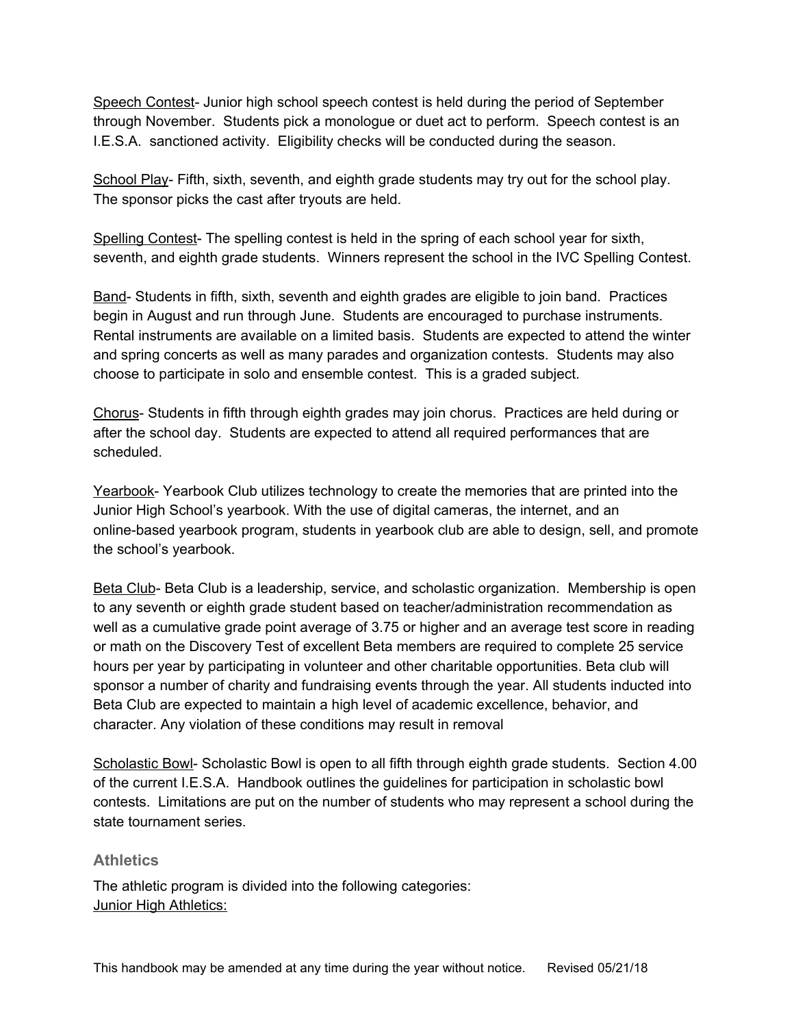Speech Contest- Junior high school speech contest is held during the period of September through November. Students pick a monologue or duet act to perform. Speech contest is an I.E.S.A. sanctioned activity. Eligibility checks will be conducted during the season.

School Play- Fifth, sixth, seventh, and eighth grade students may try out for the school play. The sponsor picks the cast after tryouts are held.

Spelling Contest- The spelling contest is held in the spring of each school year for sixth, seventh, and eighth grade students. Winners represent the school in the IVC Spelling Contest.

Band- Students in fifth, sixth, seventh and eighth grades are eligible to join band. Practices begin in August and run through June. Students are encouraged to purchase instruments. Rental instruments are available on a limited basis. Students are expected to attend the winter and spring concerts as well as many parades and organization contests. Students may also choose to participate in solo and ensemble contest. This is a graded subject.

Chorus- Students in fifth through eighth grades may join chorus. Practices are held during or after the school day. Students are expected to attend all required performances that are scheduled.

Yearbook- Yearbook Club utilizes technology to create the memories that are printed into the Junior High School's yearbook. With the use of digital cameras, the internet, and an online-based yearbook program, students in yearbook club are able to design, sell, and promote the school's yearbook.

Beta Club- Beta Club is a leadership, service, and scholastic organization. Membership is open to any seventh or eighth grade student based on teacher/administration recommendation as well as a cumulative grade point average of 3.75 or higher and an average test score in reading or math on the Discovery Test of excellent Beta members are required to complete 25 service hours per year by participating in volunteer and other charitable opportunities. Beta club will sponsor a number of charity and fundraising events through the year. All students inducted into Beta Club are expected to maintain a high level of academic excellence, behavior, and character. Any violation of these conditions may result in removal

Scholastic Bowl- Scholastic Bowl is open to all fifth through eighth grade students. Section 4.00 of the current I.E.S.A. Handbook outlines the guidelines for participation in scholastic bowl contests. Limitations are put on the number of students who may represent a school during the state tournament series.

### Athletics

The athletic program is divided into the following categories:

Junior High Athletics: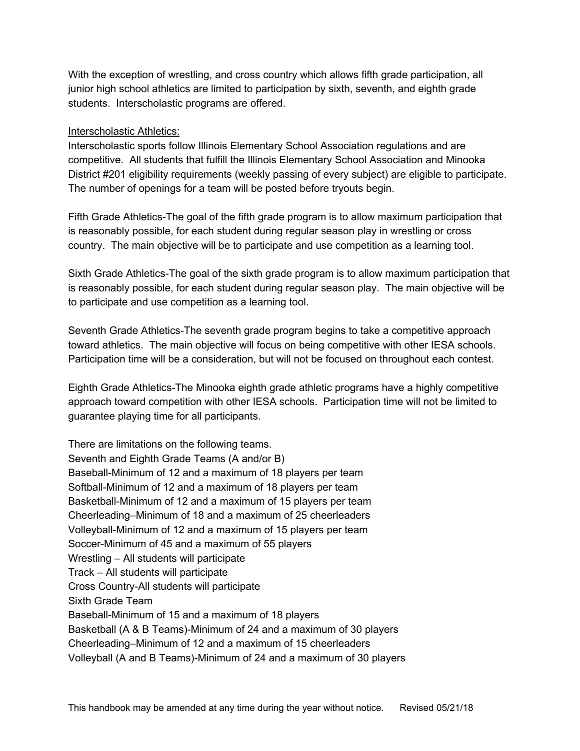With the exception of wrestling, and cross country which allows fifth grade participation, all junior high school athletics are limited to participation by sixth, seventh, and eighth grade students. Interscholastic programs are offered.

<u>Interscholastic Athletics:</u>
Interscholastic sports follow Illinois Elementary School Association regulations and are competitive. All students that fulfill the Illinois Elementary School Association and Minooka District #201 eligibility requirements (weekly passing of every subject) are eligible to participate. The number of openings for a team will be posted before tryouts begin.

Fifth Grade Athletics-The goal of the fifth grade program is to allow maximum participation that is reasonably possible, for each student during regular season play in wrestling or cross country. The main objective will be to participate and use competition as a learning tool.

Sixth Grade Athletics-The goal of the sixth grade program is to allow maximum participation that is reasonably possible, for each student during regular season play. The main objective will be to participate and use competition as a learning tool.

Seventh Grade Athletics-The seventh grade program begins to take a competitive approach toward athletics. The main objective will focus on being competitive with other IESA schools. Participation time will be a consideration, but will not be focused on throughout each contest.

Eighth Grade Athletics-The Minooka eighth grade athletic programs have a highly competitive approach toward competition with other IESA schools. Participation time will not be limited to guarantee playing time for all participants.

There are limitations on the following teams.
Seventh and Eighth Grade Teams (A and/or B)
Baseball-Minimum of 12 and a maximum of 18 players per team
Softball-Minimum of 12 and a maximum of 18 players per team
Basketball-Minimum of 12 and a maximum of 15 players per team
Cheerleading–Minimum of 18 and a maximum of 25 cheerleaders
Volleyball-Minimum of 12 and a maximum of 15 players per team
Soccer-Minimum of 45 and a maximum of 55 players
Wrestling – All students will participate
Track – All students will participate
Cross Country-All students will participate
Sixth Grade Team
Baseball-Minimum of 15 and a maximum of 18 players
Basketball (A & B Teams)-Minimum of 24 and a maximum of 30 players
Cheerleading–Minimum of 12 and a maximum of 15 cheerleaders
Volleyball (A and B Teams)-Minimum of 24 and a maximum of 30 players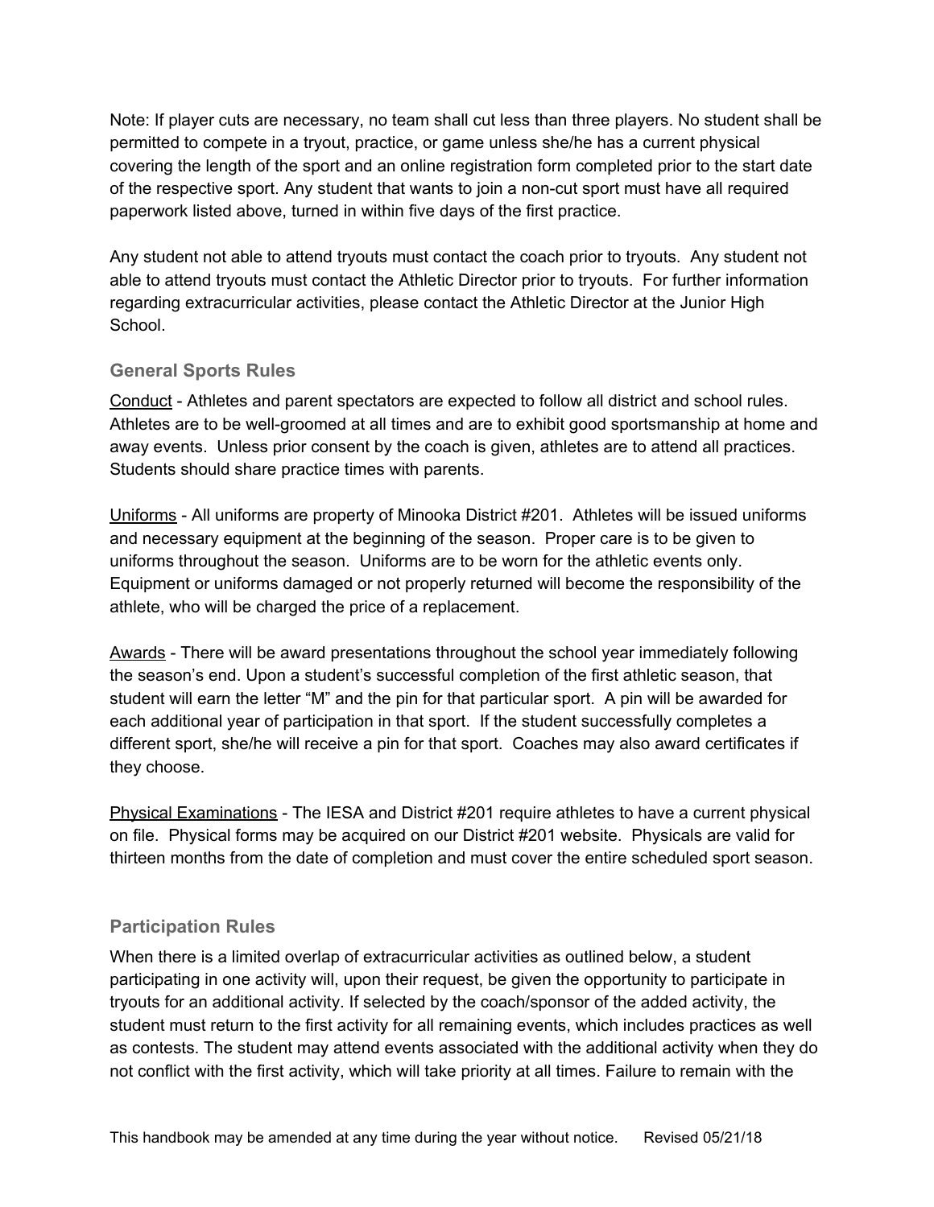Note: If player cuts are necessary, no team shall cut less than three players. No student shall be permitted to compete in a tryout, practice, or game unless she/he has a current physical covering the length of the sport and an online registration form completed prior to the start date of the respective sport. Any student that wants to join a non-cut sport must have all required paperwork listed above, turned in within five days of the first practice.

Any student not able to attend tryouts must contact the coach prior to tryouts. Any student not able to attend tryouts must contact the Athletic Director prior to tryouts. For further information regarding extracurricular activities, please contact the Athletic Director at the Junior High School.

### General Sports Rules

Conduct - Athletes and parent spectators are expected to follow all district and school rules. Athletes are to be well-groomed at all times and are to exhibit good sportsmanship at home and away events. Unless prior consent by the coach is given, athletes are to attend all practices. Students should share practice times with parents.

Uniforms - All uniforms are property of Minooka District #201. Athletes will be issued uniforms and necessary equipment at the beginning of the season. Proper care is to be given to uniforms throughout the season. Uniforms are to be worn for the athletic events only. Equipment or uniforms damaged or not properly returned will become the responsibility of the athlete, who will be charged the price of a replacement.

Awards - There will be award presentations throughout the school year immediately following the season's end. Upon a student's successful completion of the first athletic season, that student will earn the letter "M" and the pin for that particular sport. A pin will be awarded for each additional year of participation in that sport. If the student successfully completes a different sport, she/he will receive a pin for that sport. Coaches may also award certificates if they choose.

Physical Examinations - The IESA and District #201 require athletes to have a current physical on file. Physical forms may be acquired on our District #201 website. Physicals are valid for thirteen months from the date of completion and must cover the entire scheduled sport season.

### Participation Rules

When there is a limited overlap of extracurricular activities as outlined below, a student participating in one activity will, upon their request, be given the opportunity to participate in tryouts for an additional activity. If selected by the coach/sponsor of the added activity, the student must return to the first activity for all remaining events, which includes practices as well as contests. The student may attend events associated with the additional activity when they do not conflict with the first activity, which will take priority at all times. Failure to remain with the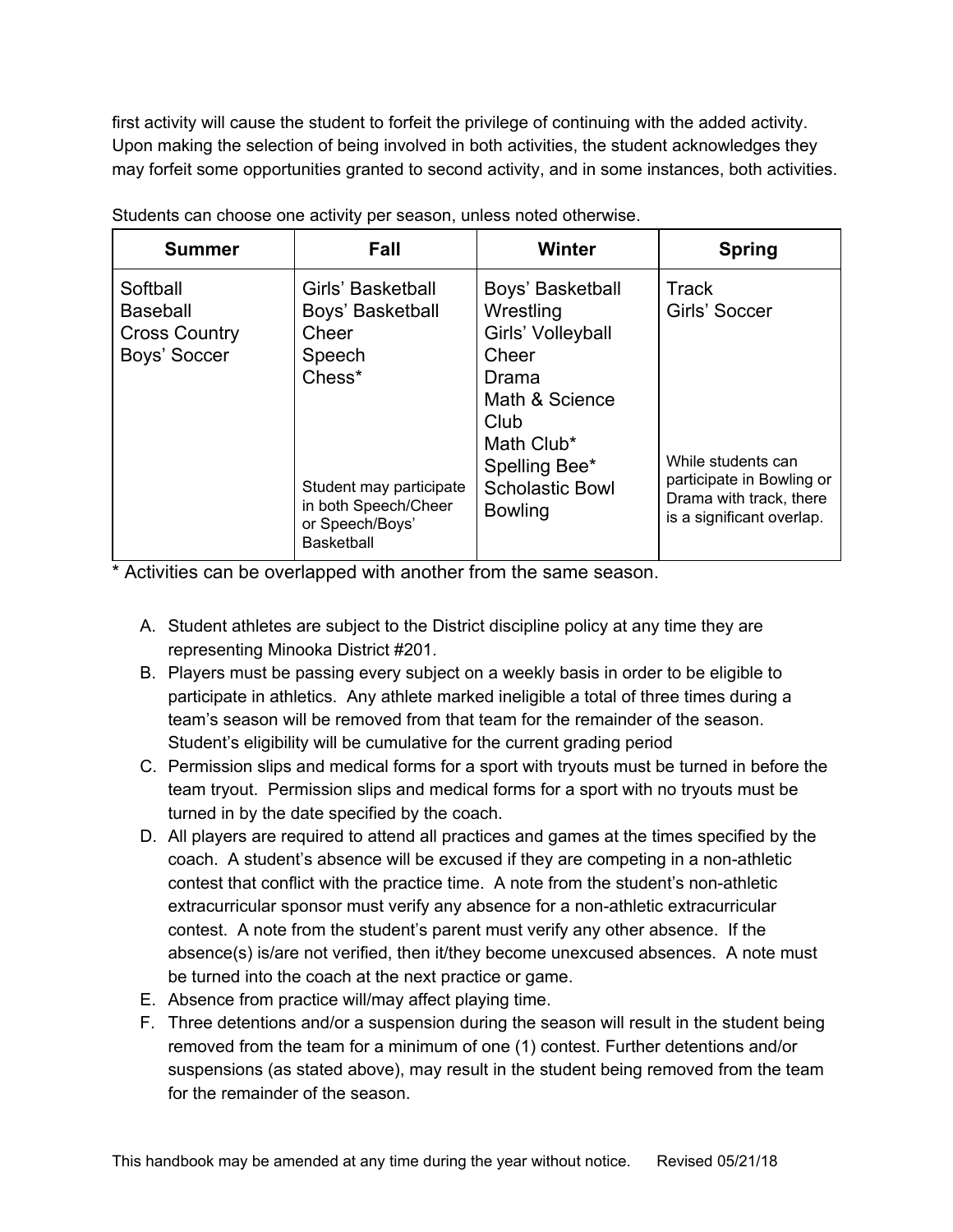first activity will cause the student to forfeit the privilege of continuing with the added activity. Upon making the selection of being involved in both activities, the student acknowledges they may forfeit some opportunities granted to second activity, and in some instances, both activities.

Students can choose one activity per season, unless noted otherwise.

| Summer | Fall | Winter | Spring |
|---|---|---|---|
| Softball<br>Baseball<br>Cross Country<br>Boys' Soccer | Girls' Basketball<br>Boys' Basketball<br>Cheer<br>Speech<br>Chess*<br><br>Student may participate in both Speech/Cheer or Speech/Boys' Basketball | Boys' Basketball<br>Wrestling<br>Girls' Volleyball<br>Cheer<br>Drama<br>Math & Science Club<br>Math Club*<br>Spelling Bee*<br>Scholastic Bowl<br>Bowling | Track<br>Girls' Soccer<br><br>While students can participate in Bowling or Drama with track, there is a significant overlap. |

* Activities can be overlapped with another from the same season.

A. Student athletes are subject to the District discipline policy at any time they are representing Minooka District #201.
B. Players must be passing every subject on a weekly basis in order to be eligible to participate in athletics. Any athlete marked ineligible a total of three times during a team's season will be removed from that team for the remainder of the season. Student's eligibility will be cumulative for the current grading period
C. Permission slips and medical forms for a sport with tryouts must be turned in before the team tryout. Permission slips and medical forms for a sport with no tryouts must be turned in by the date specified by the coach.
D. All players are required to attend all practices and games at the times specified by the coach. A student's absence will be excused if they are competing in a non-athletic contest that conflict with the practice time. A note from the student's non-athletic extracurricular sponsor must verify any absence for a non-athletic extracurricular contest. A note from the student's parent must verify any other absence. If the absence(s) is/are not verified, then it/they become unexcused absences. A note must be turned into the coach at the next practice or game.
E. Absence from practice will/may affect playing time.
F. Three detentions and/or a suspension during the season will result in the student being removed from the team for a minimum of one (1) contest. Further detentions and/or suspensions (as stated above), may result in the student being removed from the team for the remainder of the season.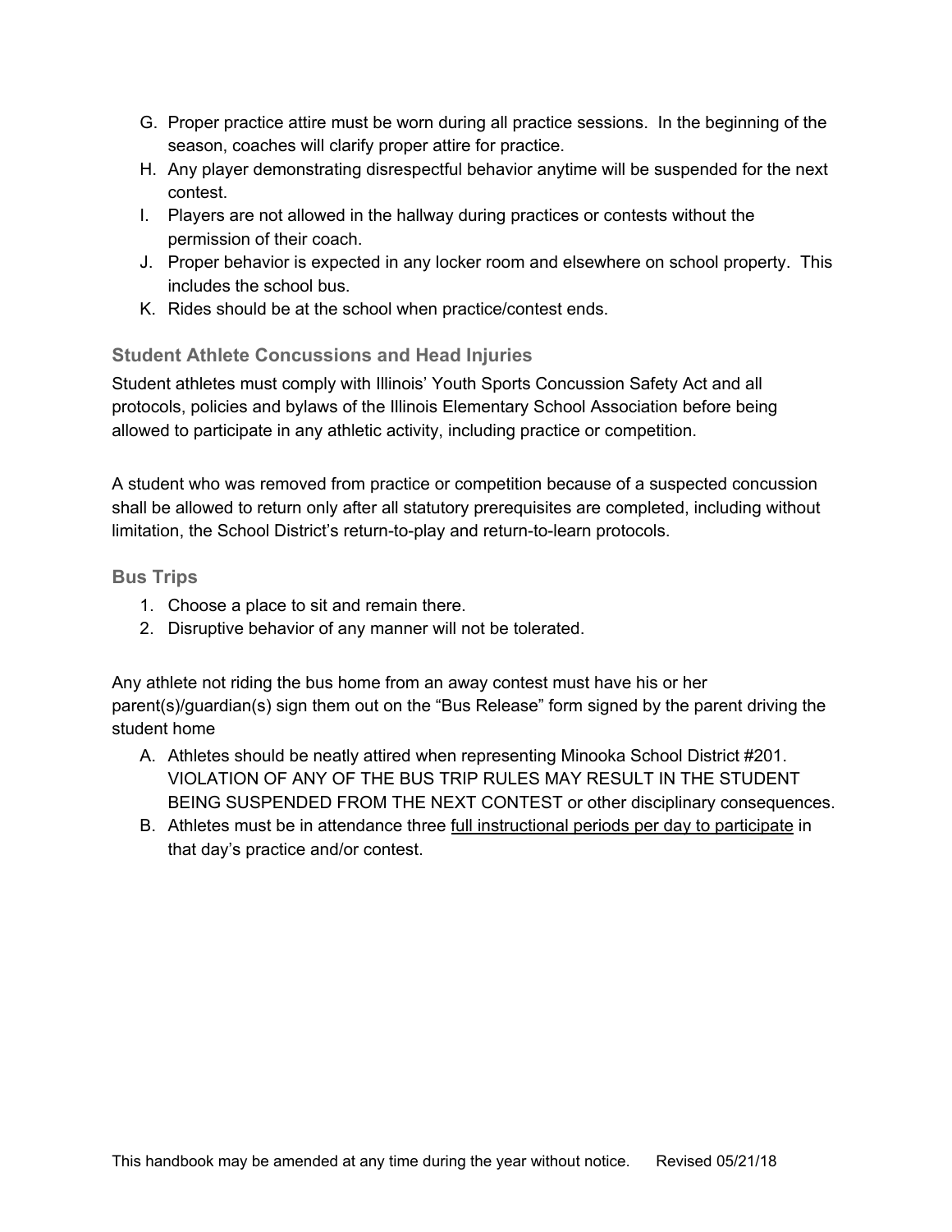G. Proper practice attire must be worn during all practice sessions. In the beginning of the season, coaches will clarify proper attire for practice.
H. Any player demonstrating disrespectful behavior anytime will be suspended for the next contest.
I. Players are not allowed in the hallway during practices or contests without the permission of their coach.
J. Proper behavior is expected in any locker room and elsewhere on school property. This includes the school bus.
K. Rides should be at the school when practice/contest ends.

### Student Athlete Concussions and Head Injuries

Student athletes must comply with Illinois' Youth Sports Concussion Safety Act and all protocols, policies and bylaws of the Illinois Elementary School Association before being allowed to participate in any athletic activity, including practice or competition.

A student who was removed from practice or competition because of a suspected concussion shall be allowed to return only after all statutory prerequisites are completed, including without limitation, the School District's return-to-play and return-to-learn protocols.

### Bus Trips

1. Choose a place to sit and remain there.
2. Disruptive behavior of any manner will not be tolerated.

Any athlete not riding the bus home from an away contest must have his or her parent(s)/guardian(s) sign them out on the "Bus Release" form signed by the parent driving the student home

A. Athletes should be neatly attired when representing Minooka School District #201. VIOLATION OF ANY OF THE BUS TRIP RULES MAY RESULT IN THE STUDENT BEING SUSPENDED FROM THE NEXT CONTEST or other disciplinary consequences.
B. Athletes must be in attendance three <u>full instructional periods per day to participate</u> in that day's practice and/or contest.

This handbook may be amended at any time during the year without notice. Revised 05/21/18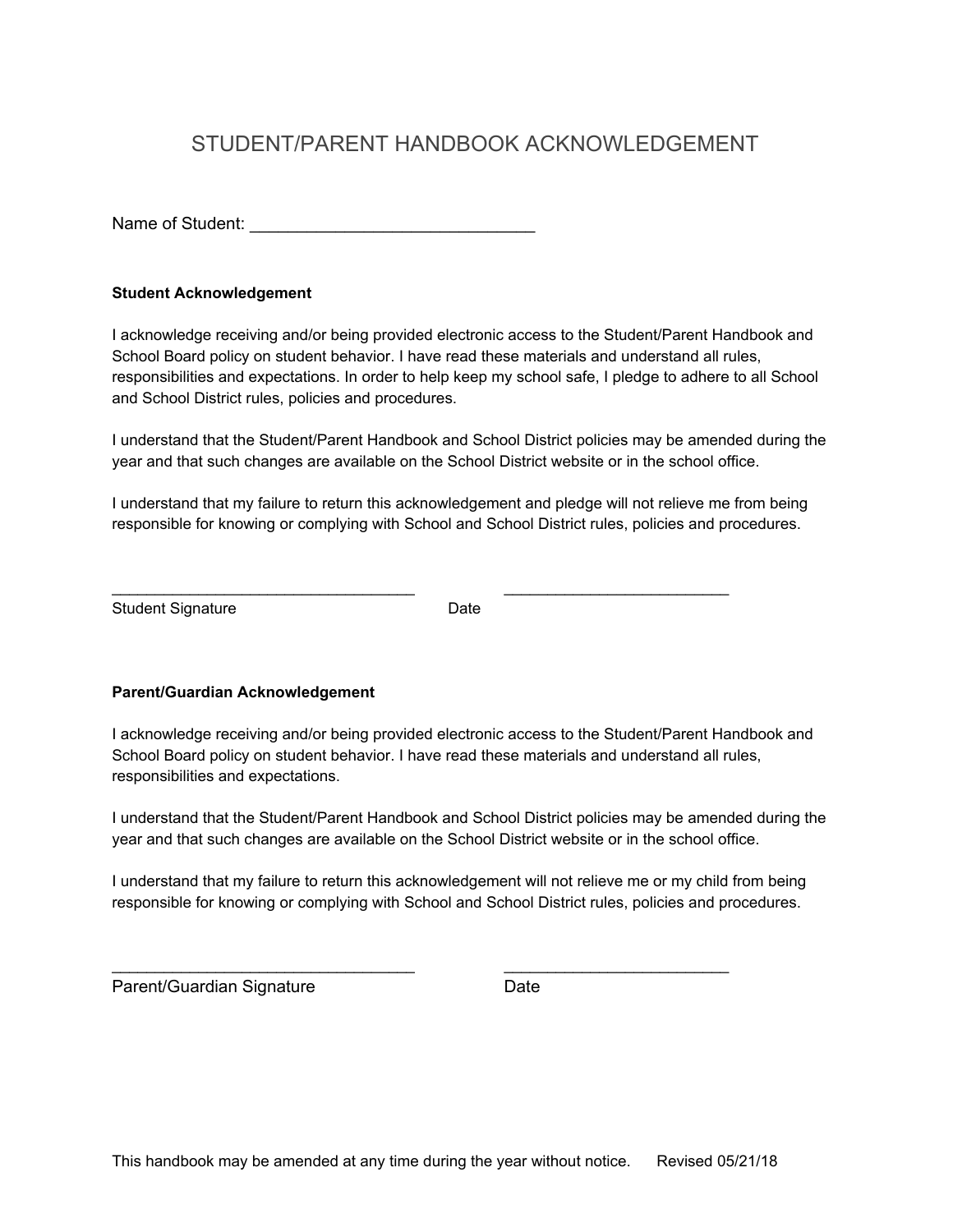# STUDENT/PARENT HANDBOOK ACKNOWLEDGEMENT

Name of Student: ______________________________

**Student Acknowledgement**

I acknowledge receiving and/or being provided electronic access to the Student/Parent Handbook and School Board policy on student behavior. I have read these materials and understand all rules, responsibilities and expectations. In order to help keep my school safe, I pledge to adhere to all School and School District rules, policies and procedures.

I understand that the Student/Parent Handbook and School District policies may be amended during the year and that such changes are available on the School District website or in the school office.

I understand that my failure to return this acknowledgement and pledge will not relieve me from being responsible for knowing or complying with School and School District rules, policies and procedures.

________________________________ ________________________

Student Signature Date

**Parent/Guardian Acknowledgement**

I acknowledge receiving and/or being provided electronic access to the Student/Parent Handbook and School Board policy on student behavior. I have read these materials and understand all rules, responsibilities and expectations.

I understand that the Student/Parent Handbook and School District policies may be amended during the year and that such changes are available on the School District website or in the school office.

I understand that my failure to return this acknowledgement will not relieve me or my child from being responsible for knowing or complying with School and School District rules, policies and procedures.

________________________________ ________________________

Parent/Guardian Signature Date

This handbook may be amended at any time during the year without notice. Revised 05/21/18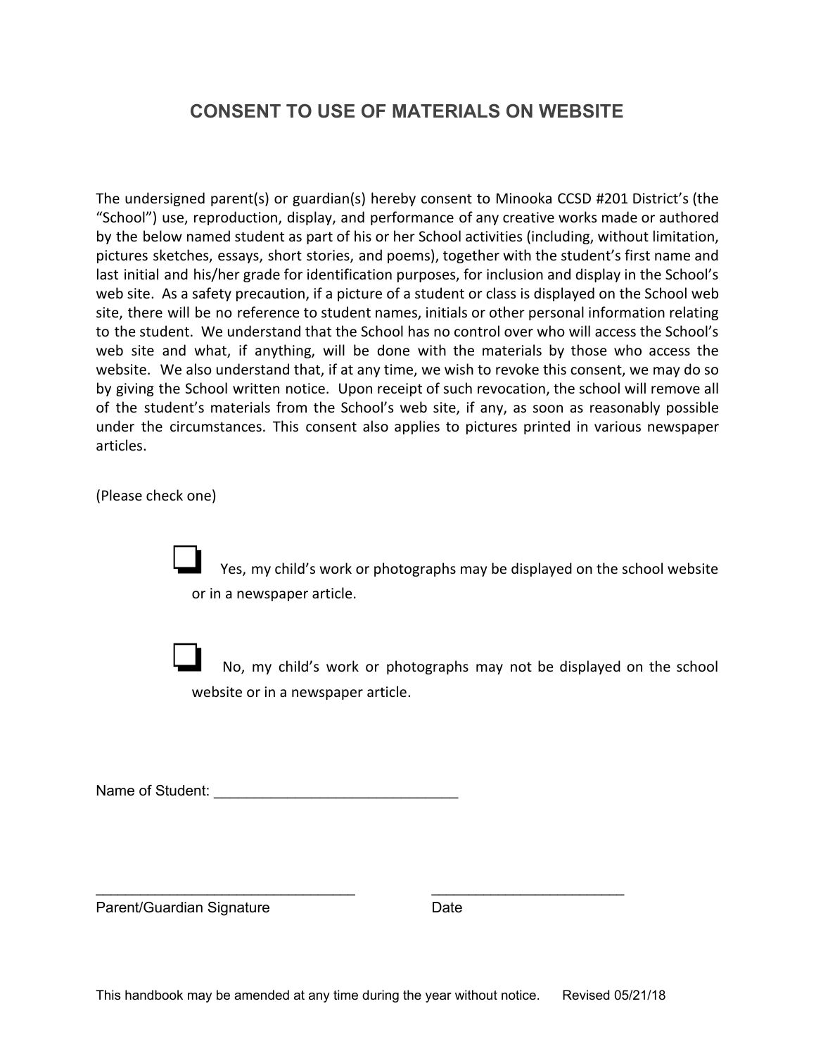# CONSENT TO USE OF MATERIALS ON WEBSITE

The undersigned parent(s) or guardian(s) hereby consent to Minooka CCSD #201 District's (the "School") use, reproduction, display, and performance of any creative works made or authored by the below named student as part of his or her School activities (including, without limitation, pictures sketches, essays, short stories, and poems), together with the student's first name and last initial and his/her grade for identification purposes, for inclusion and display in the School's web site. As a safety precaution, if a picture of a student or class is displayed on the School web site, there will be no reference to student names, initials or other personal information relating to the student. We understand that the School has no control over who will access the School's web site and what, if anything, will be done with the materials by those who access the website. We also understand that, if at any time, we wish to revoke this consent, we may do so by giving the School written notice. Upon receipt of such revocation, the school will remove all of the student's materials from the School's web site, if any, as soon as reasonably possible under the circumstances. This consent also applies to pictures printed in various newspaper articles.

(Please check one)

- ☐ Yes, my child's work or photographs may be displayed on the school website or in a newspaper article.

- ☐ No, my child's work or photographs may not be displayed on the school website or in a newspaper article.

Name of Student: ______________________________

________________________________ ________________________
Parent/Guardian Signature Date

This handbook may be amended at any time during the year without notice. Revised 05/21/18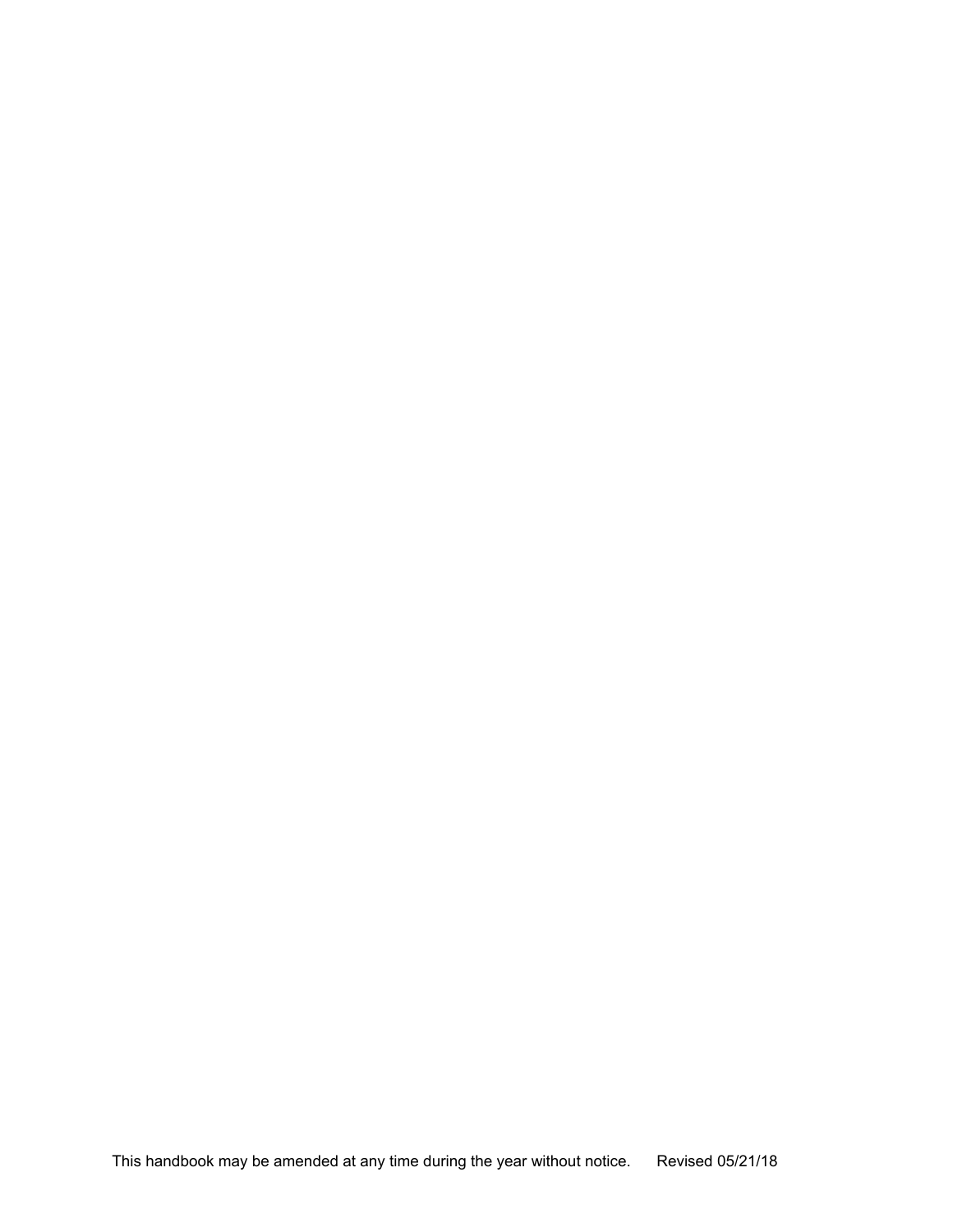This handbook may be amended at any time during the year without notice. Revised 05/21/18